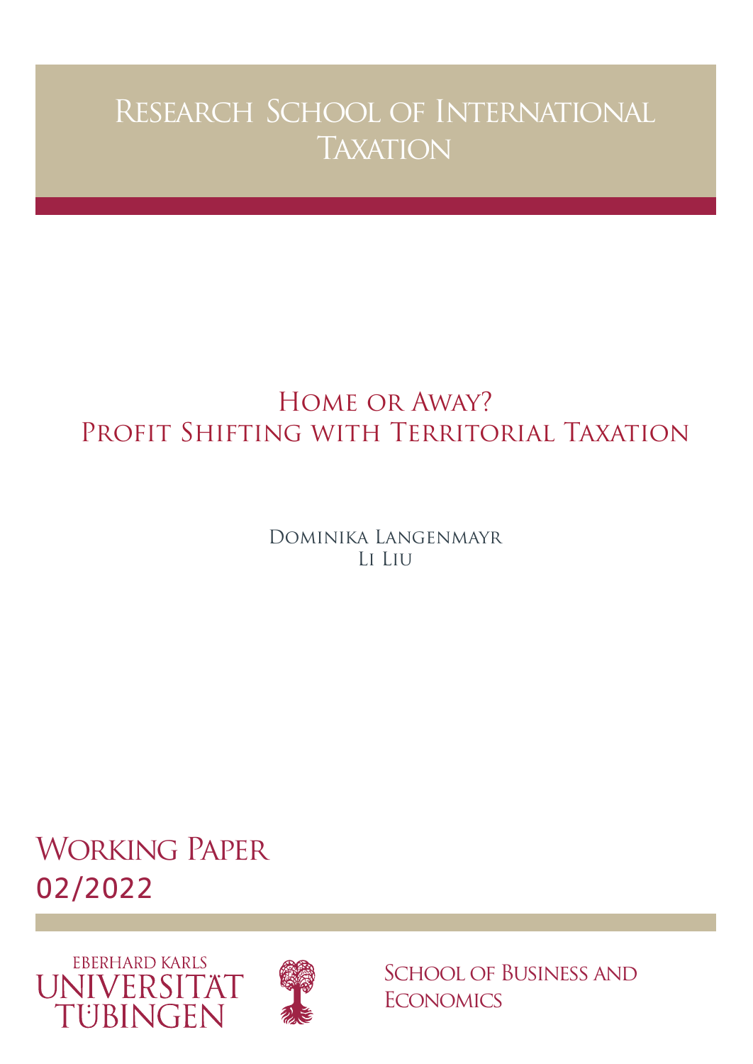# Research School of International Taxation

## Home or Away? Profit Shifting with Territorial Taxation

Dominika Langenmayr
Li Liu

Working Paper
02/2022

Eberhard Karls
Universität
Tübingen

School of Business and Economics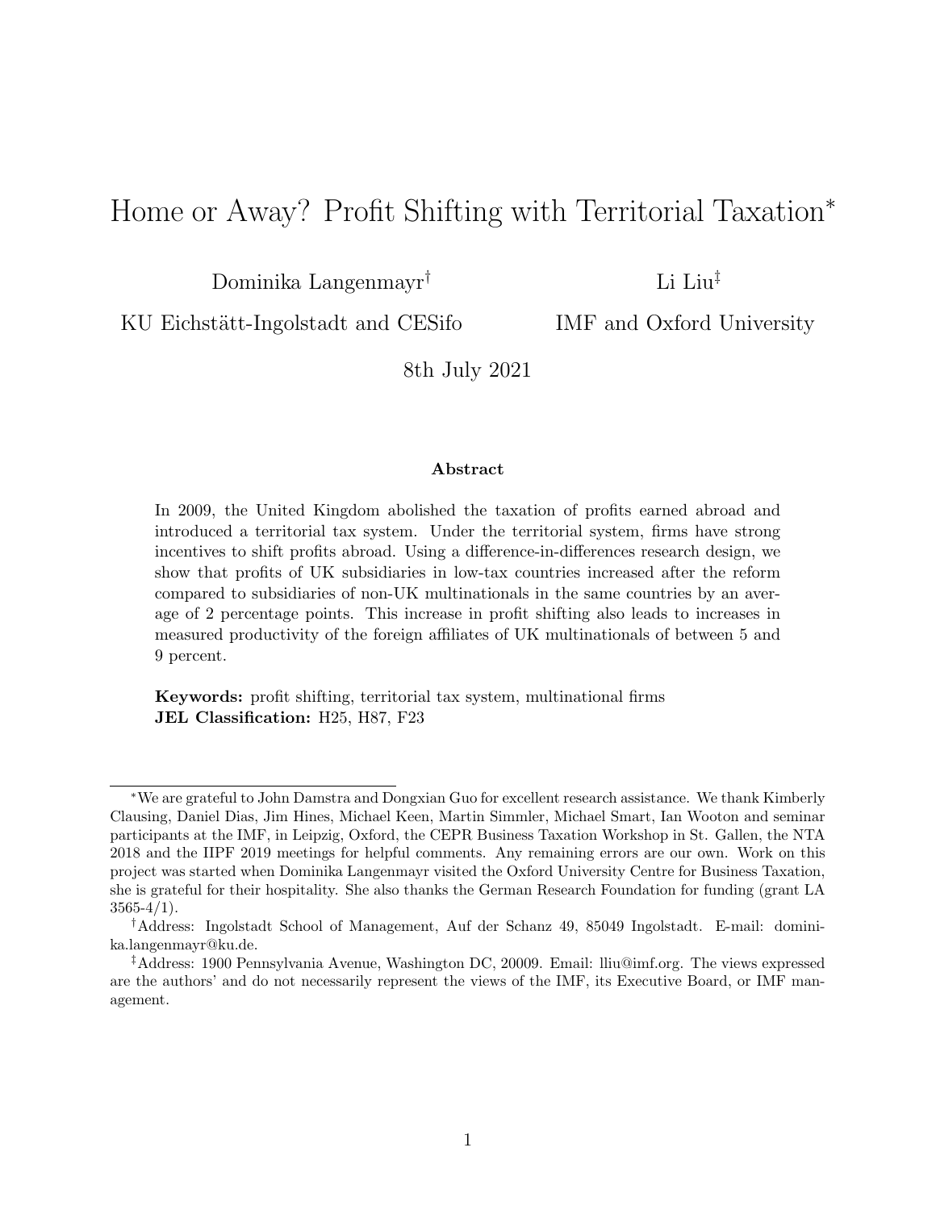# Home or Away? Profit Shifting with Territorial Taxation*

Dominika Langenmayr†
KU Eichstätt-Ingolstadt and CESifo

Li Liu‡
IMF and Oxford University

8th July 2021

**Abstract**

In 2009, the United Kingdom abolished the taxation of profits earned abroad and introduced a territorial tax system. Under the territorial system, firms have strong incentives to shift profits abroad. Using a difference-in-differences research design, we show that profits of UK subsidiaries in low-tax countries increased after the reform compared to subsidiaries of non-UK multinationals in the same countries by an average of 2 percentage points. This increase in profit shifting also leads to increases in measured productivity of the foreign affiliates of UK multinationals of between 5 and 9 percent.

**Keywords:** profit shifting, territorial tax system, multinational firms
**JEL Classification:** H25, H87, F23

---

*We are grateful to John Damstra and Dongxian Guo for excellent research assistance. We thank Kimberly Clausing, Daniel Dias, Jim Hines, Michael Keen, Martin Simmler, Michael Smart, Ian Wooton and seminar participants at the IMF, in Leipzig, Oxford, the CEPR Business Taxation Workshop in St. Gallen, the NTA 2018 and the IIPF 2019 meetings for helpful comments. Any remaining errors are our own. Work on this project was started when Dominika Langenmayr visited the Oxford University Centre for Business Taxation, she is grateful for their hospitality. She also thanks the German Research Foundation for funding (grant LA 3565-4/1).

†Address: Ingolstadt School of Management, Auf der Schanz 49, 85049 Ingolstadt. E-mail: dominika.langenmayr@ku.de.

‡Address: 1900 Pennsylvania Avenue, Washington DC, 20009. Email: lliu@imf.org. The views expressed are the authors' and do not necessarily represent the views of the IMF, its Executive Board, or IMF management.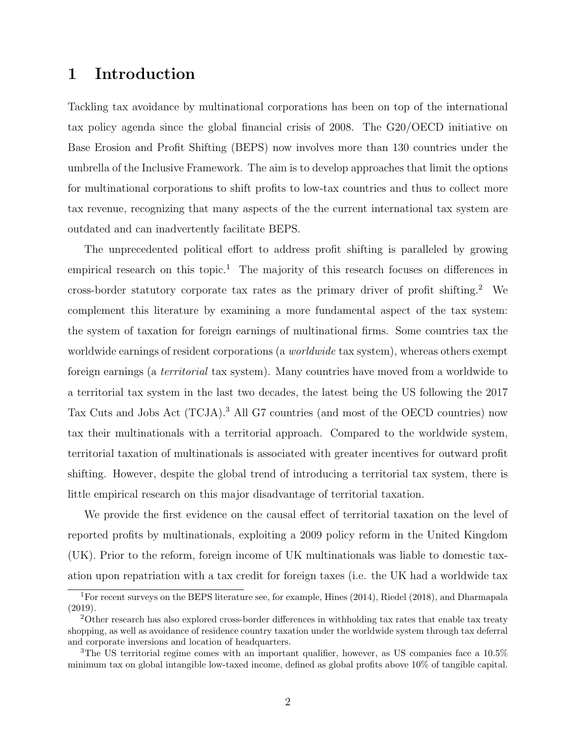# 1 Introduction

Tackling tax avoidance by multinational corporations has been on top of the international tax policy agenda since the global financial crisis of 2008. The G20/OECD initiative on Base Erosion and Profit Shifting (BEPS) now involves more than 130 countries under the umbrella of the Inclusive Framework. The aim is to develop approaches that limit the options for multinational corporations to shift profits to low-tax countries and thus to collect more tax revenue, recognizing that many aspects of the the current international tax system are outdated and can inadvertently facilitate BEPS.

The unprecedented political effort to address profit shifting is paralleled by growing empirical research on this topic.[1] The majority of this research focuses on differences in cross-border statutory corporate tax rates as the primary driver of profit shifting.[2] We complement this literature by examining a more fundamental aspect of the tax system: the system of taxation for foreign earnings of multinational firms. Some countries tax the worldwide earnings of resident corporations (a *worldwide* tax system), whereas others exempt foreign earnings (a *territorial* tax system). Many countries have moved from a worldwide to a territorial tax system in the last two decades, the latest being the US following the 2017 Tax Cuts and Jobs Act (TCJA).[3] All G7 countries (and most of the OECD countries) now tax their multinationals with a territorial approach. Compared to the worldwide system, territorial taxation of multinationals is associated with greater incentives for outward profit shifting. However, despite the global trend of introducing a territorial tax system, there is little empirical research on this major disadvantage of territorial taxation.

We provide the first evidence on the causal effect of territorial taxation on the level of reported profits by multinationals, exploiting a 2009 policy reform in the United Kingdom (UK). Prior to the reform, foreign income of UK multinationals was liable to domestic taxation upon repatriation with a tax credit for foreign taxes (i.e. the UK had a worldwide tax

[1] For recent surveys on the BEPS literature see, for example, Hines (2014), Riedel (2018), and Dharmapala (2019).

[2] Other research has also explored cross-border differences in withholding tax rates that enable tax treaty shopping, as well as avoidance of residence country taxation under the worldwide system through tax deferral and corporate inversions and location of headquarters.

[3] The US territorial regime comes with an important qualifier, however, as US companies face a 10.5% minimum tax on global intangible low-taxed income, defined as global profits above 10% of tangible capital.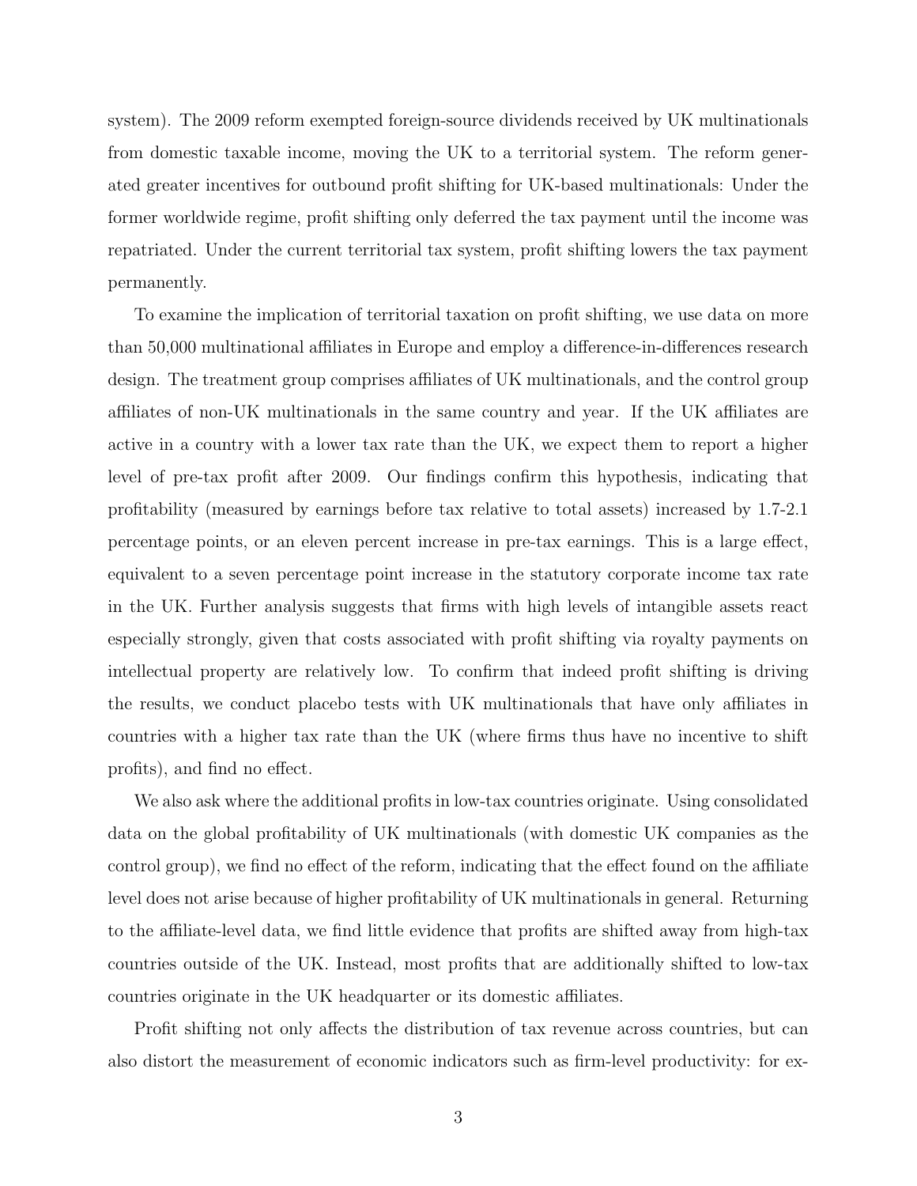system). The 2009 reform exempted foreign-source dividends received by UK multinationals from domestic taxable income, moving the UK to a territorial system. The reform generated greater incentives for outbound profit shifting for UK-based multinationals: Under the former worldwide regime, profit shifting only deferred the tax payment until the income was repatriated. Under the current territorial tax system, profit shifting lowers the tax payment permanently.

To examine the implication of territorial taxation on profit shifting, we use data on more than 50,000 multinational affiliates in Europe and employ a difference-in-differences research design. The treatment group comprises affiliates of UK multinationals, and the control group affiliates of non-UK multinationals in the same country and year. If the UK affiliates are active in a country with a lower tax rate than the UK, we expect them to report a higher level of pre-tax profit after 2009. Our findings confirm this hypothesis, indicating that profitability (measured by earnings before tax relative to total assets) increased by 1.7-2.1 percentage points, or an eleven percent increase in pre-tax earnings. This is a large effect, equivalent to a seven percentage point increase in the statutory corporate income tax rate in the UK. Further analysis suggests that firms with high levels of intangible assets react especially strongly, given that costs associated with profit shifting via royalty payments on intellectual property are relatively low. To confirm that indeed profit shifting is driving the results, we conduct placebo tests with UK multinationals that have only affiliates in countries with a higher tax rate than the UK (where firms thus have no incentive to shift profits), and find no effect.

We also ask where the additional profits in low-tax countries originate. Using consolidated data on the global profitability of UK multinationals (with domestic UK companies as the control group), we find no effect of the reform, indicating that the effect found on the affiliate level does not arise because of higher profitability of UK multinationals in general. Returning to the affiliate-level data, we find little evidence that profits are shifted away from high-tax countries outside of the UK. Instead, most profits that are additionally shifted to low-tax countries originate in the UK headquarter or its domestic affiliates.

Profit shifting not only affects the distribution of tax revenue across countries, but can also distort the measurement of economic indicators such as firm-level productivity: for ex-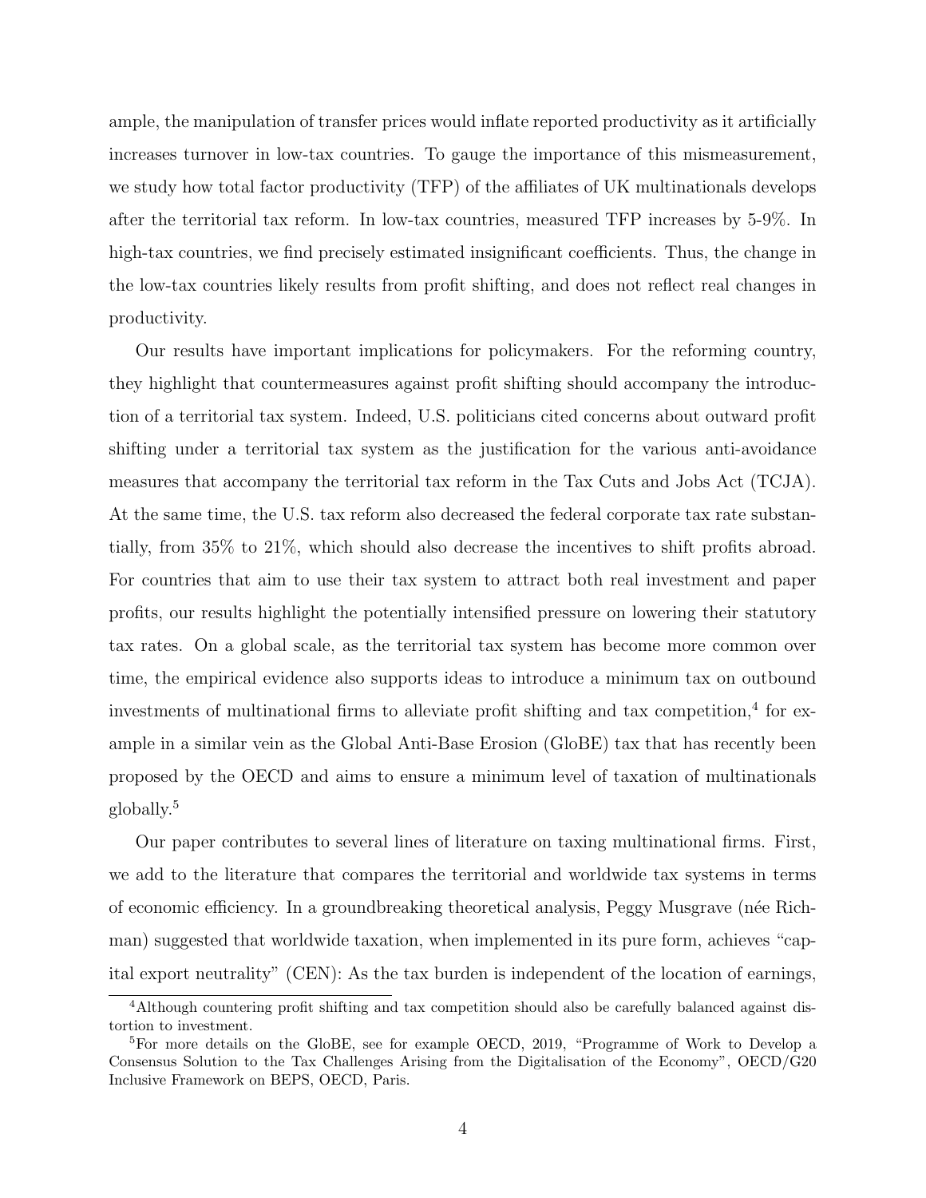ample, the manipulation of transfer prices would inflate reported productivity as it artificially increases turnover in low-tax countries. To gauge the importance of this mismeasurement, we study how total factor productivity (TFP) of the affiliates of UK multinationals develops after the territorial tax reform. In low-tax countries, measured TFP increases by 5-9%. In high-tax countries, we find precisely estimated insignificant coefficients. Thus, the change in the low-tax countries likely results from profit shifting, and does not reflect real changes in productivity.

Our results have important implications for policymakers. For the reforming country, they highlight that countermeasures against profit shifting should accompany the introduction of a territorial tax system. Indeed, U.S. politicians cited concerns about outward profit shifting under a territorial tax system as the justification for the various anti-avoidance measures that accompany the territorial tax reform in the Tax Cuts and Jobs Act (TCJA). At the same time, the U.S. tax reform also decreased the federal corporate tax rate substantially, from 35% to 21%, which should also decrease the incentives to shift profits abroad. For countries that aim to use their tax system to attract both real investment and paper profits, our results highlight the potentially intensified pressure on lowering their statutory tax rates. On a global scale, as the territorial tax system has become more common over time, the empirical evidence also supports ideas to introduce a minimum tax on outbound investments of multinational firms to alleviate profit shifting and tax competition,[4] for example in a similar vein as the Global Anti-Base Erosion (GloBE) tax that has recently been proposed by the OECD and aims to ensure a minimum level of taxation of multinationals globally.[5]

Our paper contributes to several lines of literature on taxing multinational firms. First, we add to the literature that compares the territorial and worldwide tax systems in terms of economic efficiency. In a groundbreaking theoretical analysis, Peggy Musgrave (née Richman) suggested that worldwide taxation, when implemented in its pure form, achieves "capital export neutrality" (CEN): As the tax burden is independent of the location of earnings,

[4] Although countering profit shifting and tax competition should also be carefully balanced against distortion to investment.

[5] For more details on the GloBE, see for example OECD, 2019, "Programme of Work to Develop a Consensus Solution to the Tax Challenges Arising from the Digitalisation of the Economy", OECD/G20 Inclusive Framework on BEPS, OECD, Paris.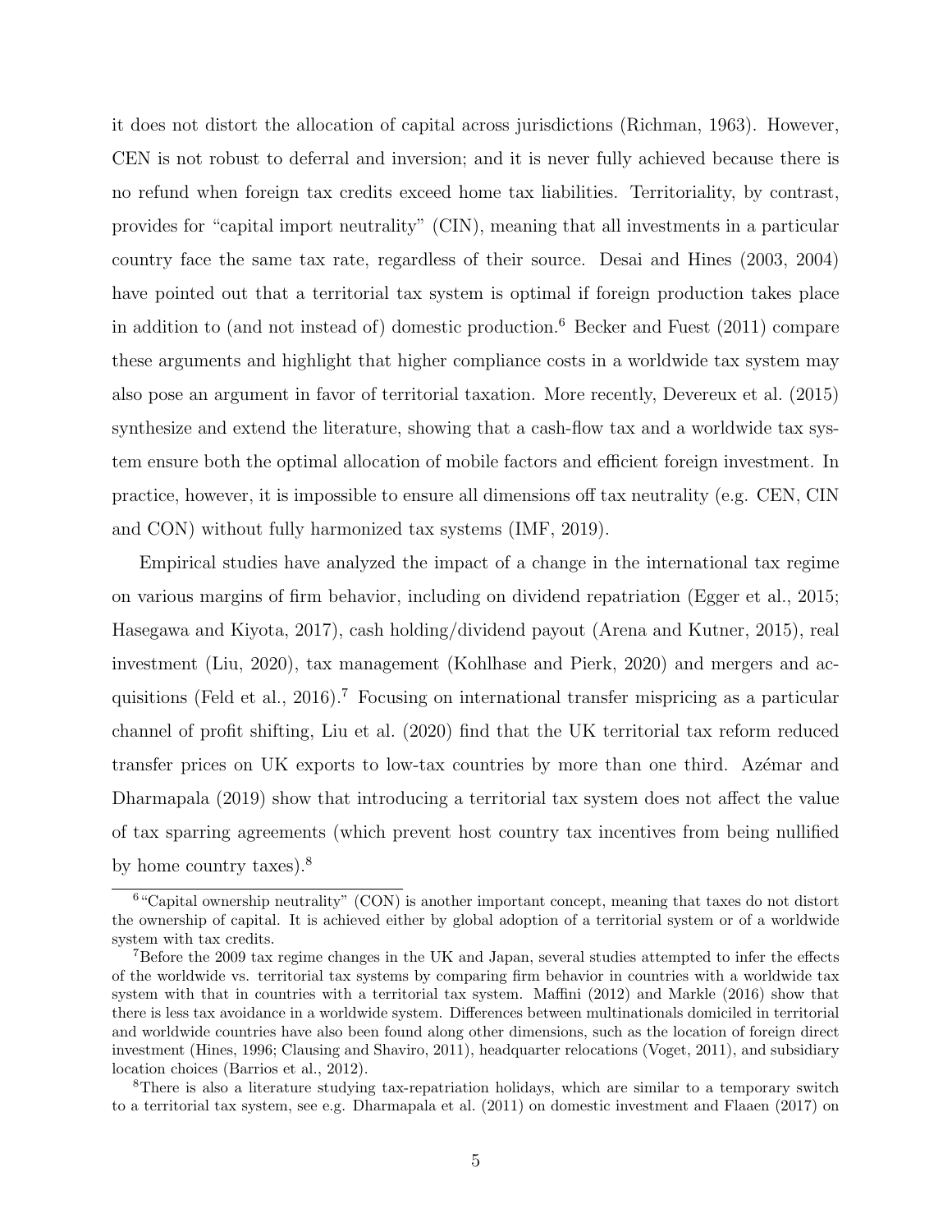it does not distort the allocation of capital across jurisdictions (Richman, 1963). However, CEN is not robust to deferral and inversion; and it is never fully achieved because there is no refund when foreign tax credits exceed home tax liabilities. Territoriality, by contrast, provides for "capital import neutrality" (CIN), meaning that all investments in a particular country face the same tax rate, regardless of their source. Desai and Hines (2003, 2004) have pointed out that a territorial tax system is optimal if foreign production takes place in addition to (and not instead of) domestic production.[6] Becker and Fuest (2011) compare these arguments and highlight that higher compliance costs in a worldwide tax system may also pose an argument in favor of territorial taxation. More recently, Devereux et al. (2015) synthesize and extend the literature, showing that a cash-flow tax and a worldwide tax system ensure both the optimal allocation of mobile factors and efficient foreign investment. In practice, however, it is impossible to ensure all dimensions off tax neutrality (e.g. CEN, CIN and CON) without fully harmonized tax systems (IMF, 2019).

Empirical studies have analyzed the impact of a change in the international tax regime on various margins of firm behavior, including on dividend repatriation (Egger et al., 2015; Hasegawa and Kiyota, 2017), cash holding/dividend payout (Arena and Kutner, 2015), real investment (Liu, 2020), tax management (Kohlhase and Pierk, 2020) and mergers and acquisitions (Feld et al., 2016).[7] Focusing on international transfer mispricing as a particular channel of profit shifting, Liu et al. (2020) find that the UK territorial tax reform reduced transfer prices on UK exports to low-tax countries by more than one third. Azémar and Dharmapala (2019) show that introducing a territorial tax system does not affect the value of tax sparring agreements (which prevent host country tax incentives from being nullified by home country taxes).[8]

[6] "Capital ownership neutrality" (CON) is another important concept, meaning that taxes do not distort the ownership of capital. It is achieved either by global adoption of a territorial system or of a worldwide system with tax credits.

[7] Before the 2009 tax regime changes in the UK and Japan, several studies attempted to infer the effects of the worldwide vs. territorial tax systems by comparing firm behavior in countries with a worldwide tax system with that in countries with a territorial tax system. Maffini (2012) and Markle (2016) show that there is less tax avoidance in a worldwide system. Differences between multinationals domiciled in territorial and worldwide countries have also been found along other dimensions, such as the location of foreign direct investment (Hines, 1996; Clausing and Shaviro, 2011), headquarter relocations (Voget, 2011), and subsidiary location choices (Barrios et al., 2012).

[8] There is also a literature studying tax-repatriation holidays, which are similar to a temporary switch to a territorial tax system, see e.g. Dharmapala et al. (2011) on domestic investment and Flaaen (2017) on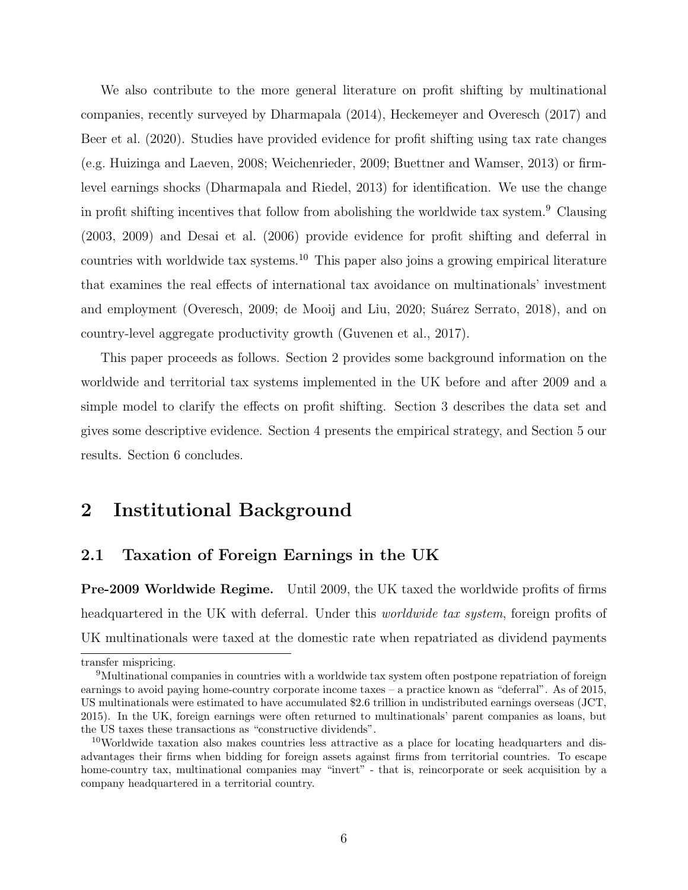We also contribute to the more general literature on profit shifting by multinational companies, recently surveyed by Dharmapala (2014), Heckemeyer and Overesch (2017) and Beer et al. (2020). Studies have provided evidence for profit shifting using tax rate changes (e.g. Huizinga and Laeven, 2008; Weichenrieder, 2009; Buettner and Wamser, 2013) or firm-level earnings shocks (Dharmapala and Riedel, 2013) for identification. We use the change in profit shifting incentives that follow from abolishing the worldwide tax system.[9] Clausing (2003, 2009) and Desai et al. (2006) provide evidence for profit shifting and deferral in countries with worldwide tax systems.[10] This paper also joins a growing empirical literature that examines the real effects of international tax avoidance on multinationals' investment and employment (Overesch, 2009; de Mooij and Liu, 2020; Suárez Serrato, 2018), and on country-level aggregate productivity growth (Guvenen et al., 2017).

This paper proceeds as follows. Section 2 provides some background information on the worldwide and territorial tax systems implemented in the UK before and after 2009 and a simple model to clarify the effects on profit shifting. Section 3 describes the data set and gives some descriptive evidence. Section 4 presents the empirical strategy, and Section 5 our results. Section 6 concludes.

# 2 Institutional Background

## 2.1 Taxation of Foreign Earnings in the UK

**Pre-2009 Worldwide Regime.** Until 2009, the UK taxed the worldwide profits of firms headquartered in the UK with deferral. Under this *worldwide tax system*, foreign profits of UK multinationals were taxed at the domestic rate when repatriated as dividend payments

---

transfer mispricing.

[9] Multinational companies in countries with a worldwide tax system often postpone repatriation of foreign earnings to avoid paying home-country corporate income taxes – a practice known as "deferral". As of 2015, US multinationals were estimated to have accumulated $2.6 trillion in undistributed earnings overseas (JCT, 2015). In the UK, foreign earnings were often returned to multinationals' parent companies as loans, but the US taxes these transactions as "constructive dividends".

[10] Worldwide taxation also makes countries less attractive as a place for locating headquarters and disadvantages their firms when bidding for foreign assets against firms from territorial countries. To escape home-country tax, multinational companies may "invert" - that is, reincorporate or seek acquisition by a company headquartered in a territorial country.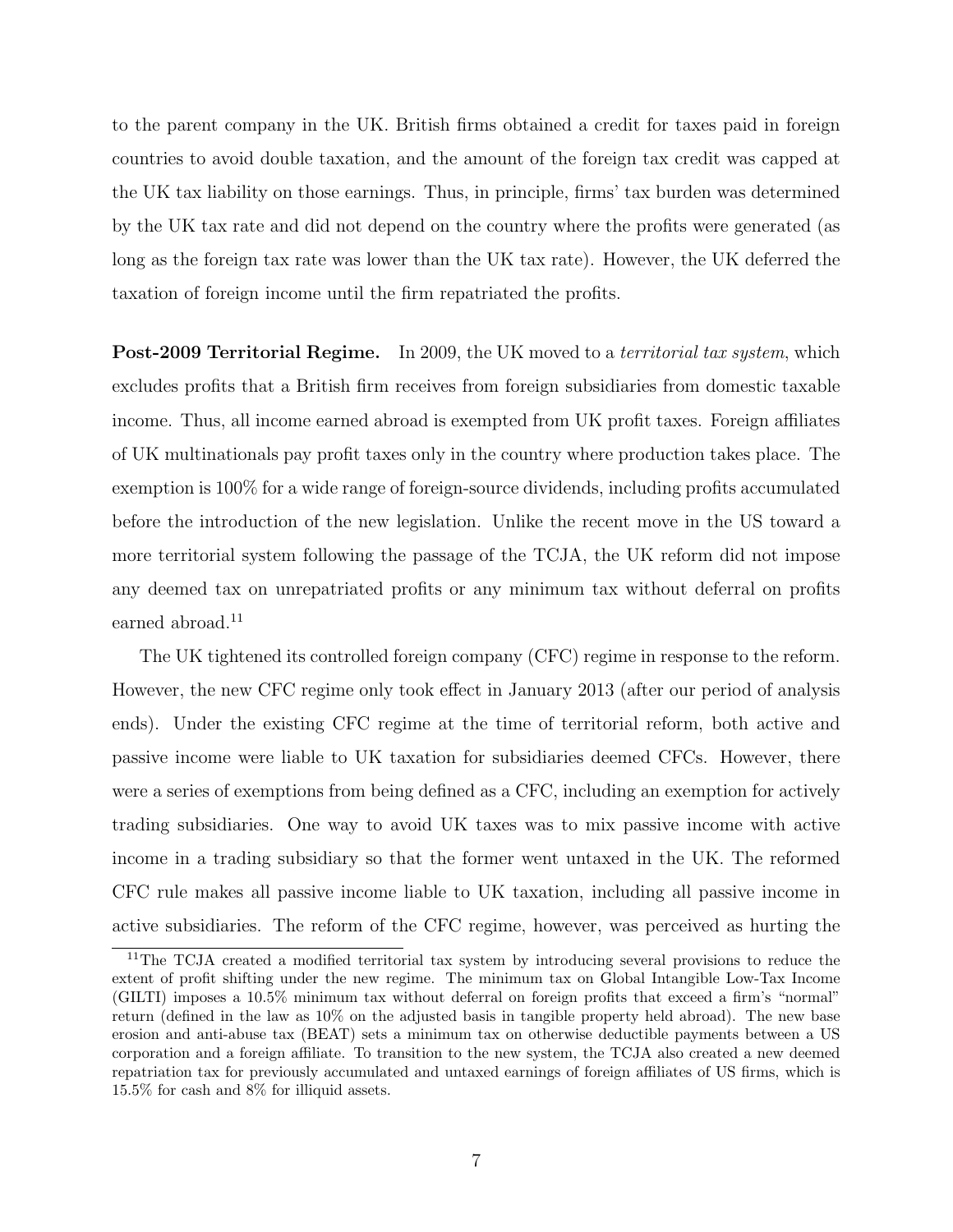to the parent company in the UK. British firms obtained a credit for taxes paid in foreign countries to avoid double taxation, and the amount of the foreign tax credit was capped at the UK tax liability on those earnings. Thus, in principle, firms' tax burden was determined by the UK tax rate and did not depend on the country where the profits were generated (as long as the foreign tax rate was lower than the UK tax rate). However, the UK deferred the taxation of foreign income until the firm repatriated the profits.

**Post-2009 Territorial Regime.** In 2009, the UK moved to a *territorial tax system*, which excludes profits that a British firm receives from foreign subsidiaries from domestic taxable income. Thus, all income earned abroad is exempted from UK profit taxes. Foreign affiliates of UK multinationals pay profit taxes only in the country where production takes place. The exemption is 100% for a wide range of foreign-source dividends, including profits accumulated before the introduction of the new legislation. Unlike the recent move in the US toward a more territorial system following the passage of the TCJA, the UK reform did not impose any deemed tax on unrepatriated profits or any minimum tax without deferral on profits earned abroad.[11]

The UK tightened its controlled foreign company (CFC) regime in response to the reform. However, the new CFC regime only took effect in January 2013 (after our period of analysis ends). Under the existing CFC regime at the time of territorial reform, both active and passive income were liable to UK taxation for subsidiaries deemed CFCs. However, there were a series of exemptions from being defined as a CFC, including an exemption for actively trading subsidiaries. One way to avoid UK taxes was to mix passive income with active income in a trading subsidiary so that the former went untaxed in the UK. The reformed CFC rule makes all passive income liable to UK taxation, including all passive income in active subsidiaries. The reform of the CFC regime, however, was perceived as hurting the

[11] The TCJA created a modified territorial tax system by introducing several provisions to reduce the extent of profit shifting under the new regime. The minimum tax on Global Intangible Low-Tax Income (GILTI) imposes a 10.5% minimum tax without deferral on foreign profits that exceed a firm's "normal" return (defined in the law as 10% on the adjusted basis in tangible property held abroad). The new base erosion and anti-abuse tax (BEAT) sets a minimum tax on otherwise deductible payments between a US corporation and a foreign affiliate. To transition to the new system, the TCJA also created a new deemed repatriation tax for previously accumulated and untaxed earnings of foreign affiliates of US firms, which is 15.5% for cash and 8% for illiquid assets.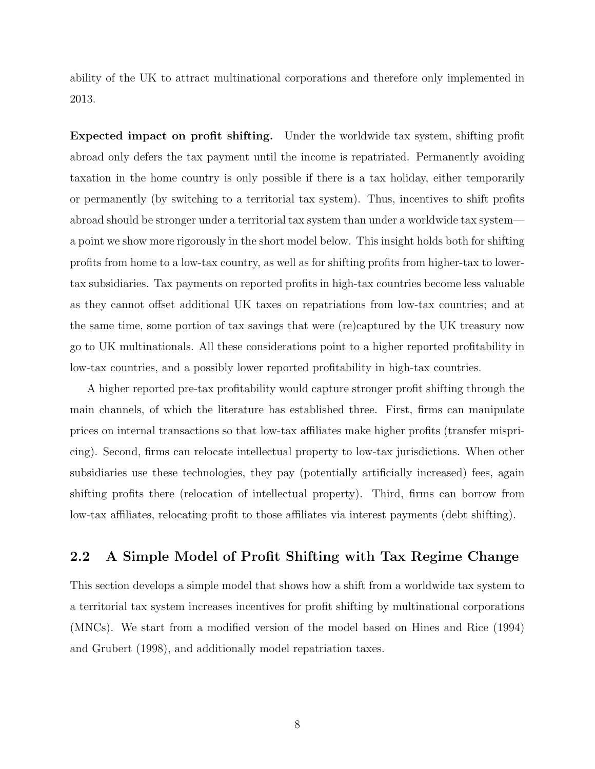ability of the UK to attract multinational corporations and therefore only implemented in 2013.

**Expected impact on profit shifting.** Under the worldwide tax system, shifting profit abroad only defers the tax payment until the income is repatriated. Permanently avoiding taxation in the home country is only possible if there is a tax holiday, either temporarily or permanently (by switching to a territorial tax system). Thus, incentives to shift profits abroad should be stronger under a territorial tax system than under a worldwide tax system—a point we show more rigorously in the short model below. This insight holds both for shifting profits from home to a low-tax country, as well as for shifting profits from higher-tax to lower-tax subsidiaries. Tax payments on reported profits in high-tax countries become less valuable as they cannot offset additional UK taxes on repatriations from low-tax countries; and at the same time, some portion of tax savings that were (re)captured by the UK treasury now go to UK multinationals. All these considerations point to a higher reported profitability in low-tax countries, and a possibly lower reported profitability in high-tax countries.

A higher reported pre-tax profitability would capture stronger profit shifting through the main channels, of which the literature has established three. First, firms can manipulate prices on internal transactions so that low-tax affiliates make higher profits (transfer mispricing). Second, firms can relocate intellectual property to low-tax jurisdictions. When other subsidiaries use these technologies, they pay (potentially artificially increased) fees, again shifting profits there (relocation of intellectual property). Third, firms can borrow from low-tax affiliates, relocating profit to those affiliates via interest payments (debt shifting).

## 2.2 A Simple Model of Profit Shifting with Tax Regime Change

This section develops a simple model that shows how a shift from a worldwide tax system to a territorial tax system increases incentives for profit shifting by multinational corporations (MNCs). We start from a modified version of the model based on Hines and Rice (1994) and Grubert (1998), and additionally model repatriation taxes.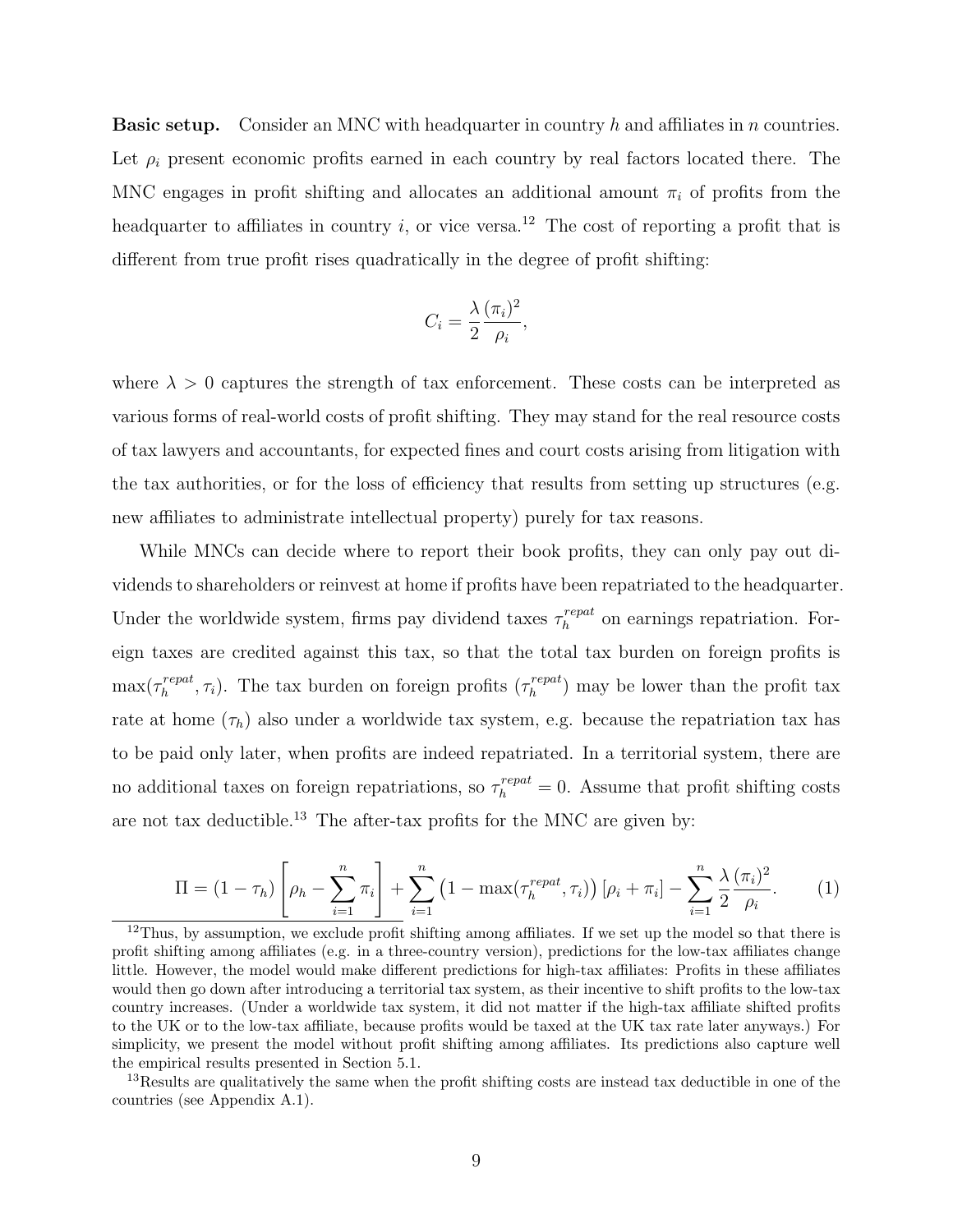**Basic setup.** Consider an MNC with headquarter in country $h$ and affiliates in $n$ countries. Let $\rho_i$ present economic profits earned in each country by real factors located there. The MNC engages in profit shifting and allocates an additional amount $\pi_i$ of profits from the headquarter to affiliates in country $i$, or vice versa.[12] The cost of reporting a profit that is different from true profit rises quadratically in the degree of profit shifting:

$$C_i = \frac{\lambda}{2} \frac{(\pi_i)^2}{\rho_i},$$

where $\lambda > 0$ captures the strength of tax enforcement. These costs can be interpreted as various forms of real-world costs of profit shifting. They may stand for the real resource costs of tax lawyers and accountants, for expected fines and court costs arising from litigation with the tax authorities, or for the loss of efficiency that results from setting up structures (e.g. new affiliates to administrate intellectual property) purely for tax reasons.

While MNCs can decide where to report their book profits, they can only pay out dividends to shareholders or reinvest at home if profits have been repatriated to the headquarter. Under the worldwide system, firms pay dividend taxes $\tau_h^{repat}$ on earnings repatriation. Foreign taxes are credited against this tax, so that the total tax burden on foreign profits is $\max(\tau_h^{repat}, \tau_i)$. The tax burden on foreign profits ($\tau_h^{repat}$) may be lower than the profit tax rate at home ($\tau_h$) also under a worldwide tax system, e.g. because the repatriation tax has to be paid only later, when profits are indeed repatriated. In a territorial system, there are no additional taxes on foreign repatriations, so $\tau_h^{repat} = 0$. Assume that profit shifting costs are not tax deductible.[13] The after-tax profits for the MNC are given by:

$$\Pi = (1 - \tau_h)\left[\rho_h - \sum_{i=1}^{n} \pi_i\right] + \sum_{i=1}^{n} \left(1 - \max(\tau_h^{repat}, \tau_i)\right)\left[\rho_i + \pi_i\right] - \sum_{i=1}^{n} \frac{\lambda}{2} \frac{(\pi_i)^2}{\rho_i}. \qquad (1)$$

[12] Thus, by assumption, we exclude profit shifting among affiliates. If we set up the model so that there is profit shifting among affiliates (e.g. in a three-country version), predictions for the low-tax affiliates change little. However, the model would make different predictions for high-tax affiliates: Profits in these affiliates would then go down after introducing a territorial tax system, as their incentive to shift profits to the low-tax country increases. (Under a worldwide tax system, it did not matter if the high-tax affiliate shifted profits to the UK or to the low-tax affiliate, because profits would be taxed at the UK tax rate later anyways.) For simplicity, we present the model without profit shifting among affiliates. Its predictions also capture well the empirical results presented in Section 5.1.

[13] Results are qualitatively the same when the profit shifting costs are instead tax deductible in one of the countries (see Appendix A.1).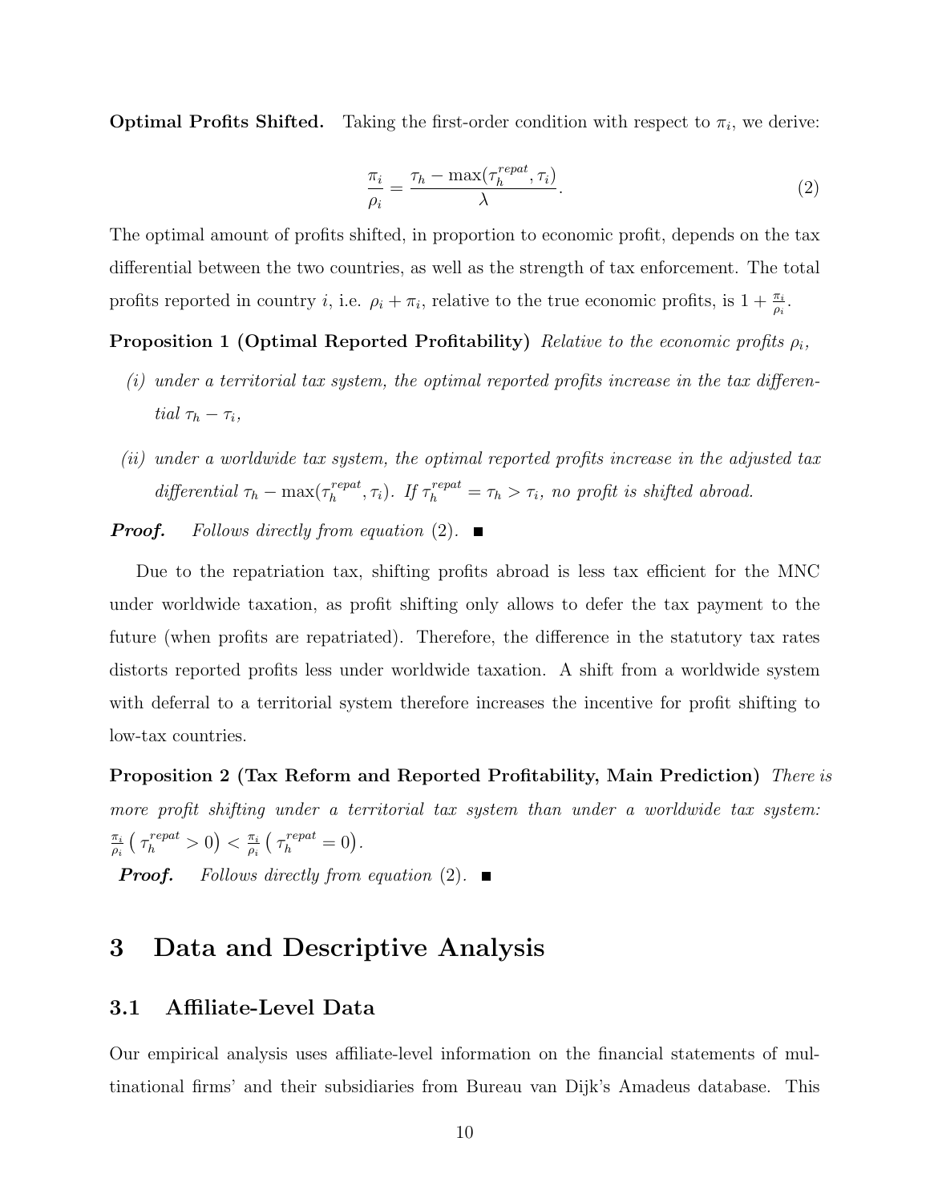**Optimal Profits Shifted.** Taking the first-order condition with respect to $\pi_i$, we derive:

$$\frac{\pi_i}{\rho_i} = \frac{\tau_h - \max(\tau_h^{repat}, \tau_i)}{\lambda}. \tag{2}$$

The optimal amount of profits shifted, in proportion to economic profit, depends on the tax differential between the two countries, as well as the strength of tax enforcement. The total profits reported in country $i$, i.e. $\rho_i + \pi_i$, relative to the true economic profits, is $1 + \frac{\pi_i}{\rho_i}$.

**Proposition 1 (Optimal Reported Profitability)** *Relative to the economic profits $\rho_i$,*

*(i) under a territorial tax system, the optimal reported profits increase in the tax differential $\tau_h - \tau_i$,*

*(ii) under a worldwide tax system, the optimal reported profits increase in the adjusted tax differential $\tau_h - \max(\tau_h^{repat}, \tau_i)$. If $\tau_h^{repat} = \tau_h > \tau_i$, no profit is shifted abroad.*

***Proof.*** *Follows directly from equation (2).* ■

Due to the repatriation tax, shifting profits abroad is less tax efficient for the MNC under worldwide taxation, as profit shifting only allows to defer the tax payment to the future (when profits are repatriated). Therefore, the difference in the statutory tax rates distorts reported profits less under worldwide taxation. A shift from a worldwide system with deferral to a territorial system therefore increases the incentive for profit shifting to low-tax countries.

**Proposition 2 (Tax Reform and Reported Profitability, Main Prediction)** *There is more profit shifting under a territorial tax system than under a worldwide tax system: $\frac{\pi_i}{\rho_i}\left(\tau_h^{repat} > 0\right) < \frac{\pi_i}{\rho_i}\left(\tau_h^{repat} = 0\right)$.*

***Proof.*** *Follows directly from equation (2).* ■

# 3 Data and Descriptive Analysis

## 3.1 Affiliate-Level Data

Our empirical analysis uses affiliate-level information on the financial statements of multinational firms' and their subsidiaries from Bureau van Dijk's Amadeus database. This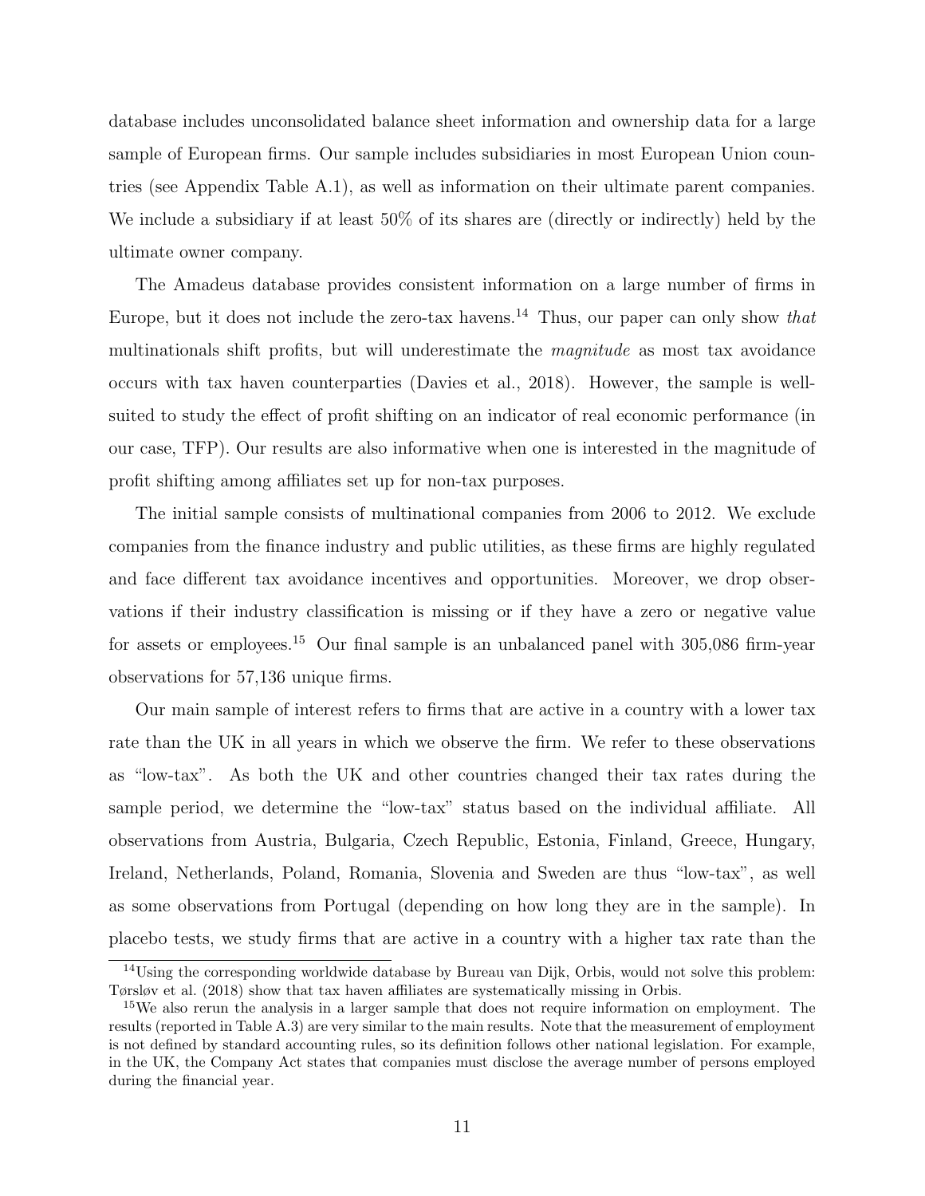database includes unconsolidated balance sheet information and ownership data for a large sample of European firms. Our sample includes subsidiaries in most European Union countries (see Appendix Table A.1), as well as information on their ultimate parent companies. We include a subsidiary if at least 50% of its shares are (directly or indirectly) held by the ultimate owner company.

The Amadeus database provides consistent information on a large number of firms in Europe, but it does not include the zero-tax havens.[14] Thus, our paper can only show *that* multinationals shift profits, but will underestimate the *magnitude* as most tax avoidance occurs with tax haven counterparties (Davies et al., 2018). However, the sample is well-suited to study the effect of profit shifting on an indicator of real economic performance (in our case, TFP). Our results are also informative when one is interested in the magnitude of profit shifting among affiliates set up for non-tax purposes.

The initial sample consists of multinational companies from 2006 to 2012. We exclude companies from the finance industry and public utilities, as these firms are highly regulated and face different tax avoidance incentives and opportunities. Moreover, we drop observations if their industry classification is missing or if they have a zero or negative value for assets or employees.[15] Our final sample is an unbalanced panel with 305,086 firm-year observations for 57,136 unique firms.

Our main sample of interest refers to firms that are active in a country with a lower tax rate than the UK in all years in which we observe the firm. We refer to these observations as "low-tax". As both the UK and other countries changed their tax rates during the sample period, we determine the "low-tax" status based on the individual affiliate. All observations from Austria, Bulgaria, Czech Republic, Estonia, Finland, Greece, Hungary, Ireland, Netherlands, Poland, Romania, Slovenia and Sweden are thus "low-tax", as well as some observations from Portugal (depending on how long they are in the sample). In placebo tests, we study firms that are active in a country with a higher tax rate than the

[14] Using the corresponding worldwide database by Bureau van Dijk, Orbis, would not solve this problem: Tørsløv et al. (2018) show that tax haven affiliates are systematically missing in Orbis.

[15] We also rerun the analysis in a larger sample that does not require information on employment. The results (reported in Table A.3) are very similar to the main results. Note that the measurement of employment is not defined by standard accounting rules, so its definition follows other national legislation. For example, in the UK, the Company Act states that companies must disclose the average number of persons employed during the financial year.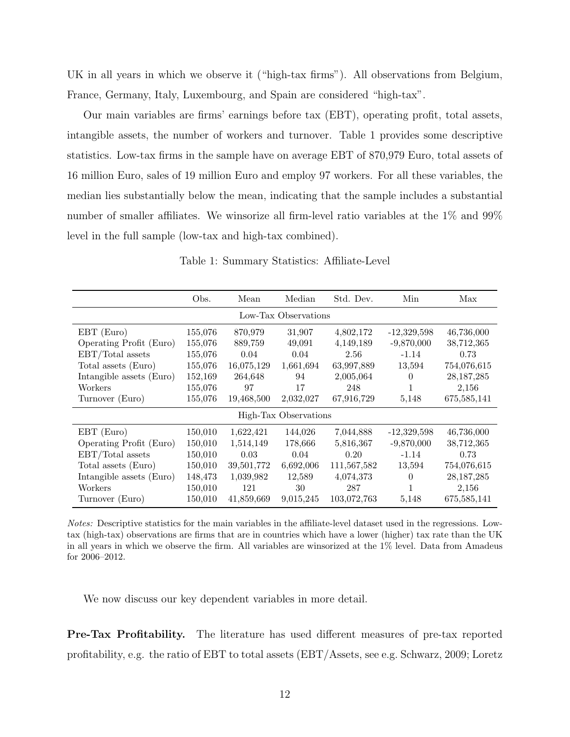UK in all years in which we observe it ("high-tax firms"). All observations from Belgium, France, Germany, Italy, Luxembourg, and Spain are considered "high-tax".

Our main variables are firms' earnings before tax (EBT), operating profit, total assets, intangible assets, the number of workers and turnover. Table 1 provides some descriptive statistics. Low-tax firms in the sample have on average EBT of 870,979 Euro, total assets of 16 million Euro, sales of 19 million Euro and employ 97 workers. For all these variables, the median lies substantially below the mean, indicating that the sample includes a substantial number of smaller affiliates. We winsorize all firm-level ratio variables at the 1% and 99% level in the full sample (low-tax and high-tax combined).

Table 1: Summary Statistics: Affiliate-Level

| | Obs. | Mean | Median | Std. Dev. | Min | Max |
|---|---|---|---|---|---|---|
| **Low-Tax Observations** | | | | | | |
| EBT (Euro) | 155,076 | 870,979 | 31,907 | 4,802,172 | -12,329,598 | 46,736,000 |
| Operating Profit (Euro) | 155,076 | 889,759 | 49,091 | 4,149,189 | -9,870,000 | 38,712,365 |
| EBT/Total assets | 155,076 | 0.04 | 0.04 | 2.56 | -1.14 | 0.73 |
| Total assets (Euro) | 155,076 | 16,075,129 | 1,661,694 | 63,997,889 | 13,594 | 754,076,615 |
| Intangible assets (Euro) | 152,169 | 264,648 | 94 | 2,005,064 | 0 | 28,187,285 |
| Workers | 155,076 | 97 | 17 | 248 | 1 | 2,156 |
| Turnover (Euro) | 155,076 | 19,468,500 | 2,032,027 | 67,916,729 | 5,148 | 675,585,141 |
| **High-Tax Observations** | | | | | | |
| EBT (Euro) | 150,010 | 1,622,421 | 144,026 | 7,044,888 | -12,329,598 | 46,736,000 |
| Operating Profit (Euro) | 150,010 | 1,514,149 | 178,666 | 5,816,367 | -9,870,000 | 38,712,365 |
| EBT/Total assets | 150,010 | 0.03 | 0.04 | 0.20 | -1.14 | 0.73 |
| Total assets (Euro) | 150,010 | 39,501,772 | 6,692,006 | 111,567,582 | 13,594 | 754,076,615 |
| Intangible assets (Euro) | 148,473 | 1,039,982 | 12,589 | 4,074,373 | 0 | 28,187,285 |
| Workers | 150,010 | 121 | 30 | 287 | 1 | 2,156 |
| Turnover (Euro) | 150,010 | 41,859,669 | 9,015,245 | 103,072,763 | 5,148 | 675,585,141 |

*Notes:* Descriptive statistics for the main variables in the affiliate-level dataset used in the regressions. Low-tax (high-tax) observations are firms that are in countries which have a lower (higher) tax rate than the UK in all years in which we observe the firm. All variables are winsorized at the 1% level. Data from Amadeus for 2006–2012.

We now discuss our key dependent variables in more detail.

**Pre-Tax Profitability.** The literature has used different measures of pre-tax reported profitability, e.g. the ratio of EBT to total assets (EBT/Assets, see e.g. Schwarz, 2009; Loretz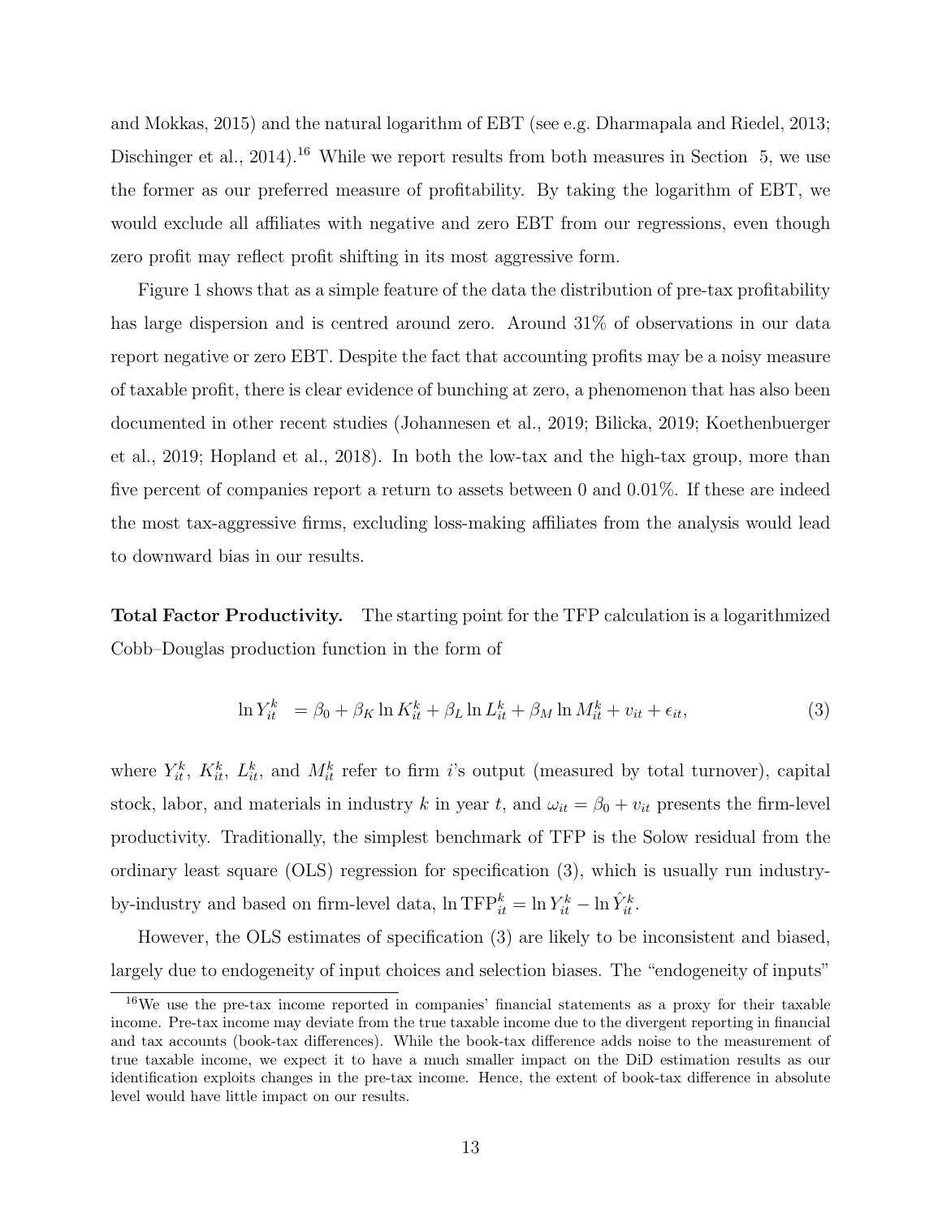and Mokkas, 2015) and the natural logarithm of EBT (see e.g. Dharmapala and Riedel, 2013; Dischinger et al., 2014).[16] While we report results from both measures in Section 5, we use the former as our preferred measure of profitability. By taking the logarithm of EBT, we would exclude all affiliates with negative and zero EBT from our regressions, even though zero profit may reflect profit shifting in its most aggressive form.

Figure 1 shows that as a simple feature of the data the distribution of pre-tax profitability has large dispersion and is centred around zero. Around 31% of observations in our data report negative or zero EBT. Despite the fact that accounting profits may be a noisy measure of taxable profit, there is clear evidence of bunching at zero, a phenomenon that has also been documented in other recent studies (Johannesen et al., 2019; Bilicka, 2019; Koethenbuerger et al., 2019; Hopland et al., 2018). In both the low-tax and the high-tax group, more than five percent of companies report a return to assets between 0 and 0.01%. If these are indeed the most tax-aggressive firms, excluding loss-making affiliates from the analysis would lead to downward bias in our results.

**Total Factor Productivity.** The starting point for the TFP calculation is a logarithmized Cobb–Douglas production function in the form of

$$\ln Y_{it}^{k} = \beta_0 + \beta_K \ln K_{it}^{k} + \beta_L \ln L_{it}^{k} + \beta_M \ln M_{it}^{k} + v_{it} + \epsilon_{it}, \tag{3}$$

where $Y_{it}^{k}$, $K_{it}^{k}$, $L_{it}^{k}$, and $M_{it}^{k}$ refer to firm $i$'s output (measured by total turnover), capital stock, labor, and materials in industry $k$ in year $t$, and $\omega_{it} = \beta_0 + v_{it}$ presents the firm-level productivity. Traditionally, the simplest benchmark of TFP is the Solow residual from the ordinary least square (OLS) regression for specification (3), which is usually run industry-by-industry and based on firm-level data, $\ln \text{TFP}_{it}^{k} = \ln Y_{it}^{k} - \ln \hat{Y}_{it}^{k}$.

However, the OLS estimates of specification (3) are likely to be inconsistent and biased, largely due to endogeneity of input choices and selection biases. The "endogeneity of inputs"

[16] We use the pre-tax income reported in companies' financial statements as a proxy for their taxable income. Pre-tax income may deviate from the true taxable income due to the divergent reporting in financial and tax accounts (book-tax differences). While the book-tax difference adds noise to the measurement of true taxable income, we expect it to have a much smaller impact on the DiD estimation results as our identification exploits changes in the pre-tax income. Hence, the extent of book-tax difference in absolute level would have little impact on our results.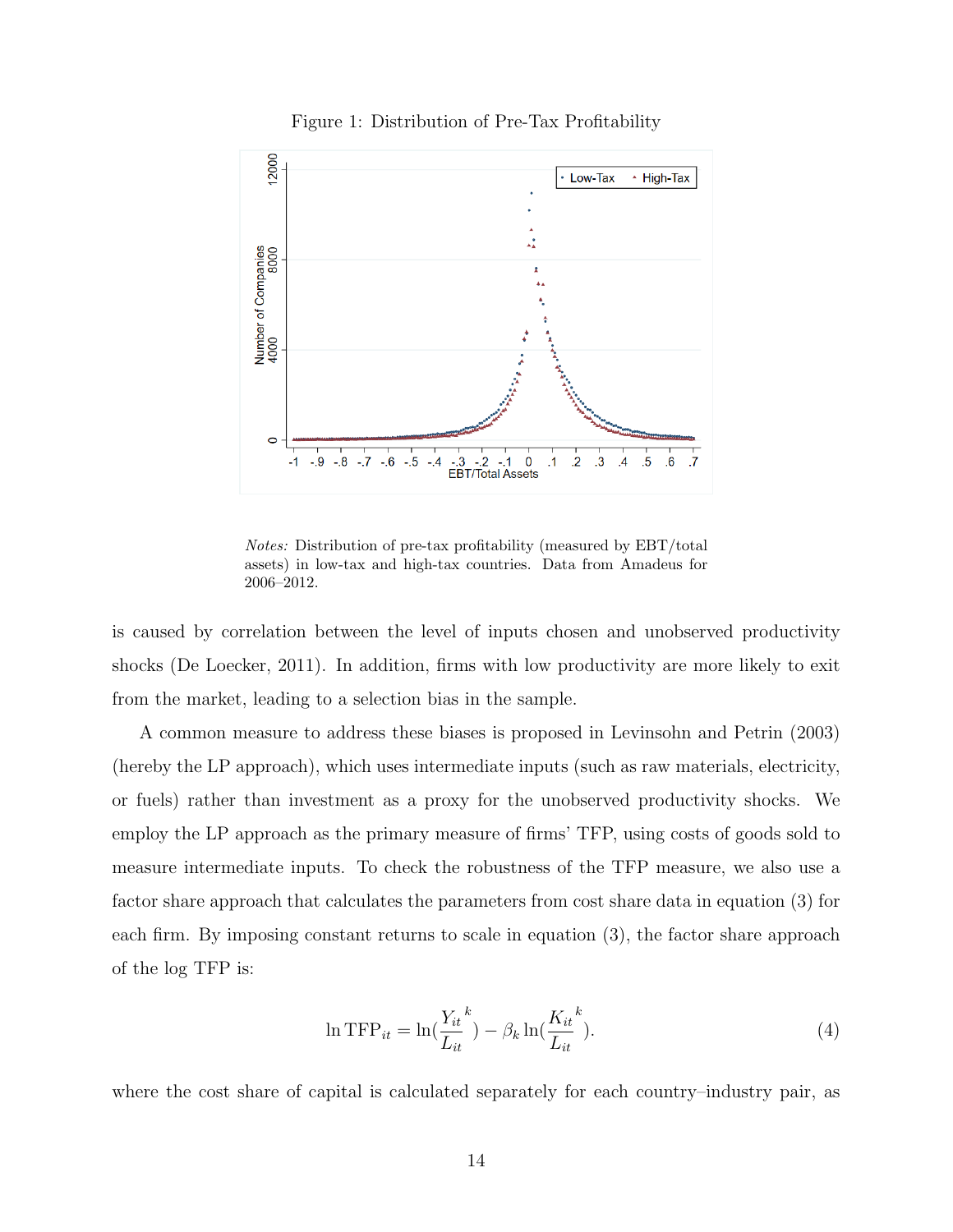Figure 1: Distribution of Pre-Tax Profitability

*Notes:* Distribution of pre-tax profitability (measured by EBT/total assets) in low-tax and high-tax countries. Data from Amadeus for 2006–2012.

is caused by correlation between the level of inputs chosen and unobserved productivity shocks (De Loecker, 2011). In addition, firms with low productivity are more likely to exit from the market, leading to a selection bias in the sample.

A common measure to address these biases is proposed in Levinsohn and Petrin (2003) (hereby the LP approach), which uses intermediate inputs (such as raw materials, electricity, or fuels) rather than investment as a proxy for the unobserved productivity shocks. We employ the LP approach as the primary measure of firms' TFP, using costs of goods sold to measure intermediate inputs. To check the robustness of the TFP measure, we also use a factor share approach that calculates the parameters from cost share data in equation (3) for each firm. By imposing constant returns to scale in equation (3), the factor share approach of the log TFP is:

$$\ln \text{TFP}_{it} = \ln(\frac{Y_{it}}{L_{it}}^k) - \beta_k \ln(\frac{K_{it}}{L_{it}}^k). \tag{4}$$

where the cost share of capital is calculated separately for each country–industry pair, as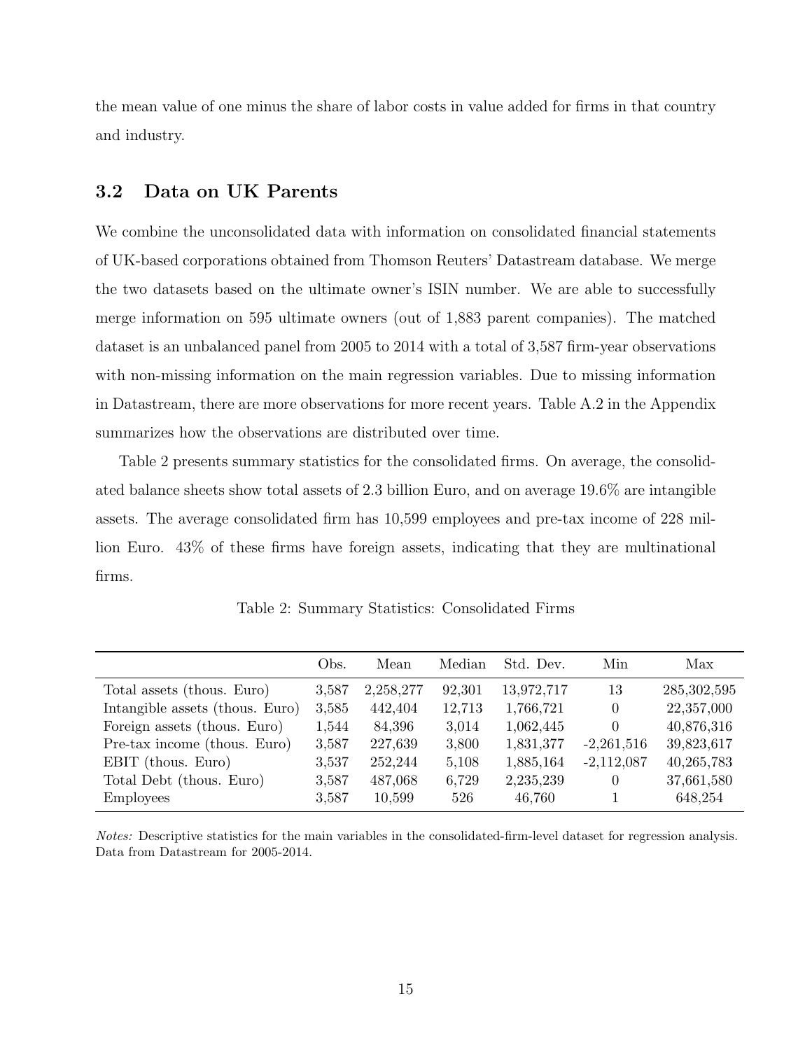the mean value of one minus the share of labor costs in value added for firms in that country and industry.

## 3.2 Data on UK Parents

We combine the unconsolidated data with information on consolidated financial statements of UK-based corporations obtained from Thomson Reuters' Datastream database. We merge the two datasets based on the ultimate owner's ISIN number. We are able to successfully merge information on 595 ultimate owners (out of 1,883 parent companies). The matched dataset is an unbalanced panel from 2005 to 2014 with a total of 3,587 firm-year observations with non-missing information on the main regression variables. Due to missing information in Datastream, there are more observations for more recent years. Table A.2 in the Appendix summarizes how the observations are distributed over time.

Table 2 presents summary statistics for the consolidated firms. On average, the consolidated balance sheets show total assets of 2.3 billion Euro, and on average 19.6% are intangible assets. The average consolidated firm has 10,599 employees and pre-tax income of 228 million Euro. 43% of these firms have foreign assets, indicating that they are multinational firms.

Table 2: Summary Statistics: Consolidated Firms

| | Obs. | Mean | Median | Std. Dev. | Min | Max |
|---|---|---|---|---|---|---|
| Total assets (thous. Euro) | 3,587 | 2,258,277 | 92,301 | 13,972,717 | 13 | 285,302,595 |
| Intangible assets (thous. Euro) | 3,585 | 442,404 | 12,713 | 1,766,721 | 0 | 22,357,000 |
| Foreign assets (thous. Euro) | 1,544 | 84,396 | 3,014 | 1,062,445 | 0 | 40,876,316 |
| Pre-tax income (thous. Euro) | 3,587 | 227,639 | 3,800 | 1,831,377 | -2,261,516 | 39,823,617 |
| EBIT (thous. Euro) | 3,537 | 252,244 | 5,108 | 1,885,164 | -2,112,087 | 40,265,783 |
| Total Debt (thous. Euro) | 3,587 | 487,068 | 6,729 | 2,235,239 | 0 | 37,661,580 |
| Employees | 3,587 | 10,599 | 526 | 46,760 | 1 | 648,254 |

*Notes:* Descriptive statistics for the main variables in the consolidated-firm-level dataset for regression analysis. Data from Datastream for 2005-2014.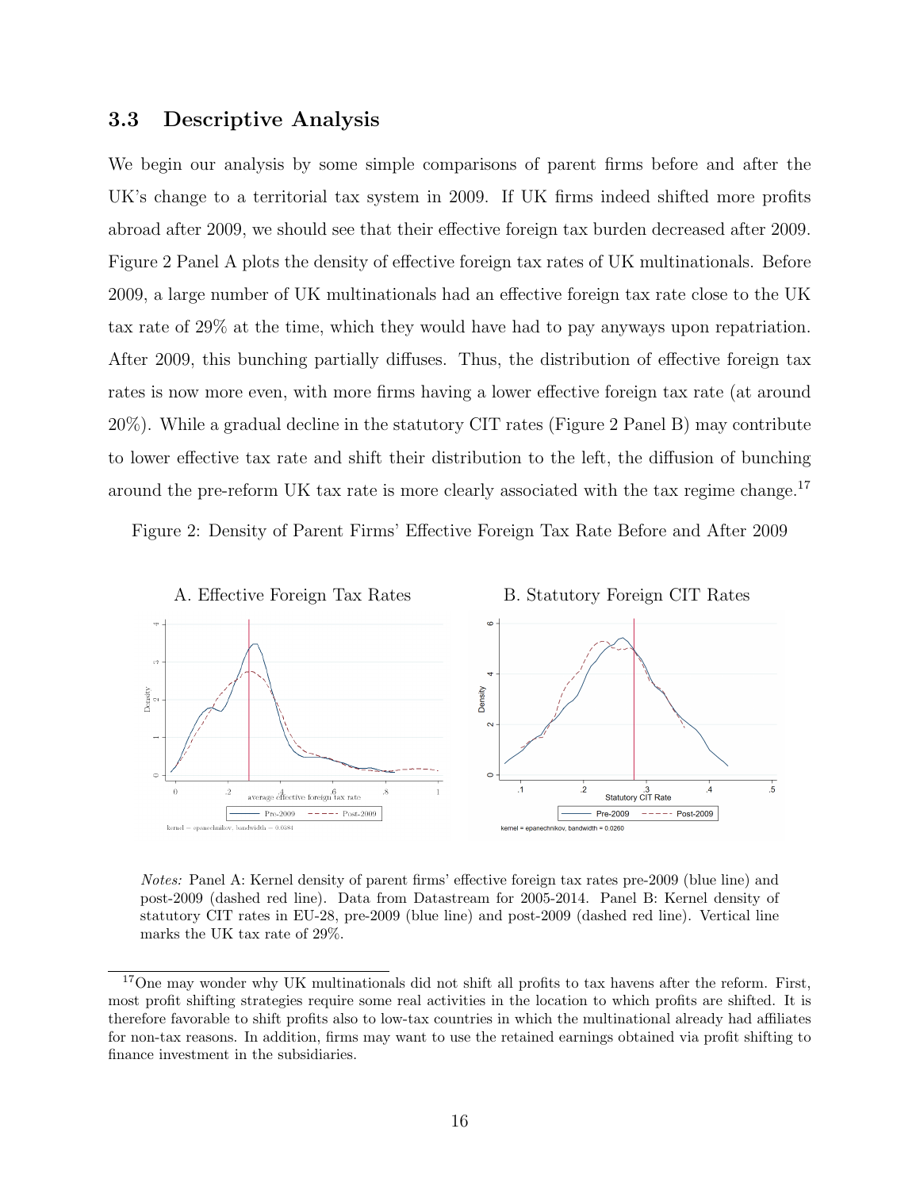### 3.3 Descriptive Analysis

We begin our analysis by some simple comparisons of parent firms before and after the UK's change to a territorial tax system in 2009. If UK firms indeed shifted more profits abroad after 2009, we should see that their effective foreign tax burden decreased after 2009. Figure 2 Panel A plots the density of effective foreign tax rates of UK multinationals. Before 2009, a large number of UK multinationals had an effective foreign tax rate close to the UK tax rate of 29% at the time, which they would have had to pay anyways upon repatriation. After 2009, this bunching partially diffuses. Thus, the distribution of effective foreign tax rates is now more even, with more firms having a lower effective foreign tax rate (at around 20%). While a gradual decline in the statutory CIT rates (Figure 2 Panel B) may contribute to lower effective tax rate and shift their distribution to the left, the diffusion of bunching around the pre-reform UK tax rate is more clearly associated with the tax regime change.[17]

Figure 2: Density of Parent Firms' Effective Foreign Tax Rate Before and After 2009

A. Effective Foreign Tax Rates

B. Statutory Foreign CIT Rates

*Notes:* Panel A: Kernel density of parent firms' effective foreign tax rates pre-2009 (blue line) and post-2009 (dashed red line). Data from Datastream for 2005-2014. Panel B: Kernel density of statutory CIT rates in EU-28, pre-2009 (blue line) and post-2009 (dashed red line). Vertical line marks the UK tax rate of 29%.

[17] One may wonder why UK multinationals did not shift all profits to tax havens after the reform. First, most profit shifting strategies require some real activities in the location to which profits are shifted. It is therefore favorable to shift profits also to low-tax countries in which the multinational already had affiliates for non-tax reasons. In addition, firms may want to use the retained earnings obtained via profit shifting to finance investment in the subsidiaries.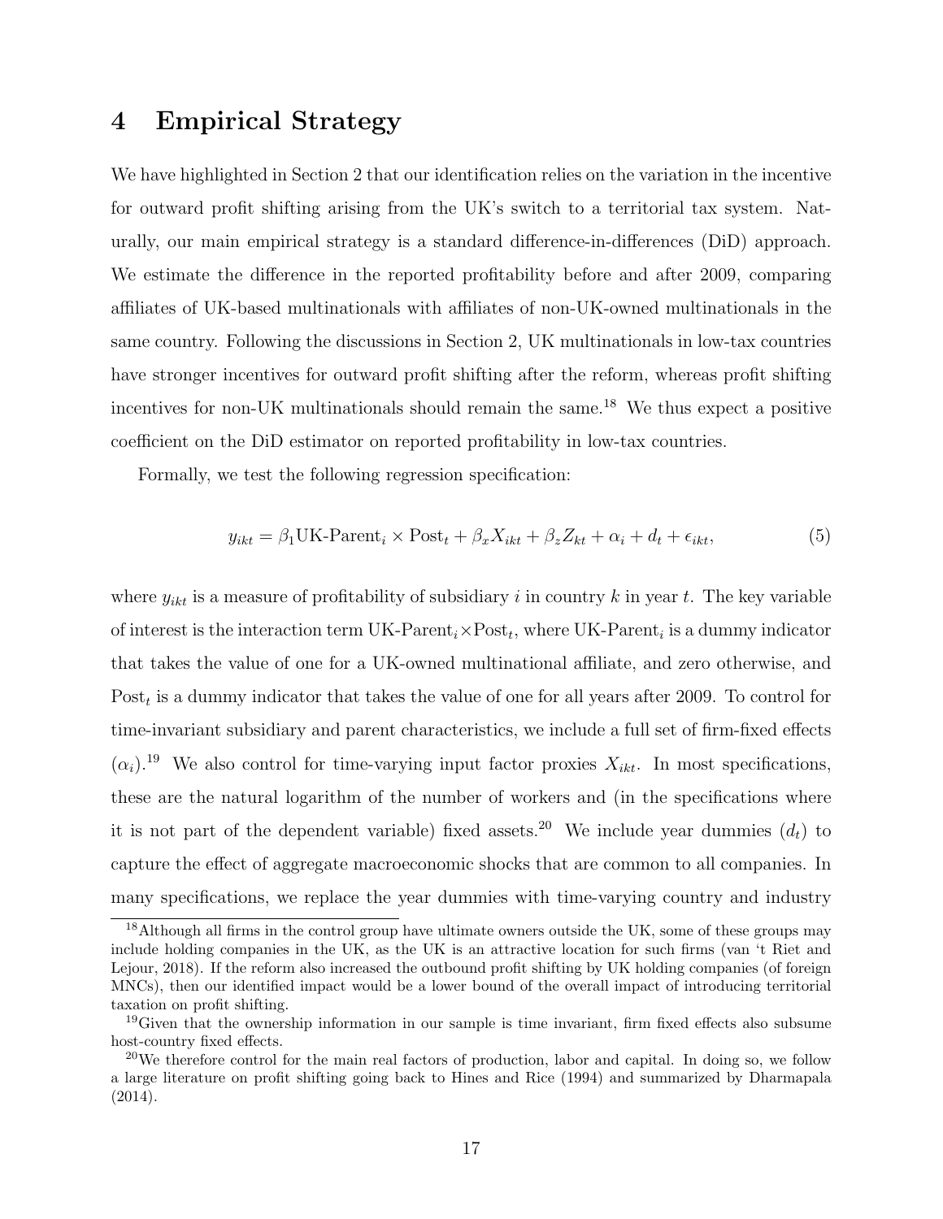# 4 Empirical Strategy

We have highlighted in Section 2 that our identification relies on the variation in the incentive for outward profit shifting arising from the UK's switch to a territorial tax system. Naturally, our main empirical strategy is a standard difference-in-differences (DiD) approach. We estimate the difference in the reported profitability before and after 2009, comparing affiliates of UK-based multinationals with affiliates of non-UK-owned multinationals in the same country. Following the discussions in Section 2, UK multinationals in low-tax countries have stronger incentives for outward profit shifting after the reform, whereas profit shifting incentives for non-UK multinationals should remain the same.[18] We thus expect a positive coefficient on the DiD estimator on reported profitability in low-tax countries.

Formally, we test the following regression specification:

$$y_{ikt} = \beta_1 \text{UK-Parent}_i \times \text{Post}_t + \beta_x X_{ikt} + \beta_z Z_{kt} + \alpha_i + d_t + \epsilon_{ikt}, \tag{5}$$

where $y_{ikt}$ is a measure of profitability of subsidiary $i$ in country $k$ in year $t$. The key variable of interest is the interaction term $\text{UK-Parent}_i \times \text{Post}_t$, where $\text{UK-Parent}_i$ is a dummy indicator that takes the value of one for a UK-owned multinational affiliate, and zero otherwise, and $\text{Post}_t$ is a dummy indicator that takes the value of one for all years after 2009. To control for time-invariant subsidiary and parent characteristics, we include a full set of firm-fixed effects ($\alpha_i$).[19] We also control for time-varying input factor proxies $X_{ikt}$. In most specifications, these are the natural logarithm of the number of workers and (in the specifications where it is not part of the dependent variable) fixed assets.[20] We include year dummies ($d_t$) to capture the effect of aggregate macroeconomic shocks that are common to all companies. In many specifications, we replace the year dummies with time-varying country and industry

[18] Although all firms in the control group have ultimate owners outside the UK, some of these groups may include holding companies in the UK, as the UK is an attractive location for such firms (van 't Riet and Lejour, 2018). If the reform also increased the outbound profit shifting by UK holding companies (of foreign MNCs), then our identified impact would be a lower bound of the overall impact of introducing territorial taxation on profit shifting.

[19] Given that the ownership information in our sample is time invariant, firm fixed effects also subsume host-country fixed effects.

[20] We therefore control for the main real factors of production, labor and capital. In doing so, we follow a large literature on profit shifting going back to Hines and Rice (1994) and summarized by Dharmapala (2014).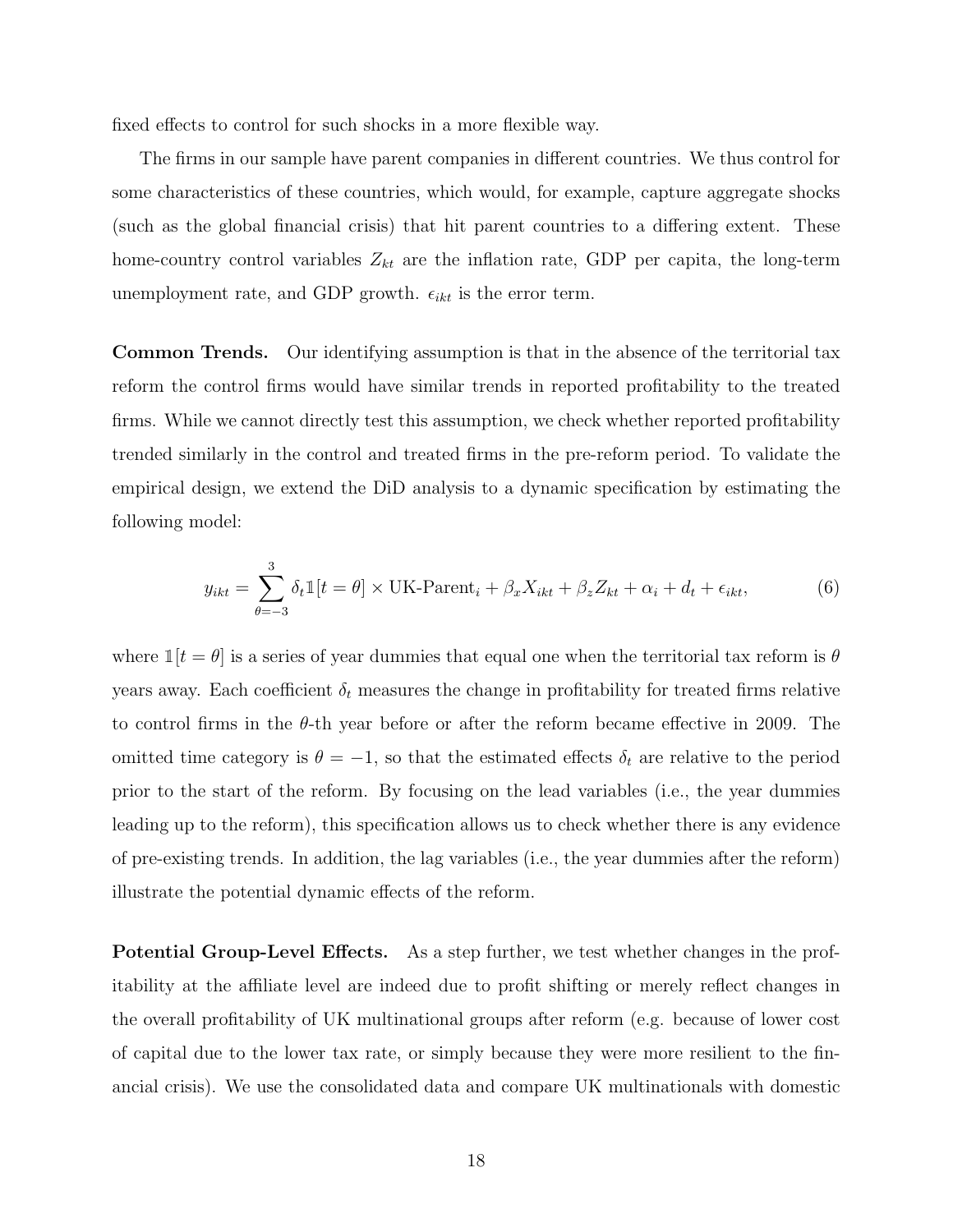fixed effects to control for such shocks in a more flexible way.

The firms in our sample have parent companies in different countries. We thus control for some characteristics of these countries, which would, for example, capture aggregate shocks (such as the global financial crisis) that hit parent countries to a differing extent. These home-country control variables $Z_{kt}$ are the inflation rate, GDP per capita, the long-term unemployment rate, and GDP growth. $\epsilon_{ikt}$ is the error term.

**Common Trends.** Our identifying assumption is that in the absence of the territorial tax reform the control firms would have similar trends in reported profitability to the treated firms. While we cannot directly test this assumption, we check whether reported profitability trended similarly in the control and treated firms in the pre-reform period. To validate the empirical design, we extend the DiD analysis to a dynamic specification by estimating the following model:

$$y_{ikt} = \sum_{\theta=-3}^{3} \delta_t \mathbb{1}[t = \theta] \times \text{UK-Parent}_i + \beta_x X_{ikt} + \beta_z Z_{kt} + \alpha_i + d_t + \epsilon_{ikt}, \tag{6}$$

where $\mathbb{1}[t = \theta]$ is a series of year dummies that equal one when the territorial tax reform is $\theta$ years away. Each coefficient $\delta_t$ measures the change in profitability for treated firms relative to control firms in the $\theta$-th year before or after the reform became effective in 2009. The omitted time category is $\theta = -1$, so that the estimated effects $\delta_t$ are relative to the period prior to the start of the reform. By focusing on the lead variables (i.e., the year dummies leading up to the reform), this specification allows us to check whether there is any evidence of pre-existing trends. In addition, the lag variables (i.e., the year dummies after the reform) illustrate the potential dynamic effects of the reform.

**Potential Group-Level Effects.** As a step further, we test whether changes in the profitability at the affiliate level are indeed due to profit shifting or merely reflect changes in the overall profitability of UK multinational groups after reform (e.g. because of lower cost of capital due to the lower tax rate, or simply because they were more resilient to the financial crisis). We use the consolidated data and compare UK multinationals with domestic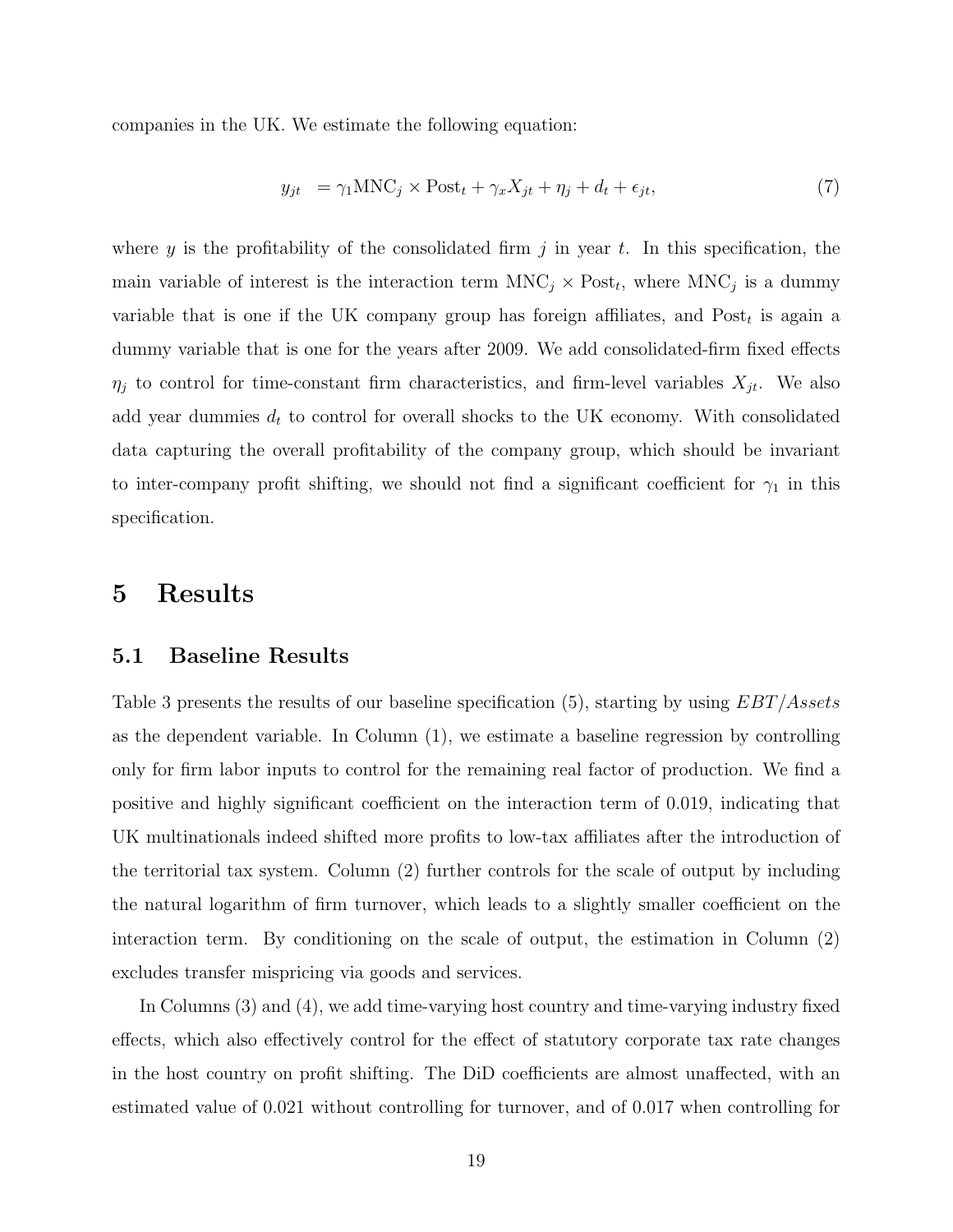companies in the UK. We estimate the following equation:

$$y_{jt} \quad = \gamma_1 \text{MNC}_j \times \text{Post}_t + \gamma_x X_{jt} + \eta_j + d_t + \epsilon_{jt}, \tag{7}$$

where $y$ is the profitability of the consolidated firm $j$ in year $t$. In this specification, the main variable of interest is the interaction term $\text{MNC}_j \times \text{Post}_t$, where $\text{MNC}_j$ is a dummy variable that is one if the UK company group has foreign affiliates, and $\text{Post}_t$ is again a dummy variable that is one for the years after 2009. We add consolidated-firm fixed effects $\eta_j$ to control for time-constant firm characteristics, and firm-level variables $X_{jt}$. We also add year dummies $d_t$ to control for overall shocks to the UK economy. With consolidated data capturing the overall profitability of the company group, which should be invariant to inter-company profit shifting, we should not find a significant coefficient for $\gamma_1$ in this specification.

# 5 Results

## 5.1 Baseline Results

Table 3 presents the results of our baseline specification (5), starting by using $EBT/Assets$ as the dependent variable. In Column (1), we estimate a baseline regression by controlling only for firm labor inputs to control for the remaining real factor of production. We find a positive and highly significant coefficient on the interaction term of 0.019, indicating that UK multinationals indeed shifted more profits to low-tax affiliates after the introduction of the territorial tax system. Column (2) further controls for the scale of output by including the natural logarithm of firm turnover, which leads to a slightly smaller coefficient on the interaction term. By conditioning on the scale of output, the estimation in Column (2) excludes transfer mispricing via goods and services.

In Columns (3) and (4), we add time-varying host country and time-varying industry fixed effects, which also effectively control for the effect of statutory corporate tax rate changes in the host country on profit shifting. The DiD coefficients are almost unaffected, with an estimated value of 0.021 without controlling for turnover, and of 0.017 when controlling for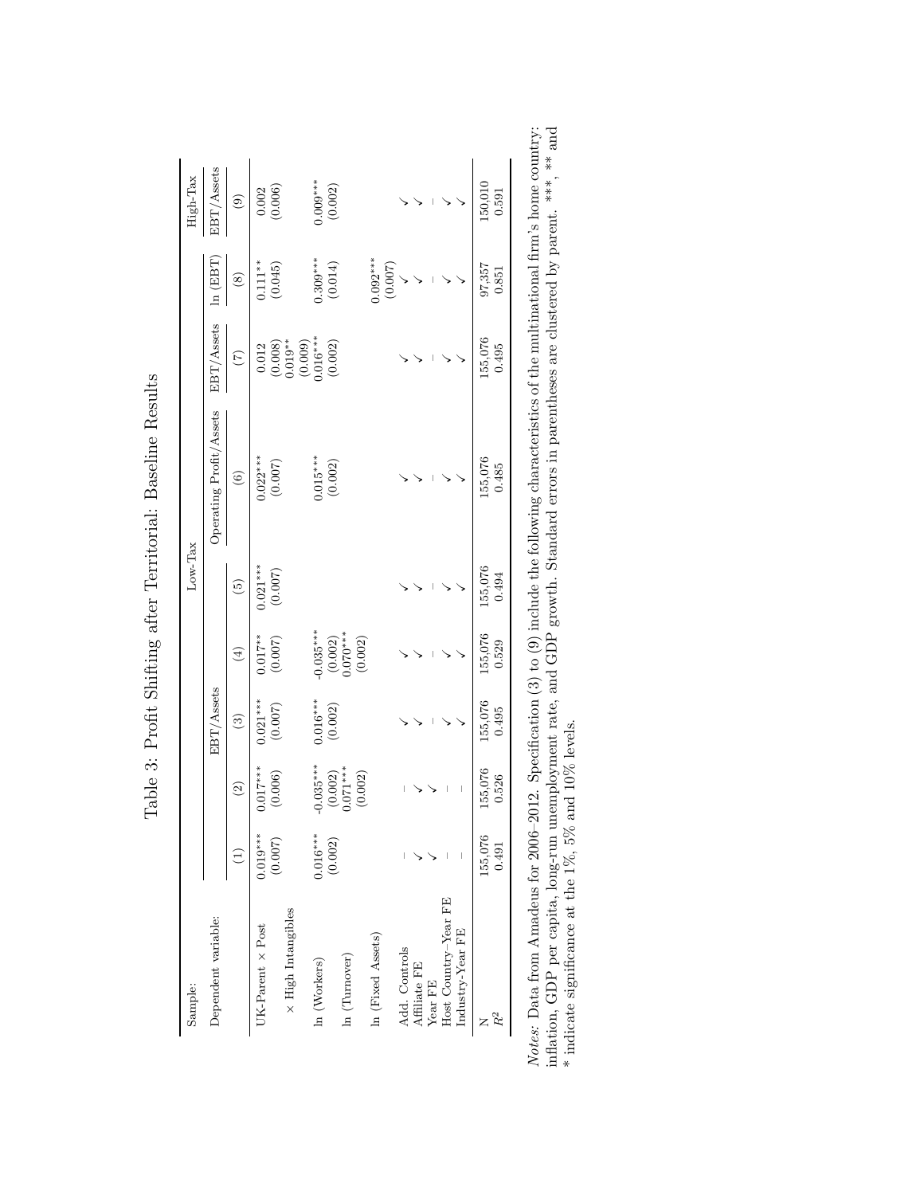# Table 3: Profit Shifting after Territorial: Baseline Results

| Sample: | Low-Tax | | | | | | | | High-Tax |
|---|---|---|---|---|---|---|---|---|---|
| Dependent variable: | EBT/Assets | | | | | Operating Profit/Assets | EBT/Assets | ln (EBT) | EBT/Assets |
| | (1) | (2) | (3) | (4) | (5) | (6) | (7) | (8) | (9) |
| UK-Parent × Post | 0.019*** | 0.017*** | 0.021*** | 0.017** | 0.021*** | 0.022*** | 0.012 | 0.111** | 0.002 |
| | (0.007) | (0.006) | (0.007) | (0.007) | (0.007) | (0.007) | (0.008) | (0.045) | (0.006) |
| × High Intangibles | | | | | | | 0.019** | | |
| | | | | | | | (0.009) | | |
| ln (Workers) | 0.016*** | -0.035*** | 0.016*** | -0.035*** | | 0.015*** | 0.016*** | 0.309*** | 0.009*** |
| | (0.002) | (0.002) | (0.002) | (0.002) | | (0.002) | (0.002) | (0.014) | (0.002) |
| ln (Turnover) | | 0.071*** | | 0.070*** | | | | | |
| | | (0.002) | | (0.002) | | | | | |
| ln (Fixed Assets) | | | | | | | | 0.092*** | |
| | | | | | | | | (0.007) | |
| Add. Controls | – | – | ✓ | ✓ | ✓ | ✓ | ✓ | ✓ | ✓ |
| Affiliate FE | ✓ | ✓ | ✓ | ✓ | ✓ | ✓ | ✓ | ✓ | ✓ |
| Year FE | ✓ | ✓ | – | – | – | – | – | – | – |
| Host Country–Year FE | – | – | ✓ | ✓ | ✓ | ✓ | ✓ | ✓ | ✓ |
| Industry-Year FE | – | – | ✓ | ✓ | ✓ | ✓ | ✓ | ✓ | ✓ |
| N | 155,076 | 155,076 | 155,076 | 155,076 | 155,076 | 155,076 | 155,076 | 97,357 | 150,010 |
| $R^2$ | 0.491 | 0.526 | 0.495 | 0.529 | 0.494 | 0.485 | 0.495 | 0.851 | 0.591 |

*Notes:* Data from Amadeus for 2006–2012. Specification (3) to (9) include the following characteristics of the multinational firm's home country: inflation, GDP per capita, long-run unemployment rate, and GDP growth. Standard errors in parentheses are clustered by parent. ***, ** and * indicate significance at the 1%, 5% and 10% levels.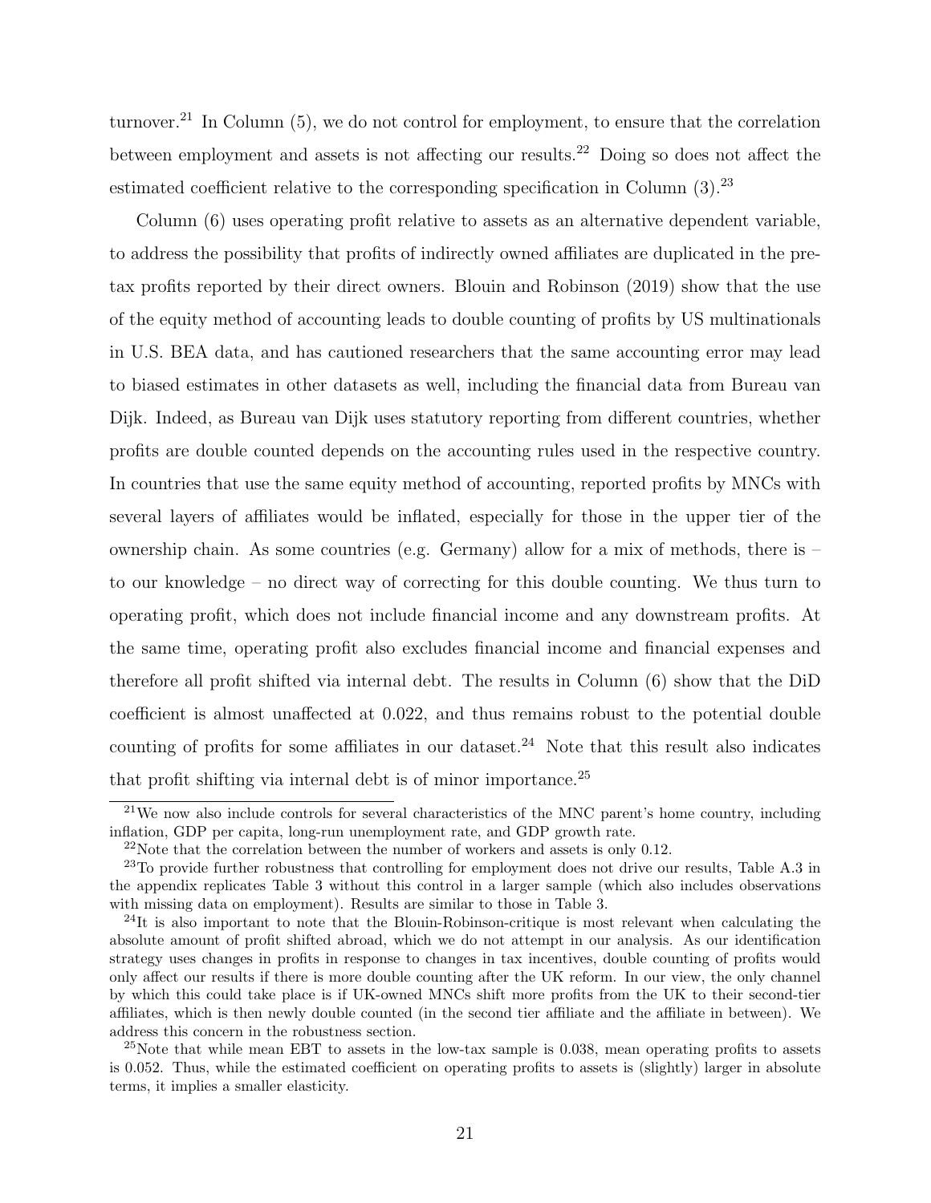turnover.[21] In Column (5), we do not control for employment, to ensure that the correlation between employment and assets is not affecting our results.[22] Doing so does not affect the estimated coefficient relative to the corresponding specification in Column (3).[23]

Column (6) uses operating profit relative to assets as an alternative dependent variable, to address the possibility that profits of indirectly owned affiliates are duplicated in the pre-tax profits reported by their direct owners. Blouin and Robinson (2019) show that the use of the equity method of accounting leads to double counting of profits by US multinationals in U.S. BEA data, and has cautioned researchers that the same accounting error may lead to biased estimates in other datasets as well, including the financial data from Bureau van Dijk. Indeed, as Bureau van Dijk uses statutory reporting from different countries, whether profits are double counted depends on the accounting rules used in the respective country. In countries that use the same equity method of accounting, reported profits by MNCs with several layers of affiliates would be inflated, especially for those in the upper tier of the ownership chain. As some countries (e.g. Germany) allow for a mix of methods, there is – to our knowledge – no direct way of correcting for this double counting. We thus turn to operating profit, which does not include financial income and any downstream profits. At the same time, operating profit also excludes financial income and financial expenses and therefore all profit shifted via internal debt. The results in Column (6) show that the DiD coefficient is almost unaffected at 0.022, and thus remains robust to the potential double counting of profits for some affiliates in our dataset.[24] Note that this result also indicates that profit shifting via internal debt is of minor importance.[25]

[21] We now also include controls for several characteristics of the MNC parent's home country, including inflation, GDP per capita, long-run unemployment rate, and GDP growth rate.

[22] Note that the correlation between the number of workers and assets is only 0.12.

[23] To provide further robustness that controlling for employment does not drive our results, Table A.3 in the appendix replicates Table 3 without this control in a larger sample (which also includes observations with missing data on employment). Results are similar to those in Table 3.

[24] It is also important to note that the Blouin-Robinson-critique is most relevant when calculating the absolute amount of profit shifted abroad, which we do not attempt in our analysis. As our identification strategy uses changes in profits in response to changes in tax incentives, double counting of profits would only affect our results if there is more double counting after the UK reform. In our view, the only channel by which this could take place is if UK-owned MNCs shift more profits from the UK to their second-tier affiliates, which is then newly double counted (in the second tier affiliate and the affiliate in between). We address this concern in the robustness section.

[25] Note that while mean EBT to assets in the low-tax sample is 0.038, mean operating profits to assets is 0.052. Thus, while the estimated coefficient on operating profits to assets is (slightly) larger in absolute terms, it implies a smaller elasticity.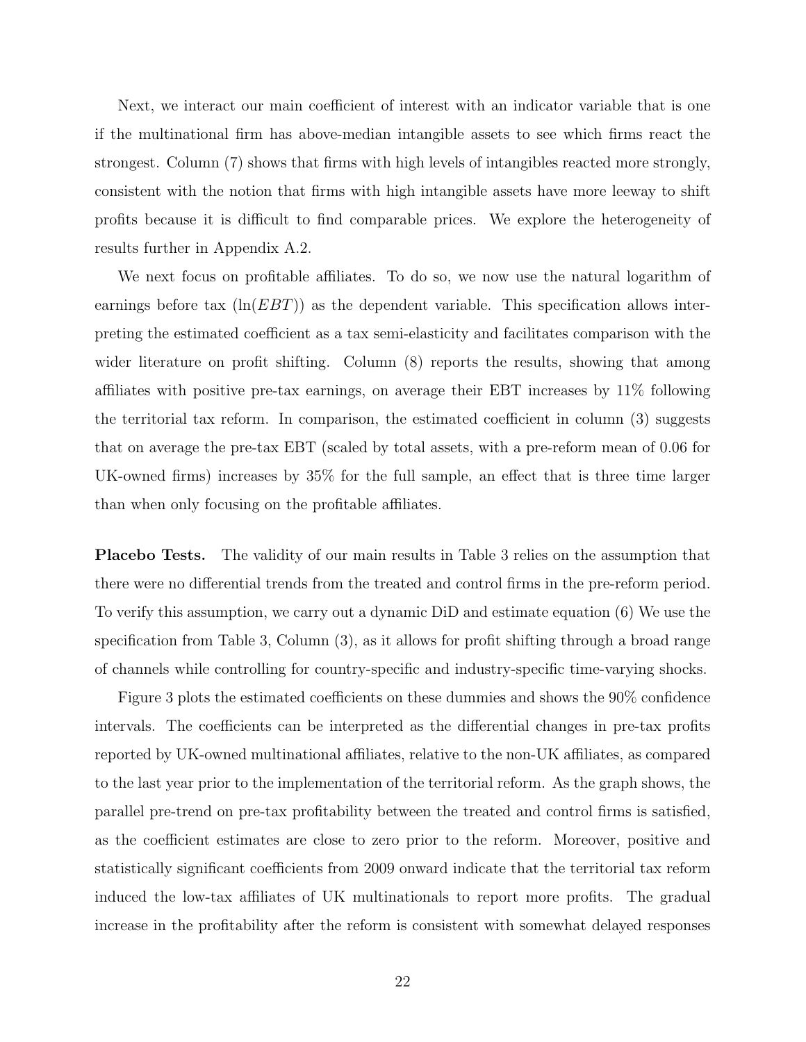Next, we interact our main coefficient of interest with an indicator variable that is one if the multinational firm has above-median intangible assets to see which firms react the strongest. Column (7) shows that firms with high levels of intangibles reacted more strongly, consistent with the notion that firms with high intangible assets have more leeway to shift profits because it is difficult to find comparable prices. We explore the heterogeneity of results further in Appendix A.2.

We next focus on profitable affiliates. To do so, we now use the natural logarithm of earnings before tax ($\ln(EBT)$) as the dependent variable. This specification allows interpreting the estimated coefficient as a tax semi-elasticity and facilitates comparison with the wider literature on profit shifting. Column (8) reports the results, showing that among affiliates with positive pre-tax earnings, on average their EBT increases by 11% following the territorial tax reform. In comparison, the estimated coefficient in column (3) suggests that on average the pre-tax EBT (scaled by total assets, with a pre-reform mean of 0.06 for UK-owned firms) increases by 35% for the full sample, an effect that is three time larger than when only focusing on the profitable affiliates.

**Placebo Tests.** The validity of our main results in Table 3 relies on the assumption that there were no differential trends from the treated and control firms in the pre-reform period. To verify this assumption, we carry out a dynamic DiD and estimate equation (6) We use the specification from Table 3, Column (3), as it allows for profit shifting through a broad range of channels while controlling for country-specific and industry-specific time-varying shocks.

Figure 3 plots the estimated coefficients on these dummies and shows the 90% confidence intervals. The coefficients can be interpreted as the differential changes in pre-tax profits reported by UK-owned multinational affiliates, relative to the non-UK affiliates, as compared to the last year prior to the implementation of the territorial reform. As the graph shows, the parallel pre-trend on pre-tax profitability between the treated and control firms is satisfied, as the coefficient estimates are close to zero prior to the reform. Moreover, positive and statistically significant coefficients from 2009 onward indicate that the territorial tax reform induced the low-tax affiliates of UK multinationals to report more profits. The gradual increase in the profitability after the reform is consistent with somewhat delayed responses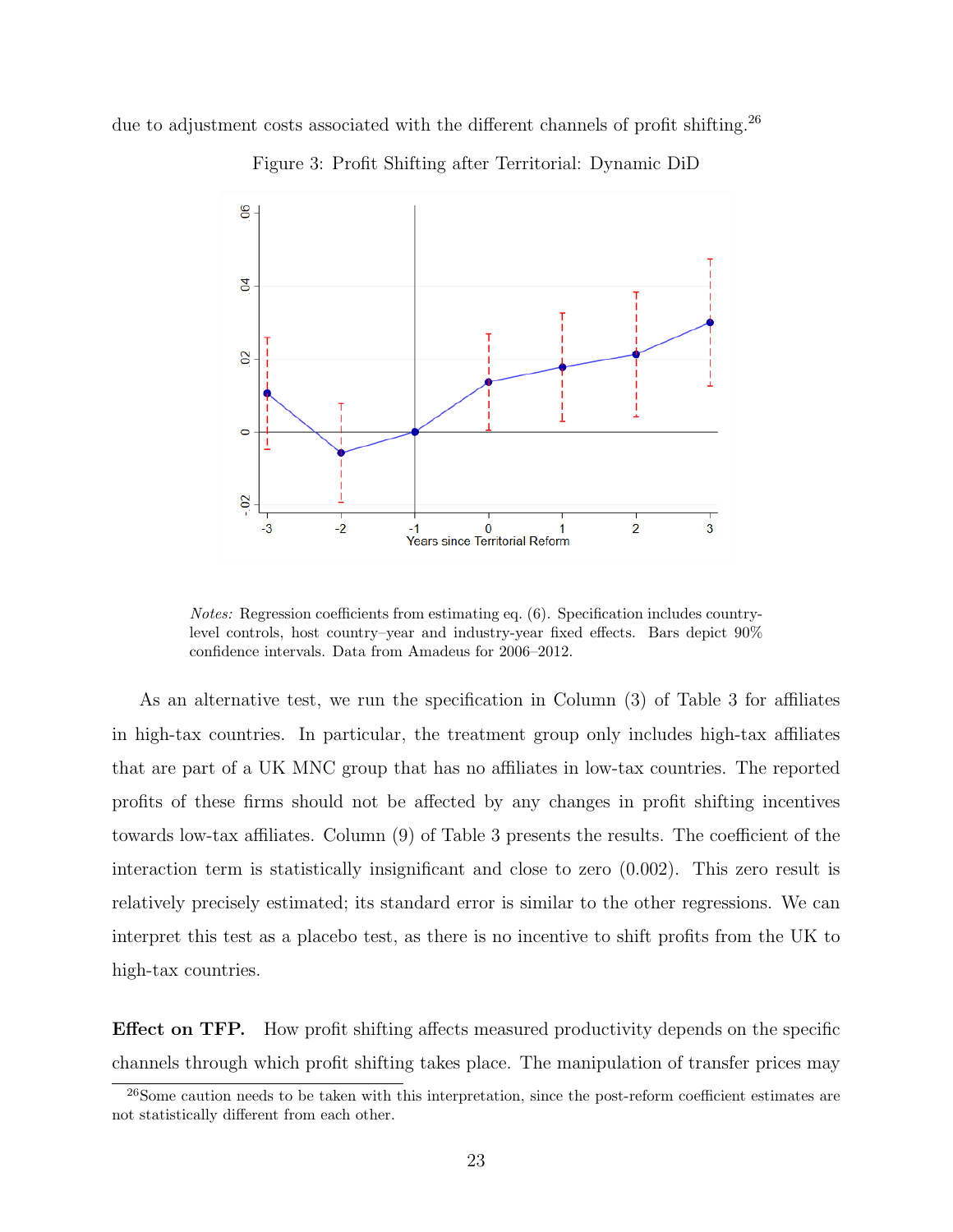due to adjustment costs associated with the different channels of profit shifting.[26]

Figure 3: Profit Shifting after Territorial: Dynamic DiD

*Notes:* Regression coefficients from estimating eq. (6). Specification includes country-level controls, host country–year and industry-year fixed effects. Bars depict 90% confidence intervals. Data from Amadeus for 2006–2012.

As an alternative test, we run the specification in Column (3) of Table 3 for affiliates in high-tax countries. In particular, the treatment group only includes high-tax affiliates that are part of a UK MNC group that has no affiliates in low-tax countries. The reported profits of these firms should not be affected by any changes in profit shifting incentives towards low-tax affiliates. Column (9) of Table 3 presents the results. The coefficient of the interaction term is statistically insignificant and close to zero (0.002). This zero result is relatively precisely estimated; its standard error is similar to the other regressions. We can interpret this test as a placebo test, as there is no incentive to shift profits from the UK to high-tax countries.

**Effect on TFP.** How profit shifting affects measured productivity depends on the specific channels through which profit shifting takes place. The manipulation of transfer prices may

[26] Some caution needs to be taken with this interpretation, since the post-reform coefficient estimates are not statistically different from each other.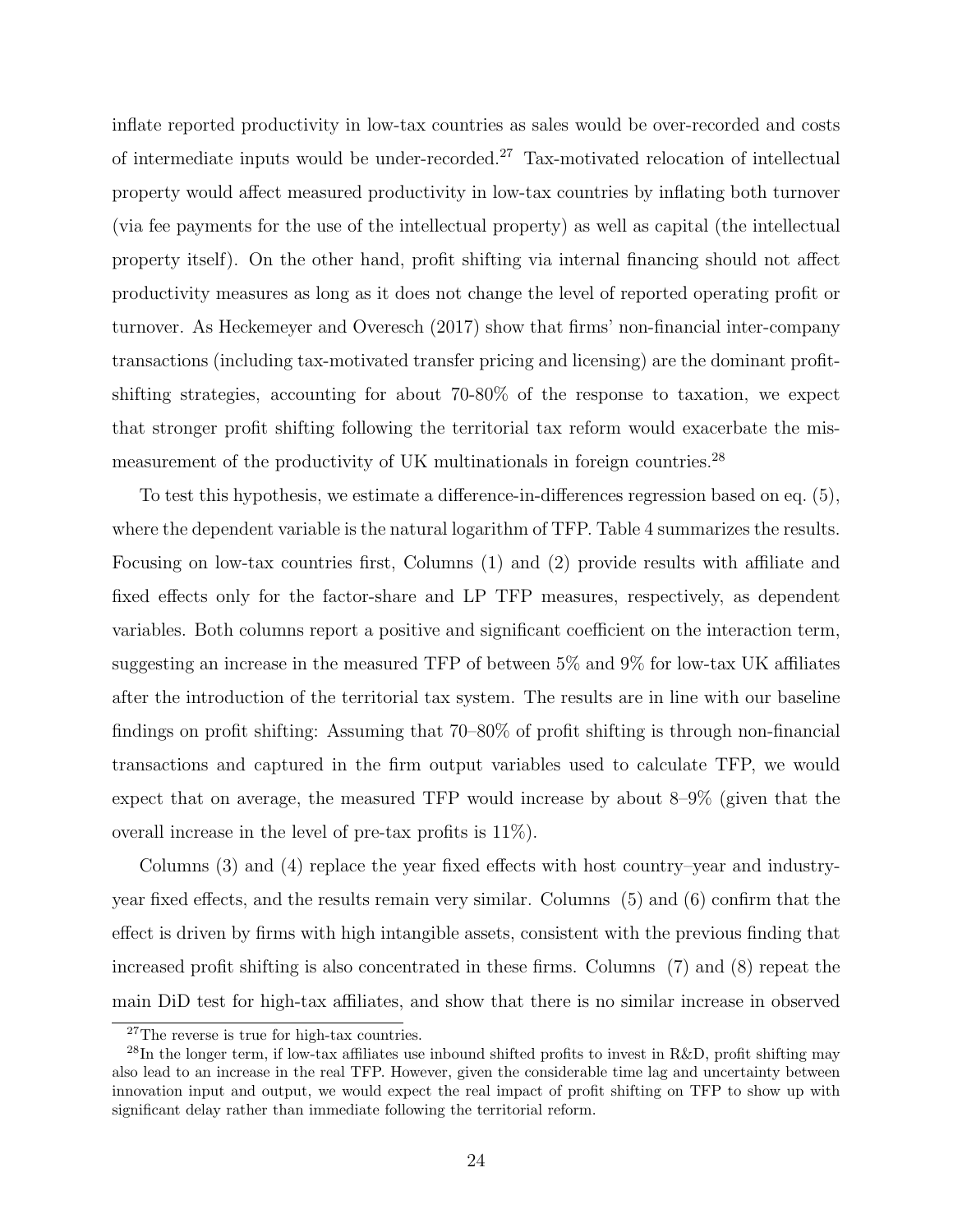inflate reported productivity in low-tax countries as sales would be over-recorded and costs of intermediate inputs would be under-recorded.[27] Tax-motivated relocation of intellectual property would affect measured productivity in low-tax countries by inflating both turnover (via fee payments for the use of the intellectual property) as well as capital (the intellectual property itself). On the other hand, profit shifting via internal financing should not affect productivity measures as long as it does not change the level of reported operating profit or turnover. As Heckemeyer and Overesch (2017) show that firms' non-financial inter-company transactions (including tax-motivated transfer pricing and licensing) are the dominant profit-shifting strategies, accounting for about 70-80% of the response to taxation, we expect that stronger profit shifting following the territorial tax reform would exacerbate the mis-measurement of the productivity of UK multinationals in foreign countries.[28]

To test this hypothesis, we estimate a difference-in-differences regression based on eq. (5), where the dependent variable is the natural logarithm of TFP. Table 4 summarizes the results. Focusing on low-tax countries first, Columns (1) and (2) provide results with affiliate and fixed effects only for the factor-share and LP TFP measures, respectively, as dependent variables. Both columns report a positive and significant coefficient on the interaction term, suggesting an increase in the measured TFP of between 5% and 9% for low-tax UK affiliates after the introduction of the territorial tax system. The results are in line with our baseline findings on profit shifting: Assuming that 70–80% of profit shifting is through non-financial transactions and captured in the firm output variables used to calculate TFP, we would expect that on average, the measured TFP would increase by about 8–9% (given that the overall increase in the level of pre-tax profits is 11%).

Columns (3) and (4) replace the year fixed effects with host country–year and industry-year fixed effects, and the results remain very similar. Columns (5) and (6) confirm that the effect is driven by firms with high intangible assets, consistent with the previous finding that increased profit shifting is also concentrated in these firms. Columns (7) and (8) repeat the main DiD test for high-tax affiliates, and show that there is no similar increase in observed

[27]The reverse is true for high-tax countries.

[28]In the longer term, if low-tax affiliates use inbound shifted profits to invest in R&D, profit shifting may also lead to an increase in the real TFP. However, given the considerable time lag and uncertainty between innovation input and output, we would expect the real impact of profit shifting on TFP to show up with significant delay rather than immediate following the territorial reform.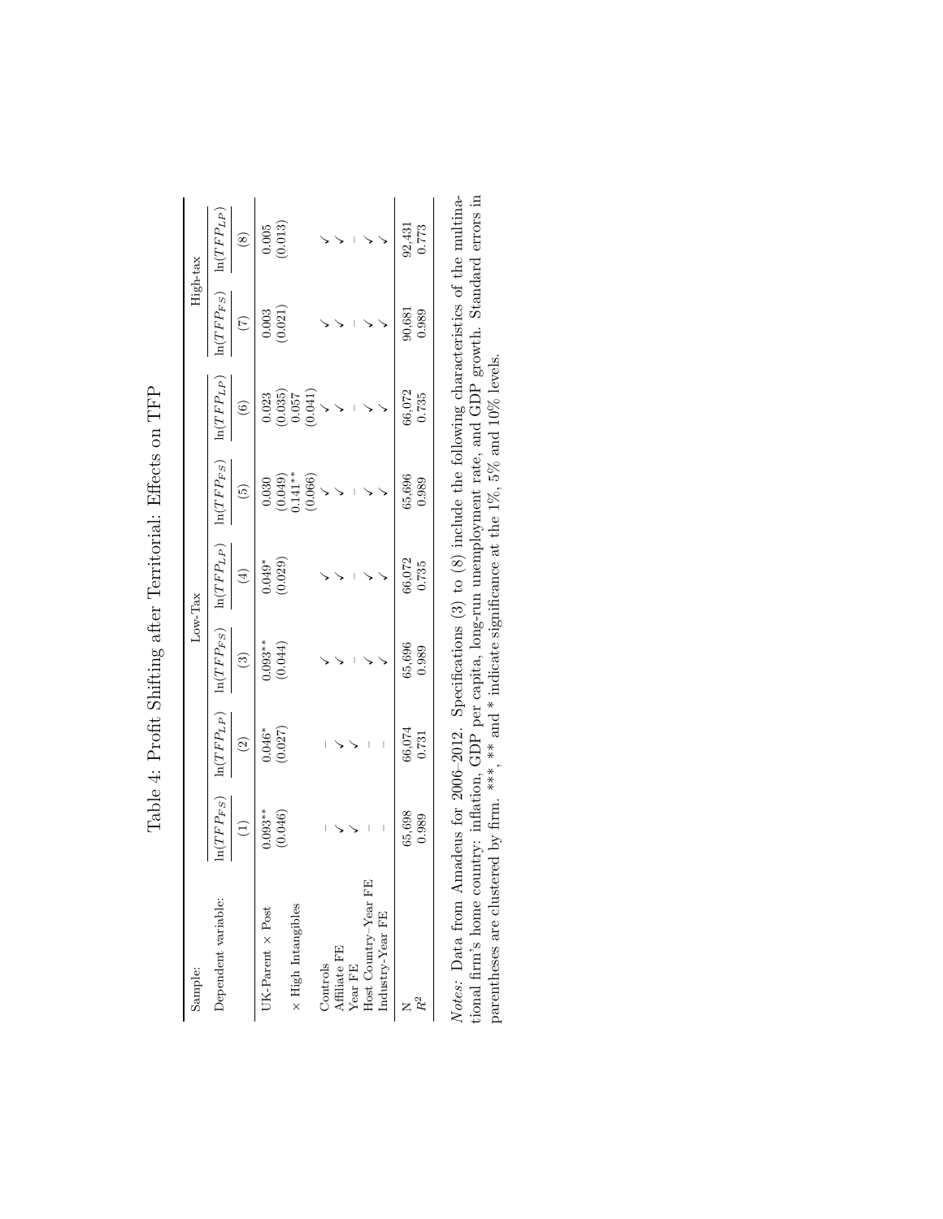Table 4: Profit Shifting after Territorial: Effects on TFP

| Sample: | Low-Tax | | | | | | High-tax | |
|---|---|---|---|---|---|---|---|---|
| Dependent variable: | $\ln(TFP_{FS})$ | $\ln(TFP_{LP})$ | $\ln(TFP_{FS})$ | $\ln(TFP_{LP})$ | $\ln(TFP_{FS})$ | $\ln(TFP_{LP})$ | $\ln(TFP_{FS})$ | $\ln(TFP_{LP})$ |
| | (1) | (2) | (3) | (4) | (5) | (6) | (7) | (8) |
| UK-Parent × Post | 0.093** | 0.046* | 0.093** | 0.049* | 0.030 | 0.023 | 0.003 | 0.005 |
| | (0.046) | (0.027) | (0.044) | (0.029) | (0.049) | (0.035) | (0.021) | (0.013) |
| × High Intangibles | | | | | 0.141** | 0.057 | | |
| | | | | | (0.066) | (0.041) | | |
| Controls | – | – | ✓ | ✓ | ✓ | ✓ | ✓ | ✓ |
| Affiliate FE | ✓ | ✓ | ✓ | ✓ | ✓ | ✓ | ✓ | ✓ |
| Year FE | ✓ | ✓ | – | – | – | – | – | – |
| Host Country–Year FE | – | – | ✓ | ✓ | ✓ | ✓ | ✓ | ✓ |
| Industry-Year FE | – | – | ✓ | ✓ | ✓ | ✓ | ✓ | ✓ |
| N | 65,698 | 66,074 | 65,696 | 66,072 | 65,696 | 66,072 | 90,681 | 92,431 |
| $R^2$ | 0.989 | 0.731 | 0.989 | 0.735 | 0.989 | 0.735 | 0.989 | 0.773 |

*Notes:* Data from Amadeus for 2006–2012. Specifications (3) to (8) include the following characteristics of the multinational firm's home country: inflation, GDP per capita, long-run unemployment rate, and GDP growth. Standard errors in parentheses are clustered by firm. ***, ** and * indicate significance at the 1%, 5% and 10% levels.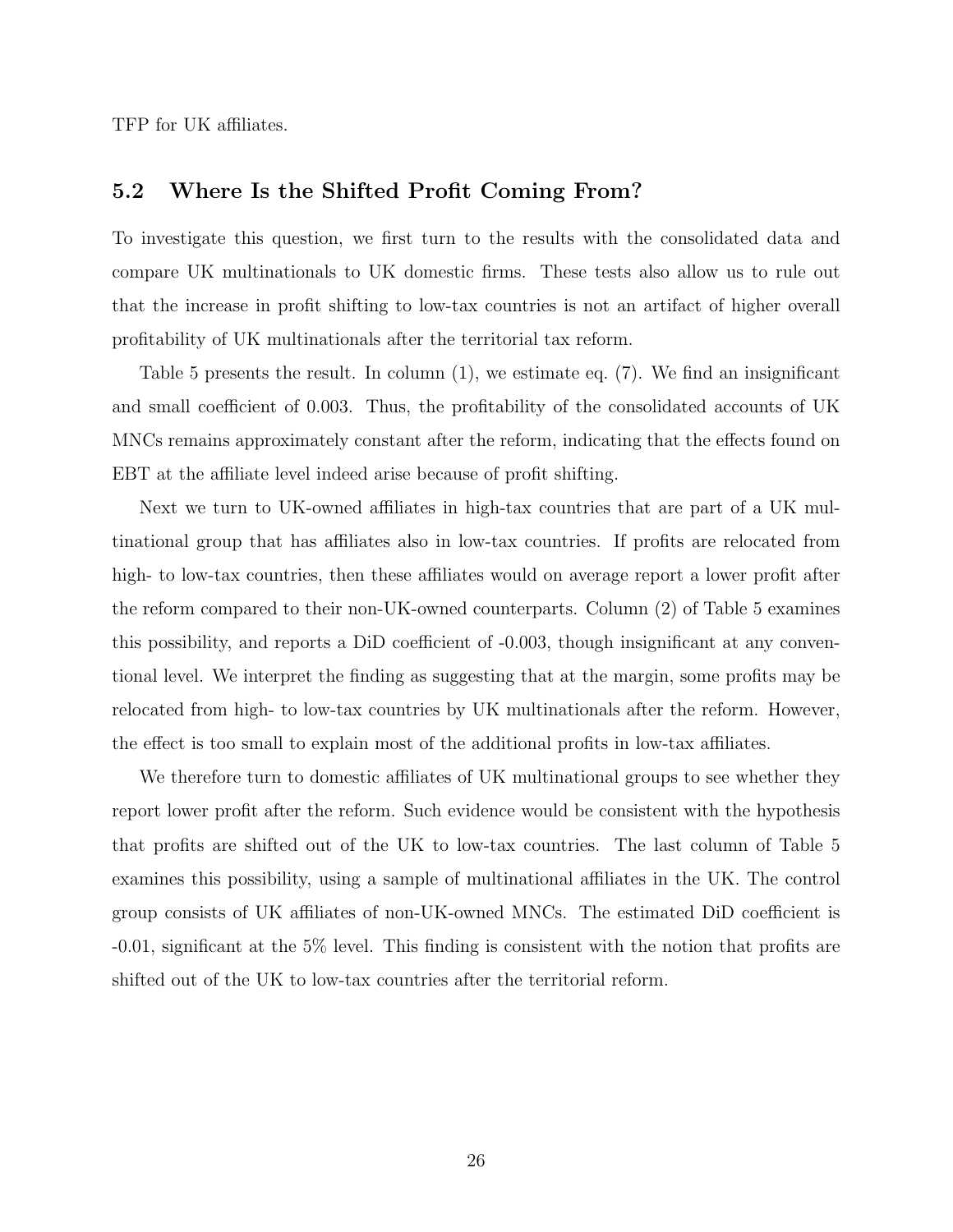TFP for UK affiliates.

## 5.2 Where Is the Shifted Profit Coming From?

To investigate this question, we first turn to the results with the consolidated data and compare UK multinationals to UK domestic firms. These tests also allow us to rule out that the increase in profit shifting to low-tax countries is not an artifact of higher overall profitability of UK multinationals after the territorial tax reform.

Table 5 presents the result. In column (1), we estimate eq. (7). We find an insignificant and small coefficient of 0.003. Thus, the profitability of the consolidated accounts of UK MNCs remains approximately constant after the reform, indicating that the effects found on EBT at the affiliate level indeed arise because of profit shifting.

Next we turn to UK-owned affiliates in high-tax countries that are part of a UK multinational group that has affiliates also in low-tax countries. If profits are relocated from high- to low-tax countries, then these affiliates would on average report a lower profit after the reform compared to their non-UK-owned counterparts. Column (2) of Table 5 examines this possibility, and reports a DiD coefficient of -0.003, though insignificant at any conventional level. We interpret the finding as suggesting that at the margin, some profits may be relocated from high- to low-tax countries by UK multinationals after the reform. However, the effect is too small to explain most of the additional profits in low-tax affiliates.

We therefore turn to domestic affiliates of UK multinational groups to see whether they report lower profit after the reform. Such evidence would be consistent with the hypothesis that profits are shifted out of the UK to low-tax countries. The last column of Table 5 examines this possibility, using a sample of multinational affiliates in the UK. The control group consists of UK affiliates of non-UK-owned MNCs. The estimated DiD coefficient is -0.01, significant at the 5% level. This finding is consistent with the notion that profits are shifted out of the UK to low-tax countries after the territorial reform.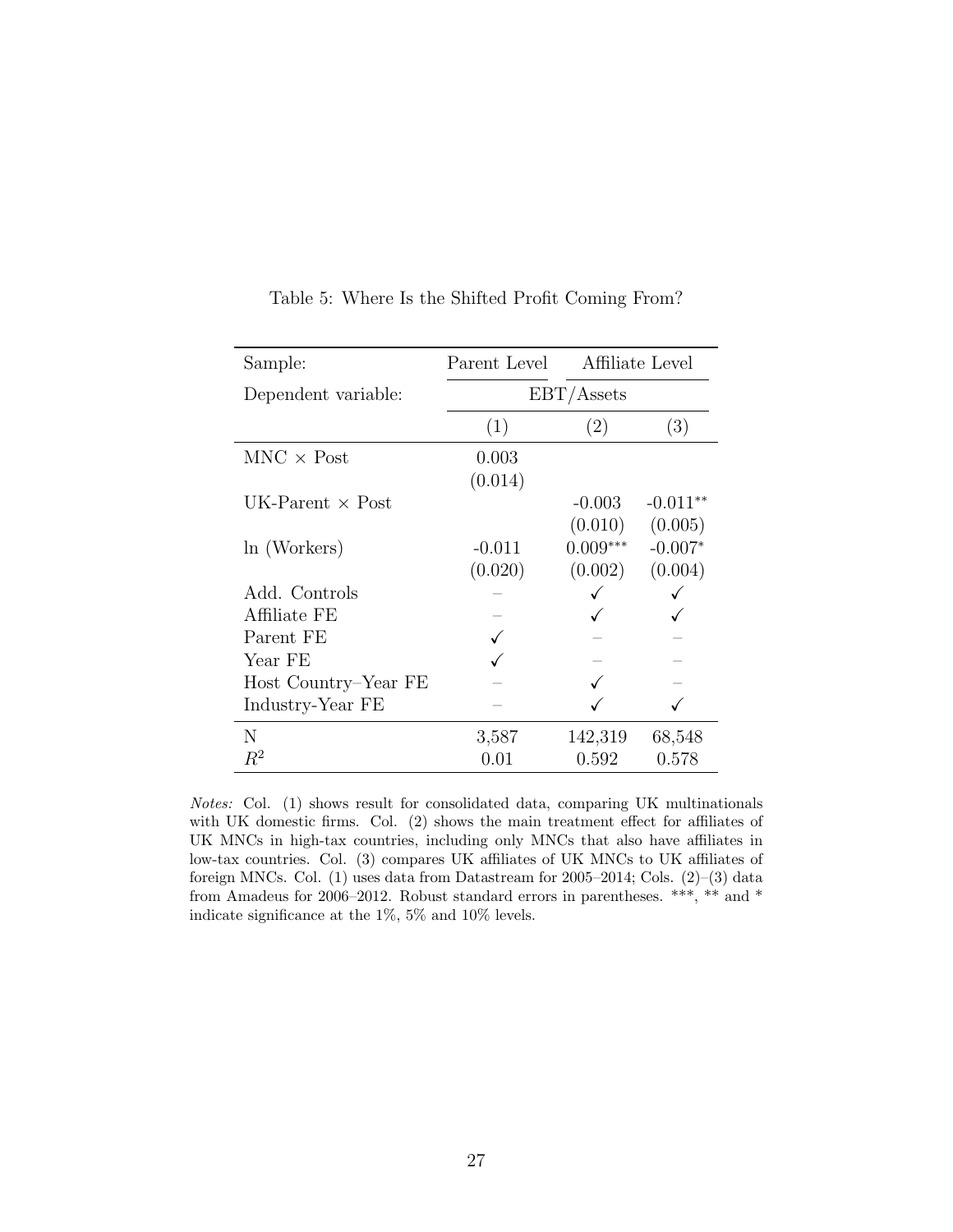Table 5: Where Is the Shifted Profit Coming From?

| Sample: | Parent Level | Affiliate Level | |
|---|---|---|---|
| Dependent variable: | EBT/Assets | | |
| | (1) | (2) | (3) |
| MNC × Post | 0.003 | | |
| | (0.014) | | |
| UK-Parent × Post | | -0.003 | -0.011** |
| | | (0.010) | (0.005) |
| ln (Workers) | -0.011 | 0.009*** | -0.007* |
| | (0.020) | (0.002) | (0.004) |
| Add. Controls | – | ✓ | ✓ |
| Affiliate FE | – | ✓ | ✓ |
| Parent FE | ✓ | – | – |
| Year FE | ✓ | – | – |
| Host Country–Year FE | – | ✓ | – |
| Industry-Year FE | – | ✓ | ✓ |
| N | 3,587 | 142,319 | 68,548 |
| $R^2$ | 0.01 | 0.592 | 0.578 |

*Notes:* Col. (1) shows result for consolidated data, comparing UK multinationals with UK domestic firms. Col. (2) shows the main treatment effect for affiliates of UK MNCs in high-tax countries, including only MNCs that also have affiliates in low-tax countries. Col. (3) compares UK affiliates of UK MNCs to UK affiliates of foreign MNCs. Col. (1) uses data from Datastream for 2005–2014; Cols. (2)–(3) data from Amadeus for 2006–2012. Robust standard errors in parentheses. ***, ** and * indicate significance at the 1%, 5% and 10% levels.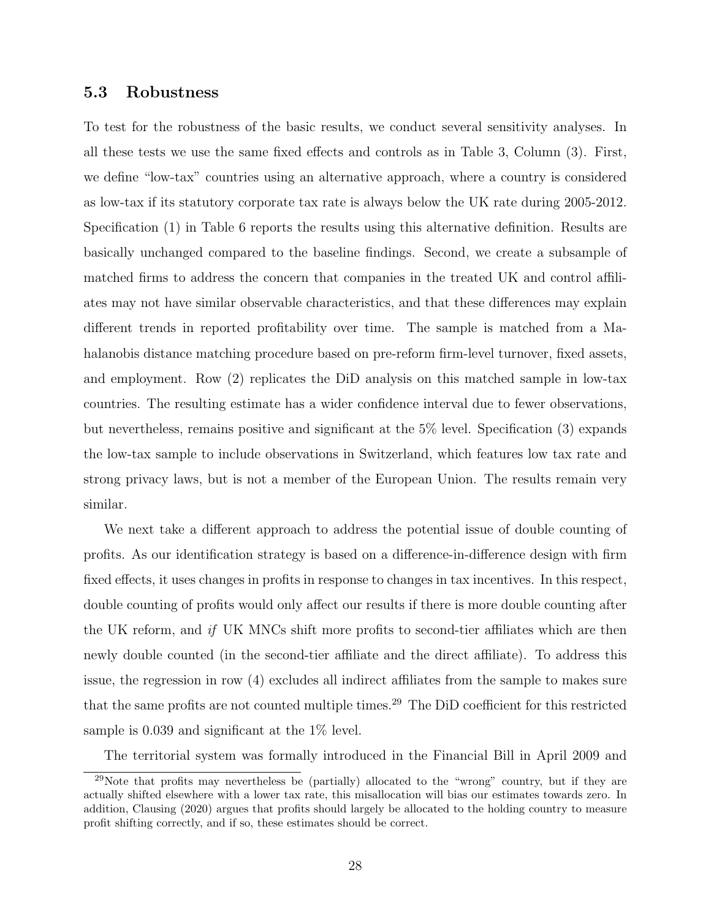### 5.3 Robustness

To test for the robustness of the basic results, we conduct several sensitivity analyses. In all these tests we use the same fixed effects and controls as in Table 3, Column (3). First, we define "low-tax" countries using an alternative approach, where a country is considered as low-tax if its statutory corporate tax rate is always below the UK rate during 2005-2012. Specification (1) in Table 6 reports the results using this alternative definition. Results are basically unchanged compared to the baseline findings. Second, we create a subsample of matched firms to address the concern that companies in the treated UK and control affiliates may not have similar observable characteristics, and that these differences may explain different trends in reported profitability over time. The sample is matched from a Mahalanobis distance matching procedure based on pre-reform firm-level turnover, fixed assets, and employment. Row (2) replicates the DiD analysis on this matched sample in low-tax countries. The resulting estimate has a wider confidence interval due to fewer observations, but nevertheless, remains positive and significant at the 5% level. Specification (3) expands the low-tax sample to include observations in Switzerland, which features low tax rate and strong privacy laws, but is not a member of the European Union. The results remain very similar.

We next take a different approach to address the potential issue of double counting of profits. As our identification strategy is based on a difference-in-difference design with firm fixed effects, it uses changes in profits in response to changes in tax incentives. In this respect, double counting of profits would only affect our results if there is more double counting after the UK reform, and *if* UK MNCs shift more profits to second-tier affiliates which are then newly double counted (in the second-tier affiliate and the direct affiliate). To address this issue, the regression in row (4) excludes all indirect affiliates from the sample to makes sure that the same profits are not counted multiple times.[29] The DiD coefficient for this restricted sample is 0.039 and significant at the 1% level.

The territorial system was formally introduced in the Financial Bill in April 2009 and

[29] Note that profits may nevertheless be (partially) allocated to the "wrong" country, but if they are actually shifted elsewhere with a lower tax rate, this misallocation will bias our estimates towards zero. In addition, Clausing (2020) argues that profits should largely be allocated to the holding country to measure profit shifting correctly, and if so, these estimates should be correct.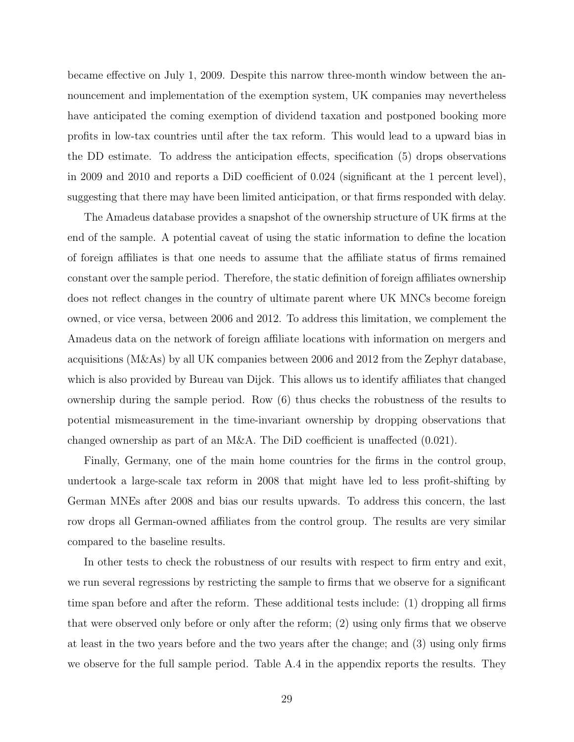became effective on July 1, 2009. Despite this narrow three-month window between the announcement and implementation of the exemption system, UK companies may nevertheless have anticipated the coming exemption of dividend taxation and postponed booking more profits in low-tax countries until after the tax reform. This would lead to a upward bias in the DD estimate. To address the anticipation effects, specification (5) drops observations in 2009 and 2010 and reports a DiD coefficient of 0.024 (significant at the 1 percent level), suggesting that there may have been limited anticipation, or that firms responded with delay.

The Amadeus database provides a snapshot of the ownership structure of UK firms at the end of the sample. A potential caveat of using the static information to define the location of foreign affiliates is that one needs to assume that the affiliate status of firms remained constant over the sample period. Therefore, the static definition of foreign affiliates ownership does not reflect changes in the country of ultimate parent where UK MNCs become foreign owned, or vice versa, between 2006 and 2012. To address this limitation, we complement the Amadeus data on the network of foreign affiliate locations with information on mergers and acquisitions (M&As) by all UK companies between 2006 and 2012 from the Zephyr database, which is also provided by Bureau van Dijck. This allows us to identify affiliates that changed ownership during the sample period. Row (6) thus checks the robustness of the results to potential mismeasurement in the time-invariant ownership by dropping observations that changed ownership as part of an M&A. The DiD coefficient is unaffected (0.021).

Finally, Germany, one of the main home countries for the firms in the control group, undertook a large-scale tax reform in 2008 that might have led to less profit-shifting by German MNEs after 2008 and bias our results upwards. To address this concern, the last row drops all German-owned affiliates from the control group. The results are very similar compared to the baseline results.

In other tests to check the robustness of our results with respect to firm entry and exit, we run several regressions by restricting the sample to firms that we observe for a significant time span before and after the reform. These additional tests include: (1) dropping all firms that were observed only before or only after the reform; (2) using only firms that we observe at least in the two years before and the two years after the change; and (3) using only firms we observe for the full sample period. Table A.4 in the appendix reports the results. They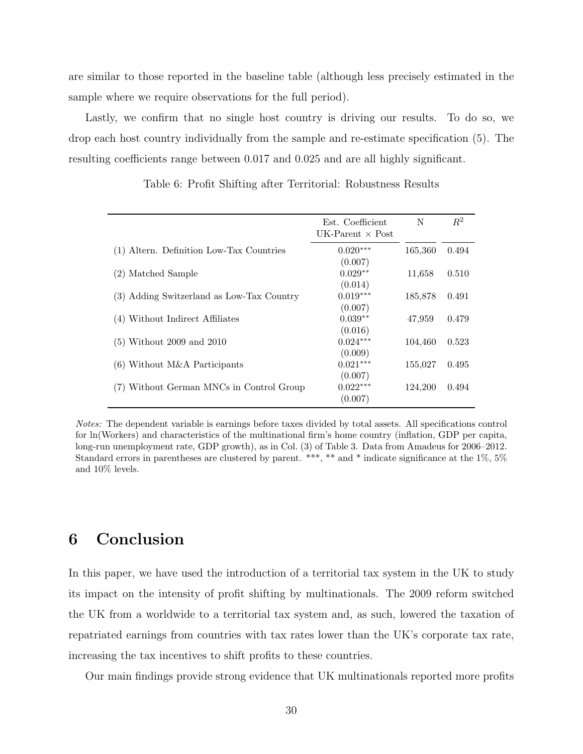are similar to those reported in the baseline table (although less precisely estimated in the sample where we require observations for the full period).

Lastly, we confirm that no single host country is driving our results. To do so, we drop each host country individually from the sample and re-estimate specification (5). The resulting coefficients range between 0.017 and 0.025 and are all highly significant.

Table 6: Profit Shifting after Territorial: Robustness Results

| | Est. Coefficient UK-Parent × Post | N | $R^2$ |
|---|---|---|---|
| (1) Altern. Definition Low-Tax Countries | 0.020*** | 165,360 | 0.494 |
| | (0.007) | | |
| (2) Matched Sample | 0.029** | 11,658 | 0.510 |
| | (0.014) | | |
| (3) Adding Switzerland as Low-Tax Country | 0.019*** | 185,878 | 0.491 |
| | (0.007) | | |
| (4) Without Indirect Affiliates | 0.039** | 47,959 | 0.479 |
| | (0.016) | | |
| (5) Without 2009 and 2010 | 0.024*** | 104,460 | 0.523 |
| | (0.009) | | |
| (6) Without M&A Participants | 0.021*** | 155,027 | 0.495 |
| | (0.007) | | |
| (7) Without German MNCs in Control Group | 0.022*** | 124,200 | 0.494 |
| | (0.007) | | |

*Notes:* The dependent variable is earnings before taxes divided by total assets. All specifications control for ln(Workers) and characteristics of the multinational firm's home country (inflation, GDP per capita, long-run unemployment rate, GDP growth), as in Col. (3) of Table 3. Data from Amadeus for 2006–2012. Standard errors in parentheses are clustered by parent. ***, ** and * indicate significance at the 1%, 5% and 10% levels.

# 6 Conclusion

In this paper, we have used the introduction of a territorial tax system in the UK to study its impact on the intensity of profit shifting by multinationals. The 2009 reform switched the UK from a worldwide to a territorial tax system and, as such, lowered the taxation of repatriated earnings from countries with tax rates lower than the UK's corporate tax rate, increasing the tax incentives to shift profits to these countries.

Our main findings provide strong evidence that UK multinationals reported more profits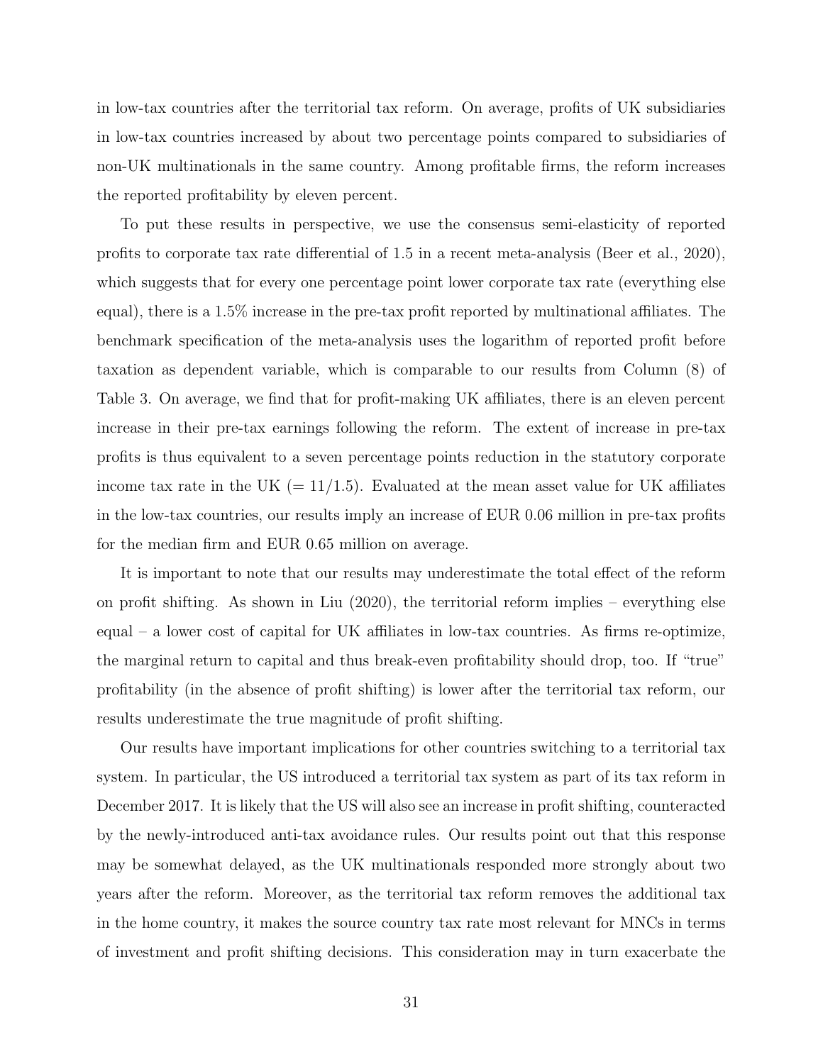in low-tax countries after the territorial tax reform. On average, profits of UK subsidiaries in low-tax countries increased by about two percentage points compared to subsidiaries of non-UK multinationals in the same country. Among profitable firms, the reform increases the reported profitability by eleven percent.

To put these results in perspective, we use the consensus semi-elasticity of reported profits to corporate tax rate differential of 1.5 in a recent meta-analysis (Beer et al., 2020), which suggests that for every one percentage point lower corporate tax rate (everything else equal), there is a 1.5% increase in the pre-tax profit reported by multinational affiliates. The benchmark specification of the meta-analysis uses the logarithm of reported profit before taxation as dependent variable, which is comparable to our results from Column (8) of Table 3. On average, we find that for profit-making UK affiliates, there is an eleven percent increase in their pre-tax earnings following the reform. The extent of increase in pre-tax profits is thus equivalent to a seven percentage points reduction in the statutory corporate income tax rate in the UK (= 11/1.5). Evaluated at the mean asset value for UK affiliates in the low-tax countries, our results imply an increase of EUR 0.06 million in pre-tax profits for the median firm and EUR 0.65 million on average.

It is important to note that our results may underestimate the total effect of the reform on profit shifting. As shown in Liu (2020), the territorial reform implies – everything else equal – a lower cost of capital for UK affiliates in low-tax countries. As firms re-optimize, the marginal return to capital and thus break-even profitability should drop, too. If "true" profitability (in the absence of profit shifting) is lower after the territorial tax reform, our results underestimate the true magnitude of profit shifting.

Our results have important implications for other countries switching to a territorial tax system. In particular, the US introduced a territorial tax system as part of its tax reform in December 2017. It is likely that the US will also see an increase in profit shifting, counteracted by the newly-introduced anti-tax avoidance rules. Our results point out that this response may be somewhat delayed, as the UK multinationals responded more strongly about two years after the reform. Moreover, as the territorial tax reform removes the additional tax in the home country, it makes the source country tax rate most relevant for MNCs in terms of investment and profit shifting decisions. This consideration may in turn exacerbate the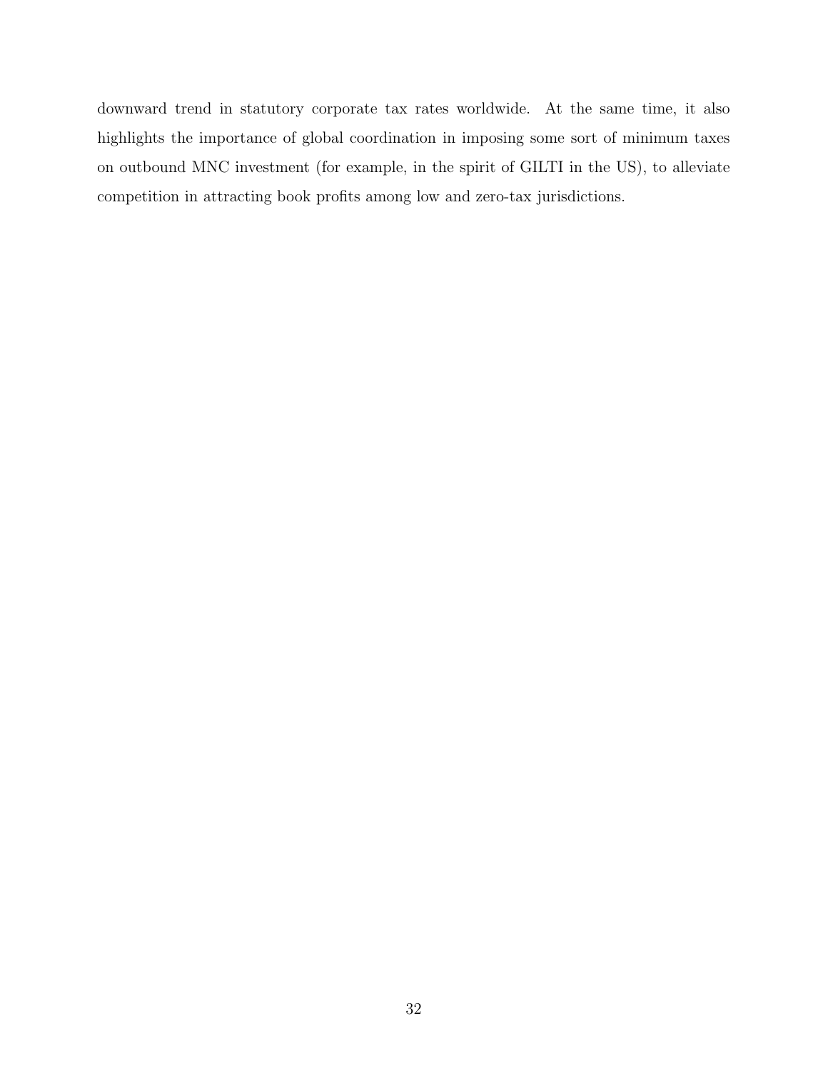downward trend in statutory corporate tax rates worldwide. At the same time, it also highlights the importance of global coordination in imposing some sort of minimum taxes on outbound MNC investment (for example, in the spirit of GILTI in the US), to alleviate competition in attracting book profits among low and zero-tax jurisdictions.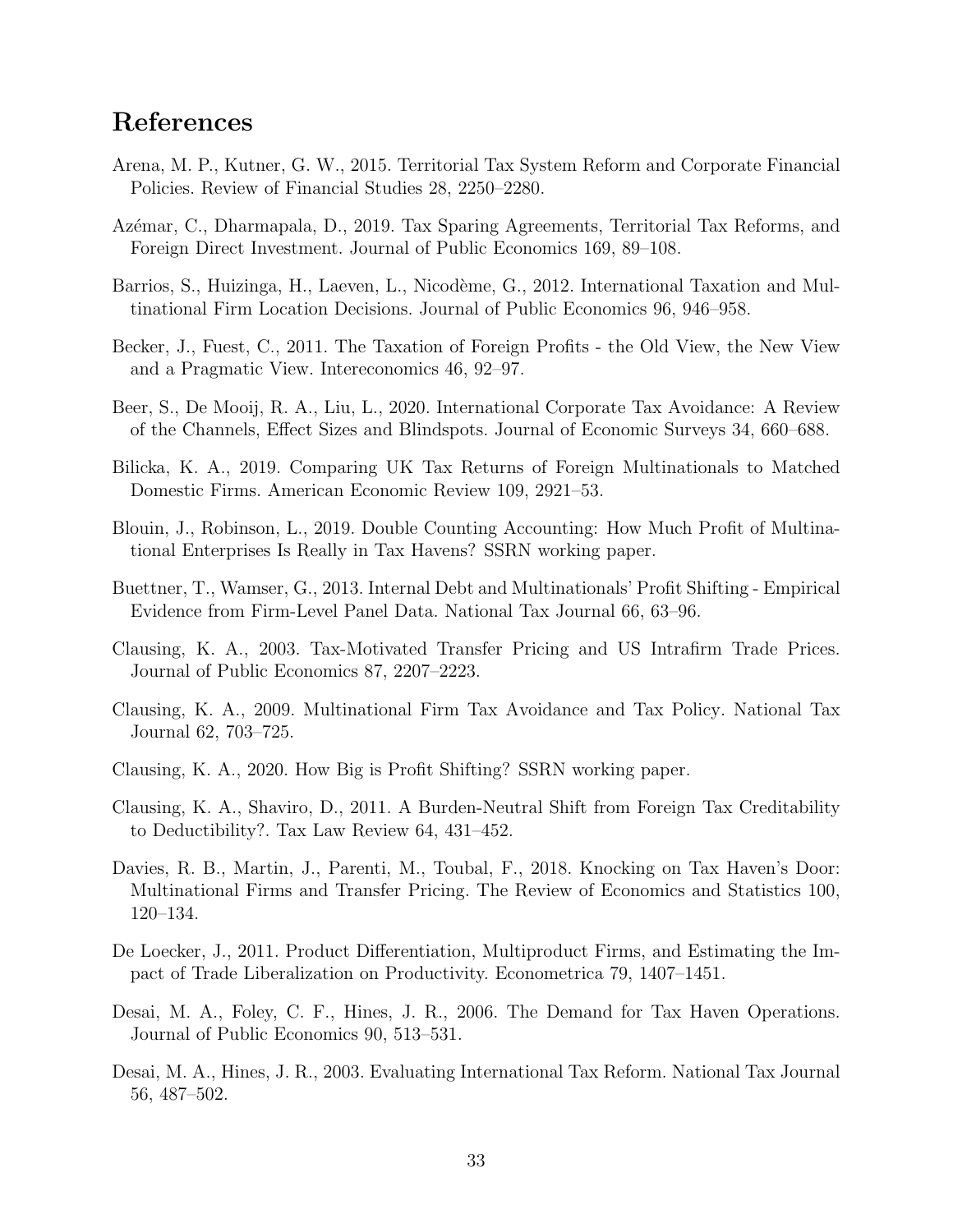## References

Arena, M. P., Kutner, G. W., 2015. Territorial Tax System Reform and Corporate Financial Policies. Review of Financial Studies 28, 2250–2280.

Azémar, C., Dharmapala, D., 2019. Tax Sparing Agreements, Territorial Tax Reforms, and Foreign Direct Investment. Journal of Public Economics 169, 89–108.

Barrios, S., Huizinga, H., Laeven, L., Nicodème, G., 2012. International Taxation and Multinational Firm Location Decisions. Journal of Public Economics 96, 946–958.

Becker, J., Fuest, C., 2011. The Taxation of Foreign Profits - the Old View, the New View and a Pragmatic View. Intereconomics 46, 92–97.

Beer, S., De Mooij, R. A., Liu, L., 2020. International Corporate Tax Avoidance: A Review of the Channels, Effect Sizes and Blindspots. Journal of Economic Surveys 34, 660–688.

Bilicka, K. A., 2019. Comparing UK Tax Returns of Foreign Multinationals to Matched Domestic Firms. American Economic Review 109, 2921–53.

Blouin, J., Robinson, L., 2019. Double Counting Accounting: How Much Profit of Multinational Enterprises Is Really in Tax Havens? SSRN working paper.

Buettner, T., Wamser, G., 2013. Internal Debt and Multinationals' Profit Shifting - Empirical Evidence from Firm-Level Panel Data. National Tax Journal 66, 63–96.

Clausing, K. A., 2003. Tax-Motivated Transfer Pricing and US Intrafirm Trade Prices. Journal of Public Economics 87, 2207–2223.

Clausing, K. A., 2009. Multinational Firm Tax Avoidance and Tax Policy. National Tax Journal 62, 703–725.

Clausing, K. A., 2020. How Big is Profit Shifting? SSRN working paper.

Clausing, K. A., Shaviro, D., 2011. A Burden-Neutral Shift from Foreign Tax Creditability to Deductibility?. Tax Law Review 64, 431–452.

Davies, R. B., Martin, J., Parenti, M., Toubal, F., 2018. Knocking on Tax Haven's Door: Multinational Firms and Transfer Pricing. The Review of Economics and Statistics 100, 120–134.

De Loecker, J., 2011. Product Differentiation, Multiproduct Firms, and Estimating the Impact of Trade Liberalization on Productivity. Econometrica 79, 1407–1451.

Desai, M. A., Foley, C. F., Hines, J. R., 2006. The Demand for Tax Haven Operations. Journal of Public Economics 90, 513–531.

Desai, M. A., Hines, J. R., 2003. Evaluating International Tax Reform. National Tax Journal 56, 487–502.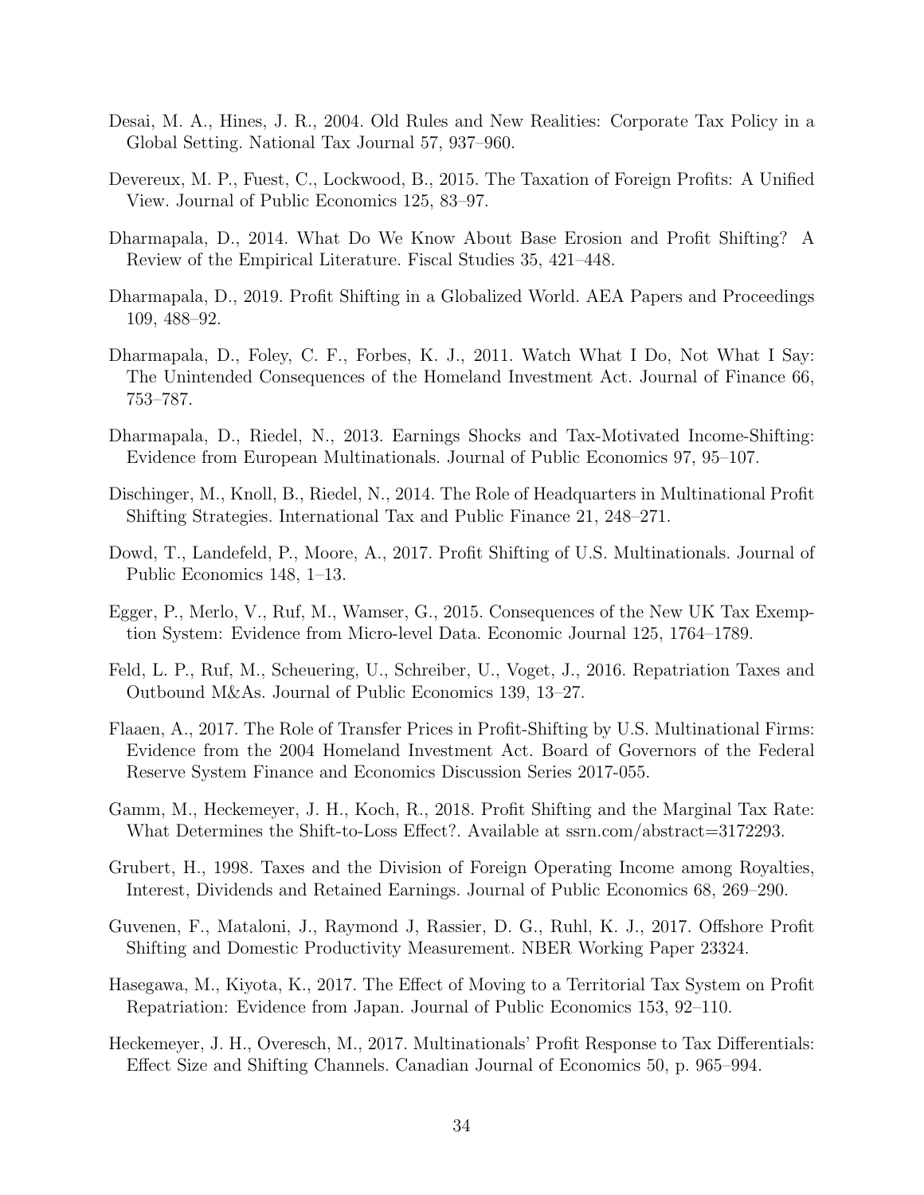Desai, M. A., Hines, J. R., 2004. Old Rules and New Realities: Corporate Tax Policy in a Global Setting. National Tax Journal 57, 937–960.

Devereux, M. P., Fuest, C., Lockwood, B., 2015. The Taxation of Foreign Profits: A Unified View. Journal of Public Economics 125, 83–97.

Dharmapala, D., 2014. What Do We Know About Base Erosion and Profit Shifting? A Review of the Empirical Literature. Fiscal Studies 35, 421–448.

Dharmapala, D., 2019. Profit Shifting in a Globalized World. AEA Papers and Proceedings 109, 488–92.

Dharmapala, D., Foley, C. F., Forbes, K. J., 2011. Watch What I Do, Not What I Say: The Unintended Consequences of the Homeland Investment Act. Journal of Finance 66, 753–787.

Dharmapala, D., Riedel, N., 2013. Earnings Shocks and Tax-Motivated Income-Shifting: Evidence from European Multinationals. Journal of Public Economics 97, 95–107.

Dischinger, M., Knoll, B., Riedel, N., 2014. The Role of Headquarters in Multinational Profit Shifting Strategies. International Tax and Public Finance 21, 248–271.

Dowd, T., Landefeld, P., Moore, A., 2017. Profit Shifting of U.S. Multinationals. Journal of Public Economics 148, 1–13.

Egger, P., Merlo, V., Ruf, M., Wamser, G., 2015. Consequences of the New UK Tax Exemption System: Evidence from Micro-level Data. Economic Journal 125, 1764–1789.

Feld, L. P., Ruf, M., Scheuering, U., Schreiber, U., Voget, J., 2016. Repatriation Taxes and Outbound M&As. Journal of Public Economics 139, 13–27.

Flaaen, A., 2017. The Role of Transfer Prices in Profit-Shifting by U.S. Multinational Firms: Evidence from the 2004 Homeland Investment Act. Board of Governors of the Federal Reserve System Finance and Economics Discussion Series 2017-055.

Gamm, M., Heckemeyer, J. H., Koch, R., 2018. Profit Shifting and the Marginal Tax Rate: What Determines the Shift-to-Loss Effect?. Available at ssrn.com/abstract=3172293.

Grubert, H., 1998. Taxes and the Division of Foreign Operating Income among Royalties, Interest, Dividends and Retained Earnings. Journal of Public Economics 68, 269–290.

Guvenen, F., Mataloni, J., Raymond J, Rassier, D. G., Ruhl, K. J., 2017. Offshore Profit Shifting and Domestic Productivity Measurement. NBER Working Paper 23324.

Hasegawa, M., Kiyota, K., 2017. The Effect of Moving to a Territorial Tax System on Profit Repatriation: Evidence from Japan. Journal of Public Economics 153, 92–110.

Heckemeyer, J. H., Overesch, M., 2017. Multinationals' Profit Response to Tax Differentials: Effect Size and Shifting Channels. Canadian Journal of Economics 50, p. 965–994.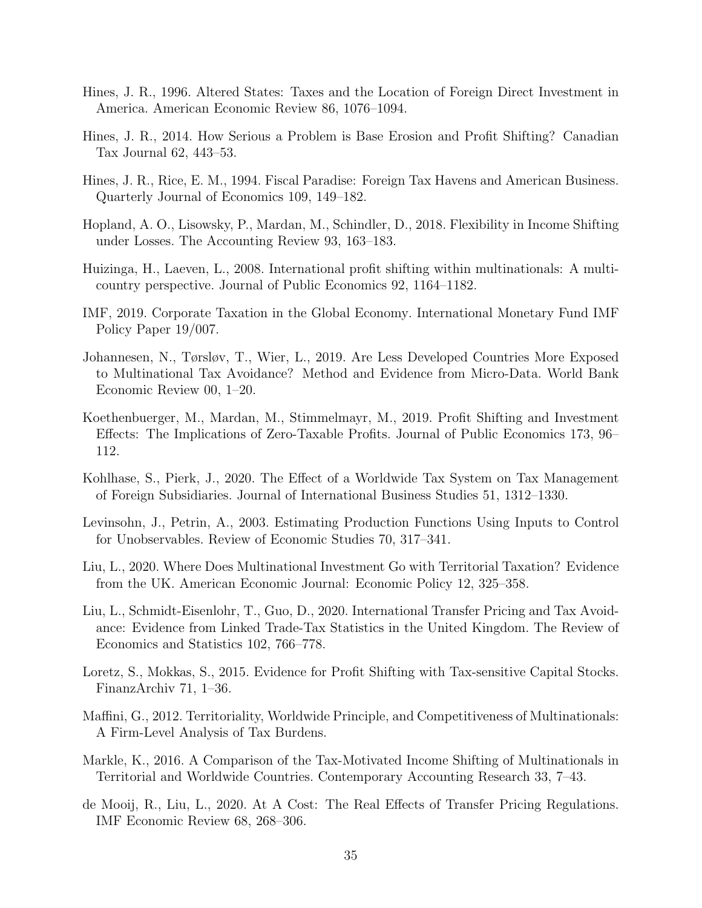Hines, J. R., 1996. Altered States: Taxes and the Location of Foreign Direct Investment in America. American Economic Review 86, 1076–1094.

Hines, J. R., 2014. How Serious a Problem is Base Erosion and Profit Shifting? Canadian Tax Journal 62, 443–53.

Hines, J. R., Rice, E. M., 1994. Fiscal Paradise: Foreign Tax Havens and American Business. Quarterly Journal of Economics 109, 149–182.

Hopland, A. O., Lisowsky, P., Mardan, M., Schindler, D., 2018. Flexibility in Income Shifting under Losses. The Accounting Review 93, 163–183.

Huizinga, H., Laeven, L., 2008. International profit shifting within multinationals: A multi-country perspective. Journal of Public Economics 92, 1164–1182.

IMF, 2019. Corporate Taxation in the Global Economy. International Monetary Fund IMF Policy Paper 19/007.

Johannesen, N., Tørsløv, T., Wier, L., 2019. Are Less Developed Countries More Exposed to Multinational Tax Avoidance? Method and Evidence from Micro-Data. World Bank Economic Review 00, 1–20.

Koethenbuerger, M., Mardan, M., Stimmelmayr, M., 2019. Profit Shifting and Investment Effects: The Implications of Zero-Taxable Profits. Journal of Public Economics 173, 96–112.

Kohlhase, S., Pierk, J., 2020. The Effect of a Worldwide Tax System on Tax Management of Foreign Subsidiaries. Journal of International Business Studies 51, 1312–1330.

Levinsohn, J., Petrin, A., 2003. Estimating Production Functions Using Inputs to Control for Unobservables. Review of Economic Studies 70, 317–341.

Liu, L., 2020. Where Does Multinational Investment Go with Territorial Taxation? Evidence from the UK. American Economic Journal: Economic Policy 12, 325–358.

Liu, L., Schmidt-Eisenlohr, T., Guo, D., 2020. International Transfer Pricing and Tax Avoidance: Evidence from Linked Trade-Tax Statistics in the United Kingdom. The Review of Economics and Statistics 102, 766–778.

Loretz, S., Mokkas, S., 2015. Evidence for Profit Shifting with Tax-sensitive Capital Stocks. FinanzArchiv 71, 1–36.

Maffini, G., 2012. Territoriality, Worldwide Principle, and Competitiveness of Multinationals: A Firm-Level Analysis of Tax Burdens.

Markle, K., 2016. A Comparison of the Tax-Motivated Income Shifting of Multinationals in Territorial and Worldwide Countries. Contemporary Accounting Research 33, 7–43.

de Mooij, R., Liu, L., 2020. At A Cost: The Real Effects of Transfer Pricing Regulations. IMF Economic Review 68, 268–306.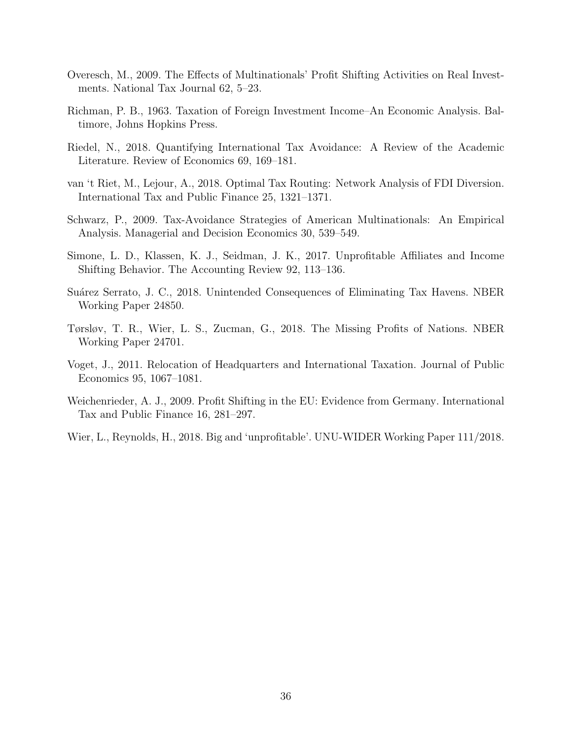Overesch, M., 2009. The Effects of Multinationals' Profit Shifting Activities on Real Investments. National Tax Journal 62, 5–23.

Richman, P. B., 1963. Taxation of Foreign Investment Income–An Economic Analysis. Baltimore, Johns Hopkins Press.

Riedel, N., 2018. Quantifying International Tax Avoidance: A Review of the Academic Literature. Review of Economics 69, 169–181.

van 't Riet, M., Lejour, A., 2018. Optimal Tax Routing: Network Analysis of FDI Diversion. International Tax and Public Finance 25, 1321–1371.

Schwarz, P., 2009. Tax-Avoidance Strategies of American Multinationals: An Empirical Analysis. Managerial and Decision Economics 30, 539–549.

Simone, L. D., Klassen, K. J., Seidman, J. K., 2017. Unprofitable Affiliates and Income Shifting Behavior. The Accounting Review 92, 113–136.

Suárez Serrato, J. C., 2018. Unintended Consequences of Eliminating Tax Havens. NBER Working Paper 24850.

Tørsløv, T. R., Wier, L. S., Zucman, G., 2018. The Missing Profits of Nations. NBER Working Paper 24701.

Voget, J., 2011. Relocation of Headquarters and International Taxation. Journal of Public Economics 95, 1067–1081.

Weichenrieder, A. J., 2009. Profit Shifting in the EU: Evidence from Germany. International Tax and Public Finance 16, 281–297.

Wier, L., Reynolds, H., 2018. Big and 'unprofitable'. UNU-WIDER Working Paper 111/2018.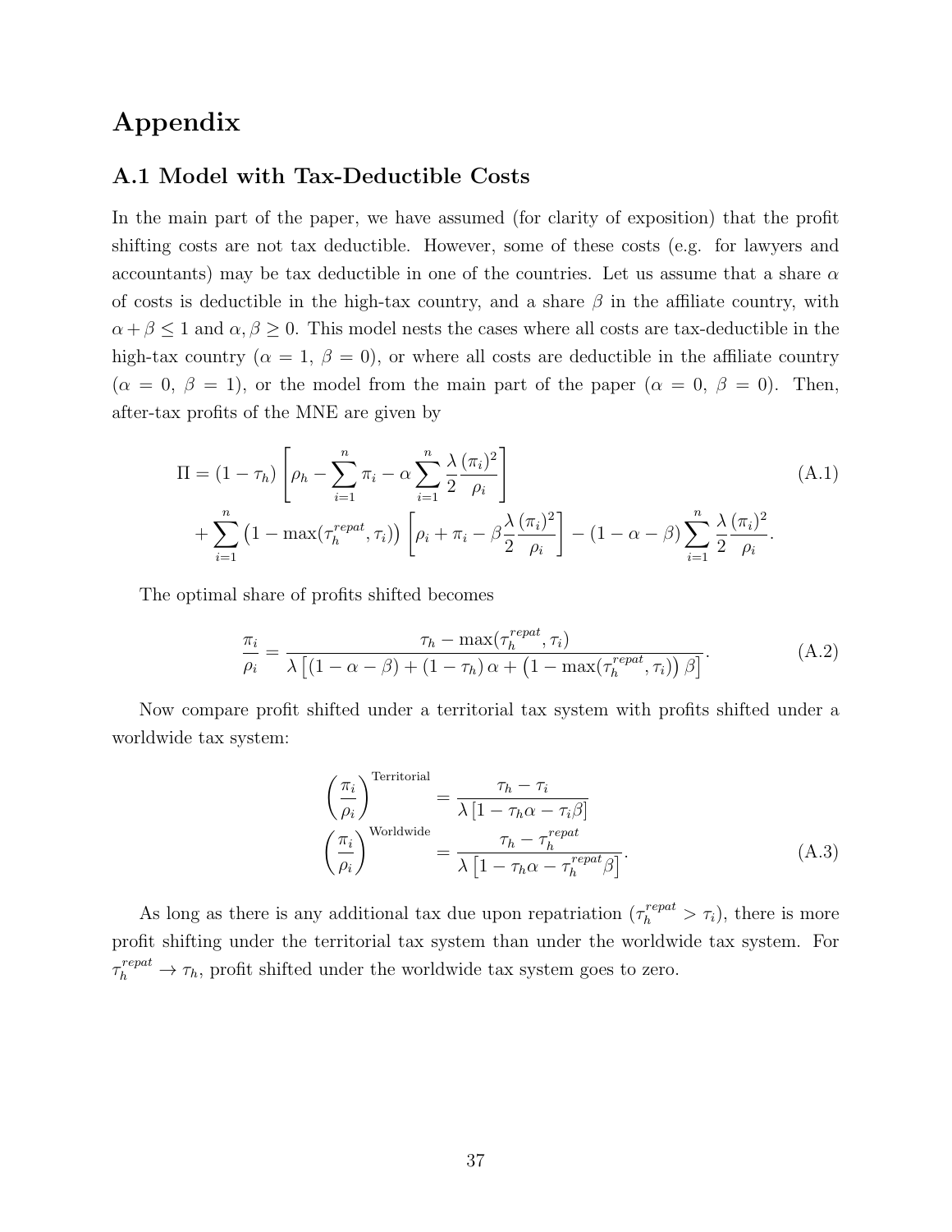# Appendix

## A.1 Model with Tax-Deductible Costs

In the main part of the paper, we have assumed (for clarity of exposition) that the profit shifting costs are not tax deductible. However, some of these costs (e.g. for lawyers and accountants) may be tax deductible in one of the countries. Let us assume that a share $\alpha$ of costs is deductible in the high-tax country, and a share $\beta$ in the affiliate country, with $\alpha + \beta \leq 1$ and $\alpha, \beta \geq 0$. This model nests the cases where all costs are tax-deductible in the high-tax country ($\alpha = 1,\ \beta = 0$), or where all costs are deductible in the affiliate country ($\alpha = 0,\ \beta = 1$), or the model from the main part of the paper ($\alpha = 0,\ \beta = 0$). Then, after-tax profits of the MNE are given by

$$
\begin{aligned}
\Pi = & (1-\tau_h)\left[\rho_h - \sum_{i=1}^{n}\pi_i - \alpha\sum_{i=1}^{n}\frac{\lambda}{2}\frac{(\pi_i)^2}{\rho_i}\right] \\
& + \sum_{i=1}^{n}\left(1-\max(\tau_h^{repat},\tau_i)\right)\left[\rho_i + \pi_i - \beta\frac{\lambda}{2}\frac{(\pi_i)^2}{\rho_i}\right] - (1-\alpha-\beta)\sum_{i=1}^{n}\frac{\lambda}{2}\frac{(\pi_i)^2}{\rho_i}.
\end{aligned}
\tag{A.1}
$$

The optimal share of profits shifted becomes

$$
\frac{\pi_i}{\rho_i} = \frac{\tau_h - \max(\tau_h^{repat},\tau_i)}{\lambda\left[(1-\alpha-\beta) + (1-\tau_h)\,\alpha + \left(1-\max(\tau_h^{repat},\tau_i)\right)\beta\right]}. \tag{A.2}
$$

Now compare profit shifted under a territorial tax system with profits shifted under a worldwide tax system:

$$
\begin{aligned}
\left(\frac{\pi_i}{\rho_i}\right)^{\text{Territorial}} &= \frac{\tau_h - \tau_i}{\lambda\left[1-\tau_h\alpha-\tau_i\beta\right]} \\
\left(\frac{\pi_i}{\rho_i}\right)^{\text{Worldwide}} &= \frac{\tau_h - \tau_h^{repat}}{\lambda\left[1-\tau_h\alpha-\tau_h^{repat}\beta\right]}.
\end{aligned}
\tag{A.3}
$$

As long as there is any additional tax due upon repatriation ($\tau_h^{repat} > \tau_i$), there is more profit shifting under the territorial tax system than under the worldwide tax system. For $\tau_h^{repat} \to \tau_h$, profit shifted under the worldwide tax system goes to zero.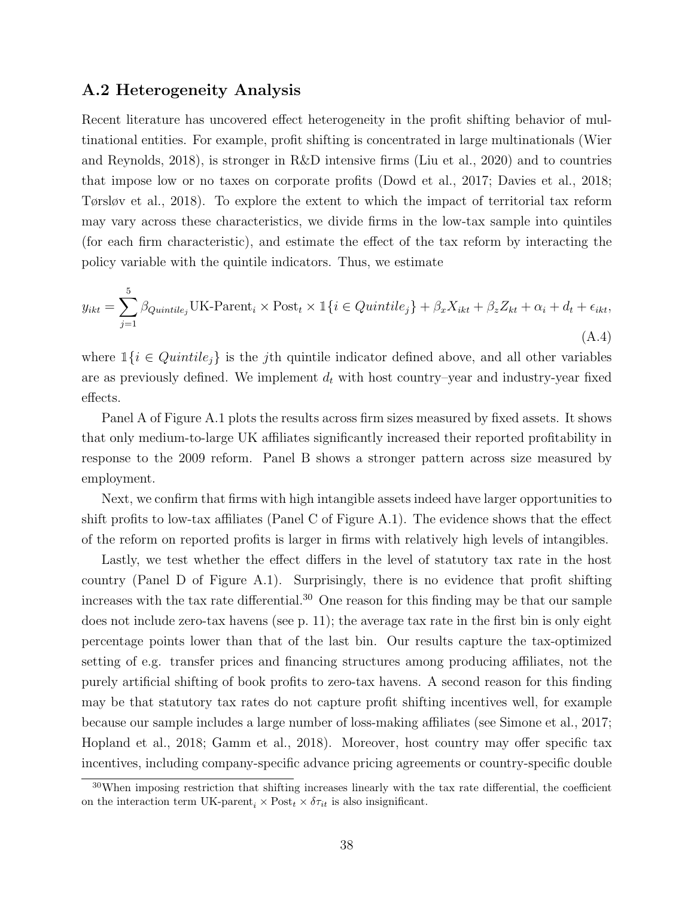## A.2 Heterogeneity Analysis

Recent literature has uncovered effect heterogeneity in the profit shifting behavior of multinational entities. For example, profit shifting is concentrated in large multinationals (Wier and Reynolds, 2018), is stronger in R&D intensive firms (Liu et al., 2020) and to countries that impose low or no taxes on corporate profits (Dowd et al., 2017; Davies et al., 2018; Tørsløv et al., 2018). To explore the extent to which the impact of territorial tax reform may vary across these characteristics, we divide firms in the low-tax sample into quintiles (for each firm characteristic), and estimate the effect of the tax reform by interacting the policy variable with the quintile indicators. Thus, we estimate

$$y_{ikt} = \sum_{j=1}^{5} \beta_{Quintile_j} \text{UK-Parent}_i \times \text{Post}_t \times \mathbb{1}\{i \in Quintile_j\} + \beta_x X_{ikt} + \beta_z Z_{kt} + \alpha_i + d_t + \epsilon_{ikt}, \tag{A.4}$$

where $\mathbb{1}\{i \in Quintile_j\}$ is the $j$th quintile indicator defined above, and all other variables are as previously defined. We implement $d_t$ with host country–year and industry-year fixed effects.

Panel A of Figure A.1 plots the results across firm sizes measured by fixed assets. It shows that only medium-to-large UK affiliates significantly increased their reported profitability in response to the 2009 reform. Panel B shows a stronger pattern across size measured by employment.

Next, we confirm that firms with high intangible assets indeed have larger opportunities to shift profits to low-tax affiliates (Panel C of Figure A.1). The evidence shows that the effect of the reform on reported profits is larger in firms with relatively high levels of intangibles.

Lastly, we test whether the effect differs in the level of statutory tax rate in the host country (Panel D of Figure A.1). Surprisingly, there is no evidence that profit shifting increases with the tax rate differential.[30] One reason for this finding may be that our sample does not include zero-tax havens (see p. 11); the average tax rate in the first bin is only eight percentage points lower than that of the last bin. Our results capture the tax-optimized setting of e.g. transfer prices and financing structures among producing affiliates, not the purely artificial shifting of book profits to zero-tax havens. A second reason for this finding may be that statutory tax rates do not capture profit shifting incentives well, for example because our sample includes a large number of loss-making affiliates (see Simone et al., 2017; Hopland et al., 2018; Gamm et al., 2018). Moreover, host country may offer specific tax incentives, including company-specific advance pricing agreements or country-specific double

[30] When imposing restriction that shifting increases linearly with the tax rate differential, the coefficient on the interaction term $\text{UK-parent}_i \times \text{Post}_t \times \delta\tau_{it}$ is also insignificant.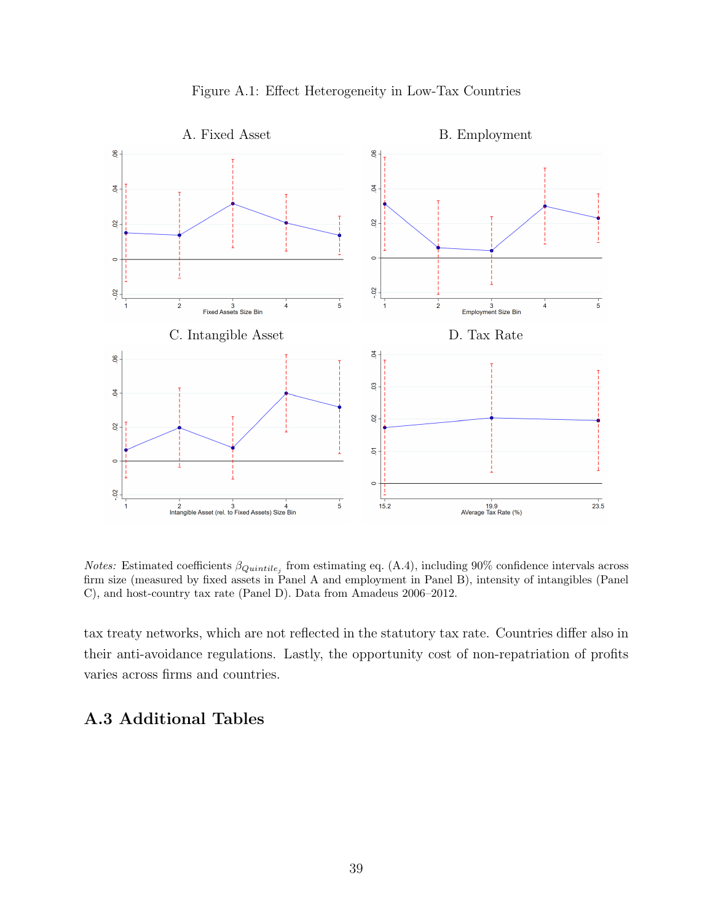Figure A.1: Effect Heterogeneity in Low-Tax Countries

*Notes:* Estimated coefficients $\beta_{Quintile_j}$ from estimating eq. (A.4), including 90% confidence intervals across firm size (measured by fixed assets in Panel A and employment in Panel B), intensity of intangibles (Panel C), and host-country tax rate (Panel D). Data from Amadeus 2006–2012.

tax treaty networks, which are not reflected in the statutory tax rate. Countries differ also in their anti-avoidance regulations. Lastly, the opportunity cost of non-repatriation of profits varies across firms and countries.

## A.3 Additional Tables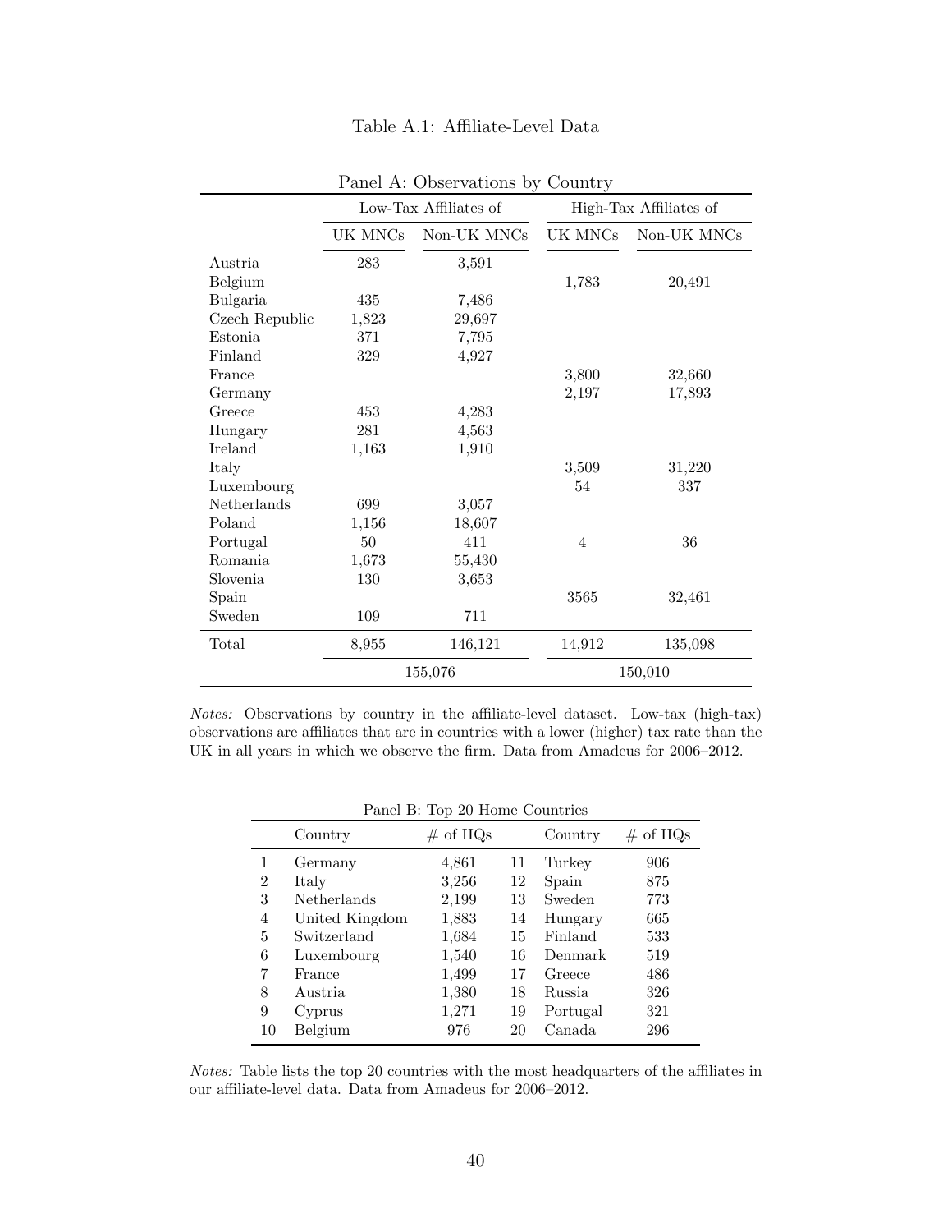Table A.1: Affiliate-Level Data

Panel A: Observations by Country

| | Low-Tax Affiliates of | | High-Tax Affiliates of | |
|---|---|---|---|---|
| | UK MNCs | Non-UK MNCs | UK MNCs | Non-UK MNCs |
| Austria | 283 | 3,591 | | |
| Belgium | | | 1,783 | 20,491 |
| Bulgaria | 435 | 7,486 | | |
| Czech Republic | 1,823 | 29,697 | | |
| Estonia | 371 | 7,795 | | |
| Finland | 329 | 4,927 | | |
| France | | | 3,800 | 32,660 |
| Germany | | | 2,197 | 17,893 |
| Greece | 453 | 4,283 | | |
| Hungary | 281 | 4,563 | | |
| Ireland | 1,163 | 1,910 | | |
| Italy | | | 3,509 | 31,220 |
| Luxembourg | | | 54 | 337 |
| Netherlands | 699 | 3,057 | | |
| Poland | 1,156 | 18,607 | | |
| Portugal | 50 | 411 | 4 | 36 |
| Romania | 1,673 | 55,430 | | |
| Slovenia | 130 | 3,653 | | |
| Spain | | | 3565 | 32,461 |
| Sweden | 109 | 711 | | |
| Total | 8,955 | 146,121 | 14,912 | 135,098 |
| | 155,076 | | 150,010 | |

*Notes:* Observations by country in the affiliate-level dataset. Low-tax (high-tax) observations are affiliates that are in countries with a lower (higher) tax rate than the UK in all years in which we observe the firm. Data from Amadeus for 2006–2012.

Panel B: Top 20 Home Countries

| | Country | # of HQs | | Country | # of HQs |
|---|---|---|---|---|---|
| 1 | Germany | 4,861 | 11 | Turkey | 906 |
| 2 | Italy | 3,256 | 12 | Spain | 875 |
| 3 | Netherlands | 2,199 | 13 | Sweden | 773 |
| 4 | United Kingdom | 1,883 | 14 | Hungary | 665 |
| 5 | Switzerland | 1,684 | 15 | Finland | 533 |
| 6 | Luxembourg | 1,540 | 16 | Denmark | 519 |
| 7 | France | 1,499 | 17 | Greece | 486 |
| 8 | Austria | 1,380 | 18 | Russia | 326 |
| 9 | Cyprus | 1,271 | 19 | Portugal | 321 |
| 10 | Belgium | 976 | 20 | Canada | 296 |

*Notes:* Table lists the top 20 countries with the most headquarters of the affiliates in our affiliate-level data. Data from Amadeus for 2006–2012.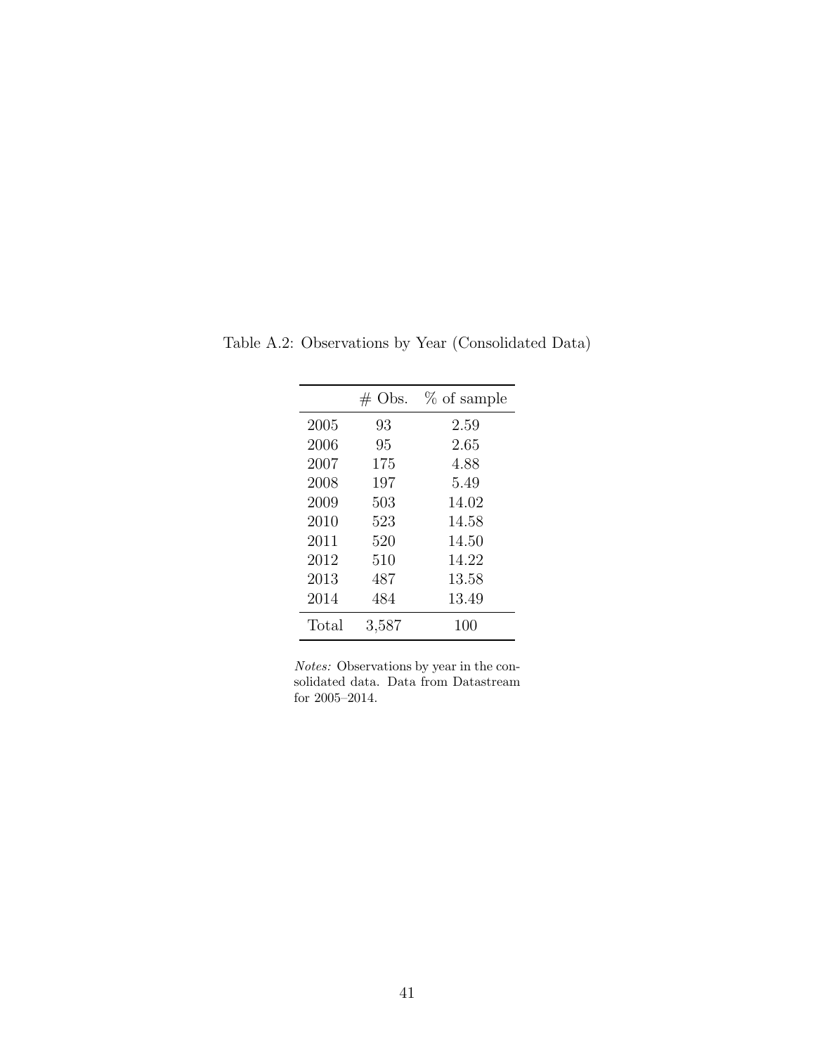Table A.2: Observations by Year (Consolidated Data)

| | # Obs. | % of sample |
|---|---|---|
| 2005 | 93 | 2.59 |
| 2006 | 95 | 2.65 |
| 2007 | 175 | 4.88 |
| 2008 | 197 | 5.49 |
| 2009 | 503 | 14.02 |
| 2010 | 523 | 14.58 |
| 2011 | 520 | 14.50 |
| 2012 | 510 | 14.22 |
| 2013 | 487 | 13.58 |
| 2014 | 484 | 13.49 |
| Total | 3,587 | 100 |

*Notes:* Observations by year in the consolidated data. Data from Datastream for 2005–2014.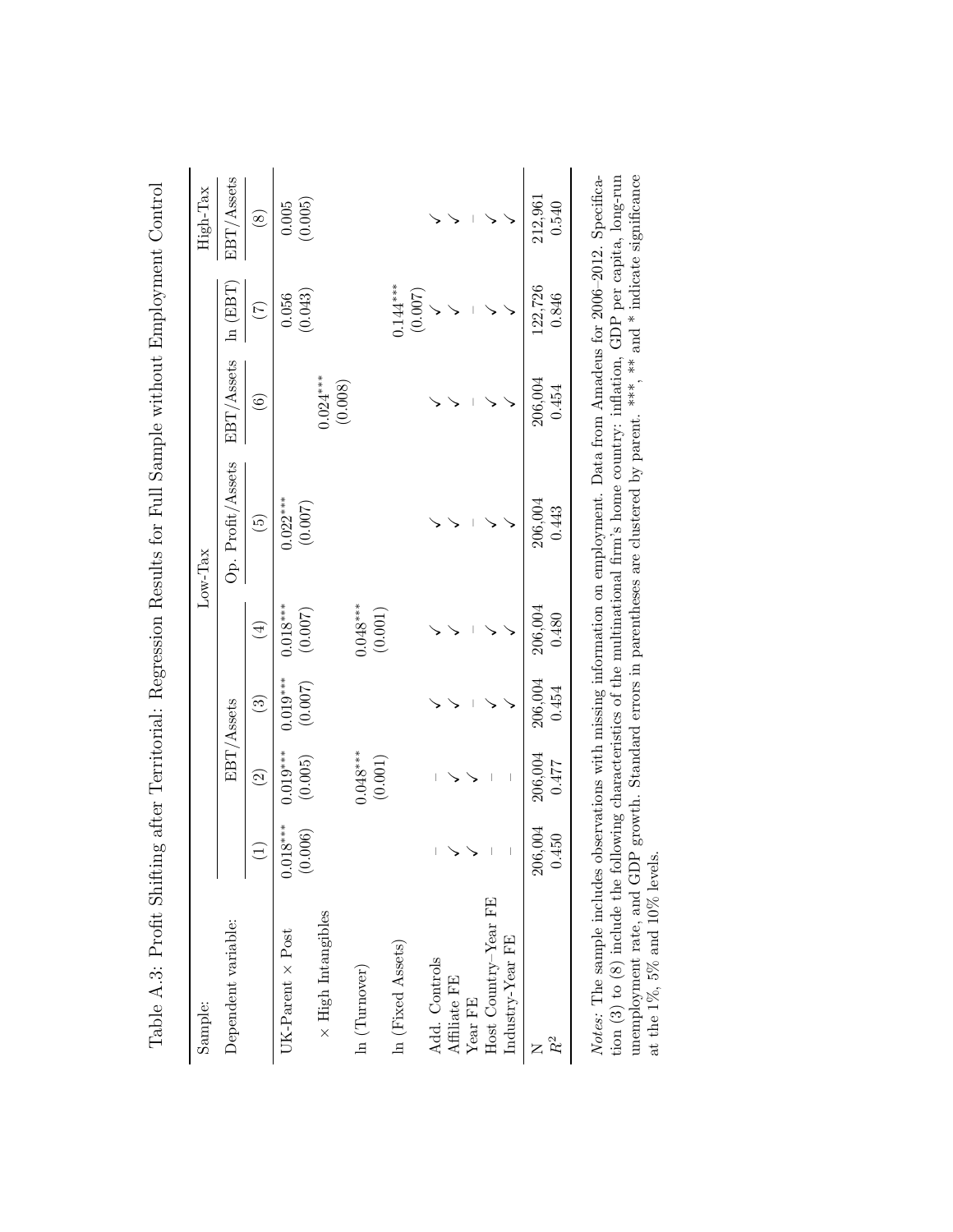Table A.3: Profit Shifting after Territorial: Regression Results for Full Sample without Employment Control

| Sample: | Low-Tax | | | | | | | High-Tax |
|---|---|---|---|---|---|---|---|---|
| Dependent variable: | EBT/Assets | | | | Op. Profit/Assets | EBT/Assets | ln (EBT) | EBT/Assets |
| | (1) | (2) | (3) | (4) | (5) | (6) | (7) | (8) |
| UK-Parent × Post | 0.018*** | 0.019*** | 0.019*** | 0.018*** | 0.022*** | | 0.056 | 0.005 |
| | (0.006) | (0.005) | (0.007) | (0.007) | (0.007) | | (0.043) | (0.005) |
| × High Intangibles | | | | | | 0.024*** | | |
| | | | | | | (0.008) | | |
| ln (Turnover) | | 0.048*** | | 0.048*** | | | | |
| | | (0.001) | | (0.001) | | | | |
| ln (Fixed Assets) | | | | | | | 0.144*** | |
| | | | | | | | (0.007) | |
| Add. Controls | – | – | ✓ | ✓ | ✓ | ✓ | ✓ | ✓ |
| Affiliate FE | ✓ | ✓ | ✓ | ✓ | ✓ | ✓ | ✓ | ✓ |
| Year FE | ✓ | ✓ | – | – | – | – | – | – |
| Host Country–Year FE | – | – | ✓ | ✓ | ✓ | ✓ | ✓ | ✓ |
| Industry-Year FE | – | – | ✓ | ✓ | ✓ | ✓ | ✓ | ✓ |
| N | 206,004 | 206,004 | 206,004 | 206,004 | 206,004 | 206,004 | 122,726 | 212,961 |
| $R^2$ | 0.450 | 0.477 | 0.454 | 0.480 | 0.443 | 0.454 | 0.846 | 0.540 |

*Notes:* The sample includes observations with missing information on employment. Data from Amadeus for 2006–2012. Specification (3) to (8) include the following characteristics of the multinational firm's home country: inflation, GDP per capita, long-run unemployment rate, and GDP growth. Standard errors in parentheses are clustered by parent. ***, ** and * indicate significance at the 1%, 5% and 10% levels.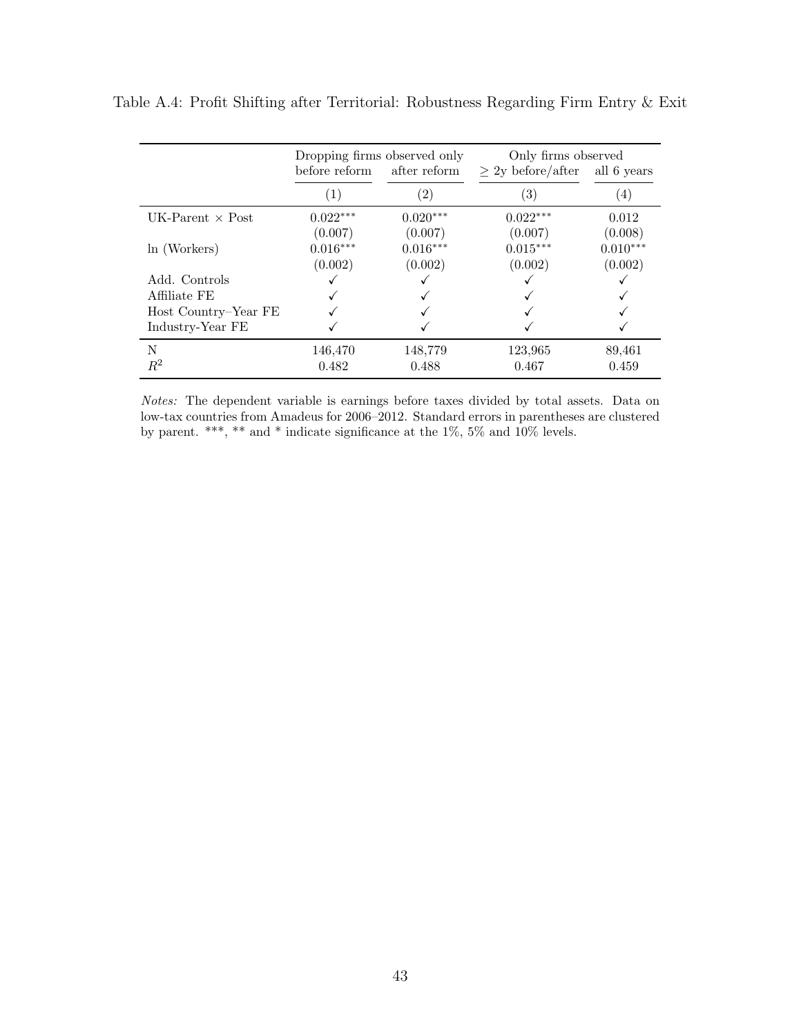Table A.4: Profit Shifting after Territorial: Robustness Regarding Firm Entry & Exit

| | Dropping firms observed only | | Only firms observed | |
|---|---|---|---|---|
| | before reform | after reform | $\geq$ 2y before/after | all 6 years |
| | (1) | (2) | (3) | (4) |
| UK-Parent × Post | 0.022*** | 0.020*** | 0.022*** | 0.012 |
| | (0.007) | (0.007) | (0.007) | (0.008) |
| ln (Workers) | 0.016*** | 0.016*** | 0.015*** | 0.010*** |
| | (0.002) | (0.002) | (0.002) | (0.002) |
| Add. Controls | ✓ | ✓ | ✓ | ✓ |
| Affiliate FE | ✓ | ✓ | ✓ | ✓ |
| Host Country–Year FE | ✓ | ✓ | ✓ | ✓ |
| Industry-Year FE | ✓ | ✓ | ✓ | ✓ |
| N | 146,470 | 148,779 | 123,965 | 89,461 |
| $R^2$ | 0.482 | 0.488 | 0.467 | 0.459 |

*Notes:* The dependent variable is earnings before taxes divided by total assets. Data on low-tax countries from Amadeus for 2006–2012. Standard errors in parentheses are clustered by parent. ***, ** and * indicate significance at the 1%, 5% and 10% levels.